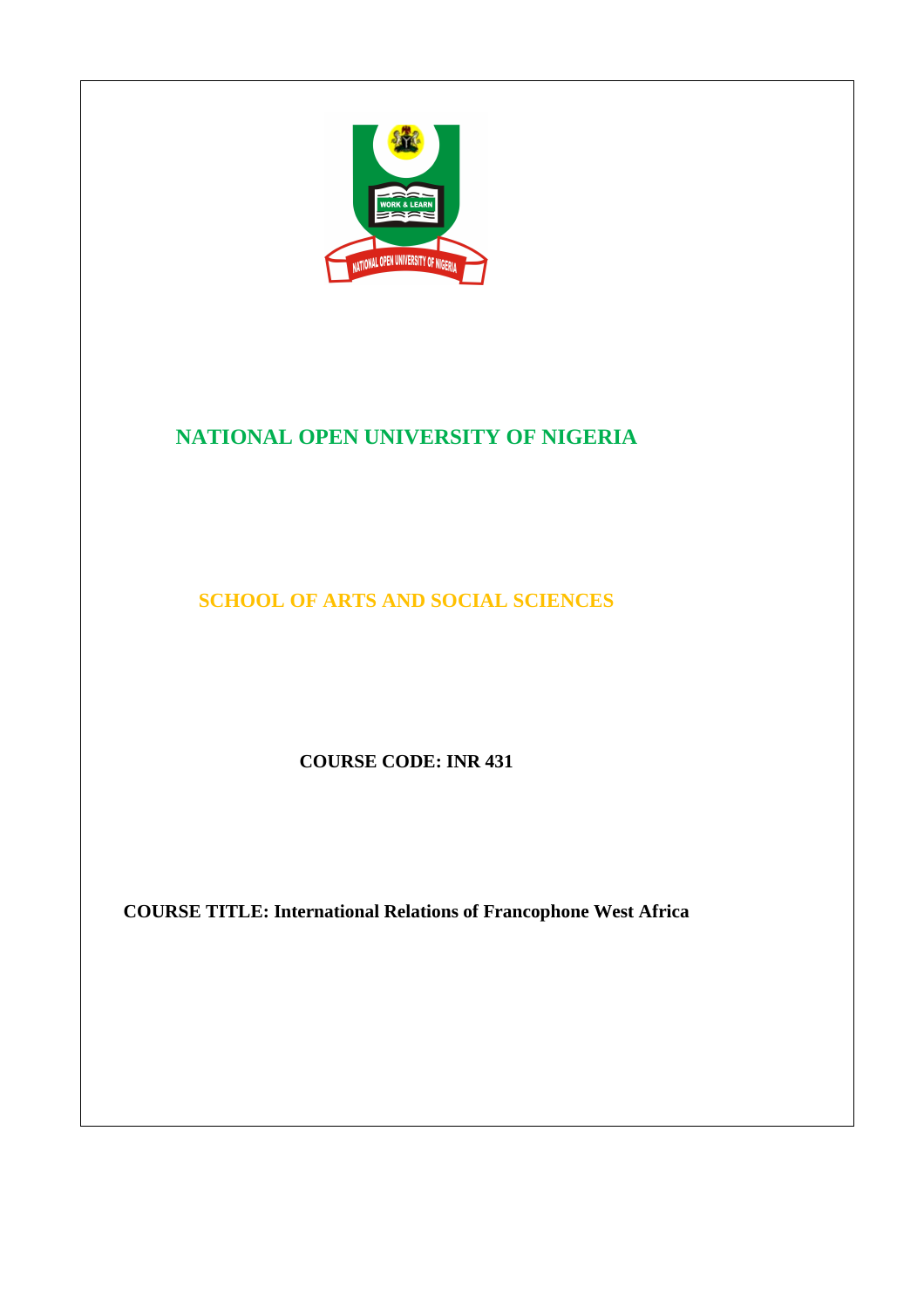# NATIONAL OPEN UNIVERSITY OF NIGERIA

## SCHOOL OF ARTS AND SOCIAL SCIENCES

**COURSE CODE: INR 431**

**COURSE TITLE: International Relations of Francophone West Africa**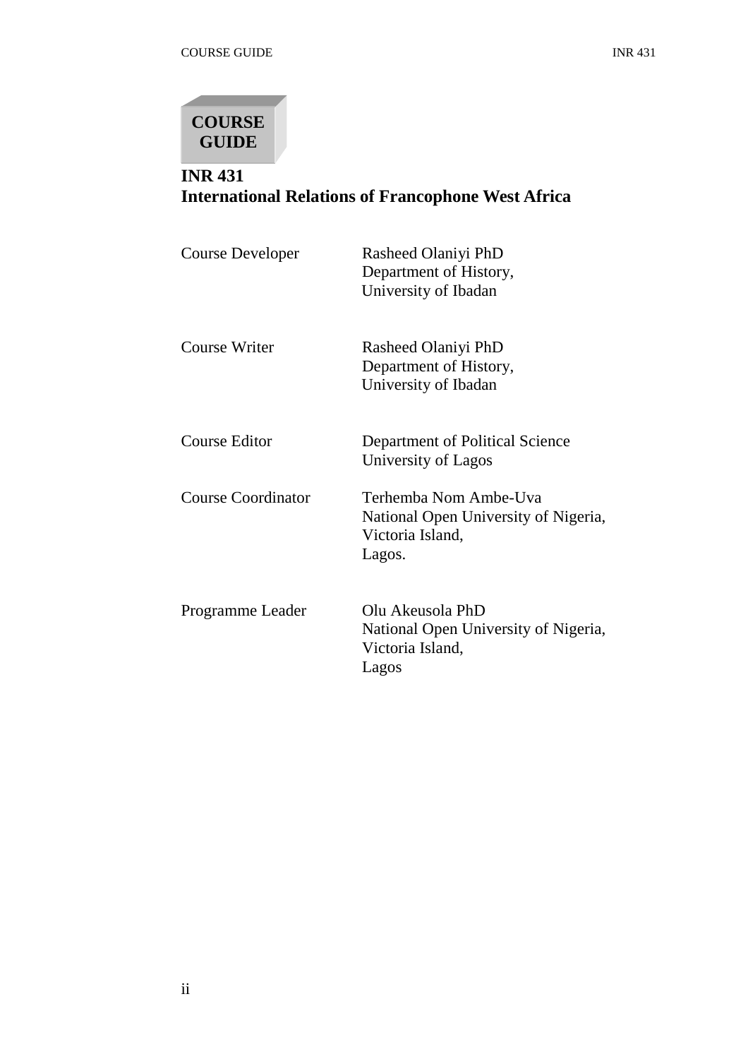**COURSE GUIDE**

# INR 431
# International Relations of Francophone West Africa

| | |
|---|---|
| Course Developer | Rasheed Olaniyi PhD<br>Department of History,<br>University of Ibadan |
| Course Writer | Rasheed Olaniyi PhD<br>Department of History,<br>University of Ibadan |
| Course Editor | Department of Political Science<br>University of Lagos |
| Course Coordinator | Terhemba Nom Ambe-Uva<br>National Open University of Nigeria,<br>Victoria Island,<br>Lagos. |
| Programme Leader | Olu Akeusola PhD<br>National Open University of Nigeria,<br>Victoria Island,<br>Lagos |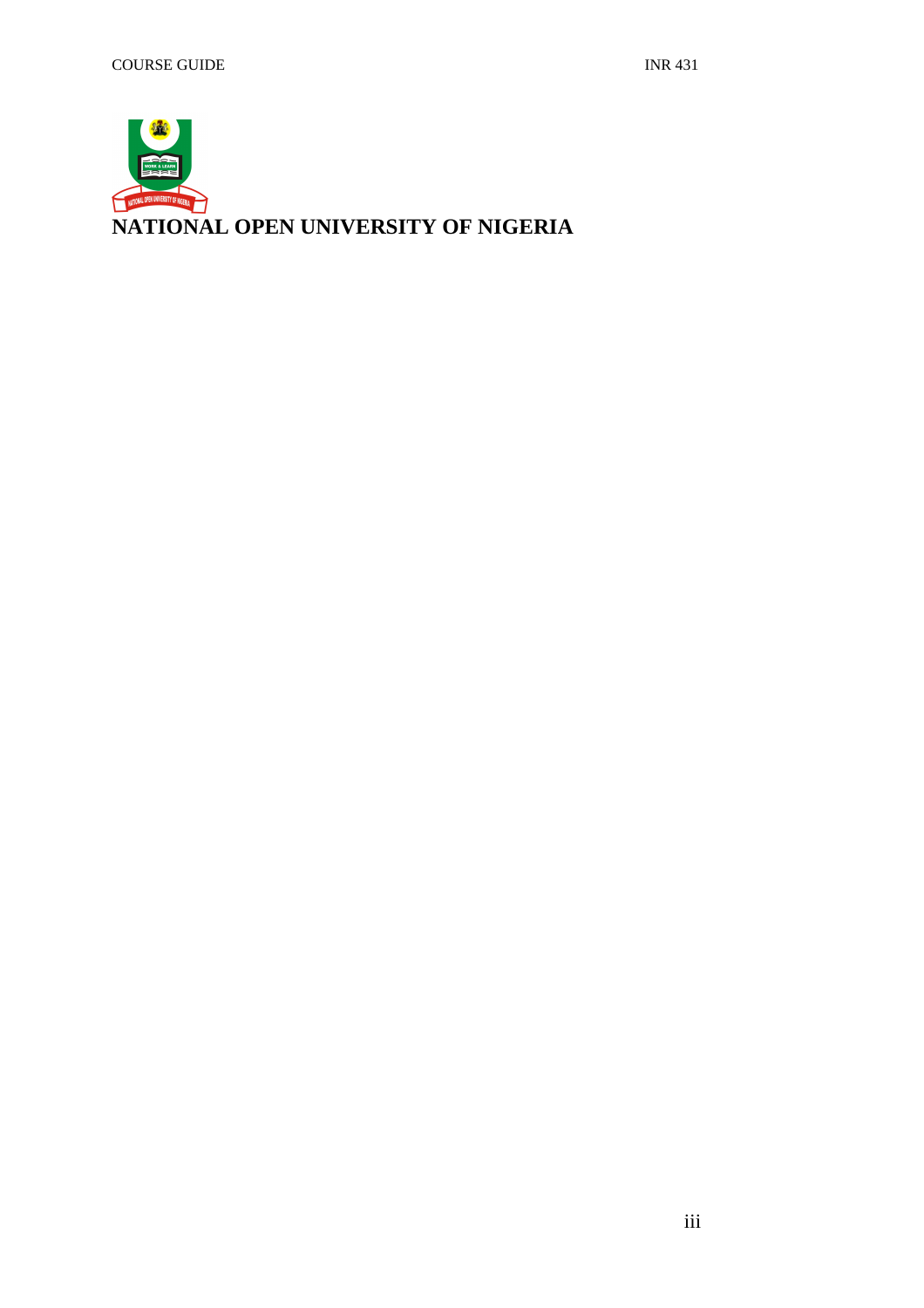# NATIONAL OPEN UNIVERSITY OF NIGERIA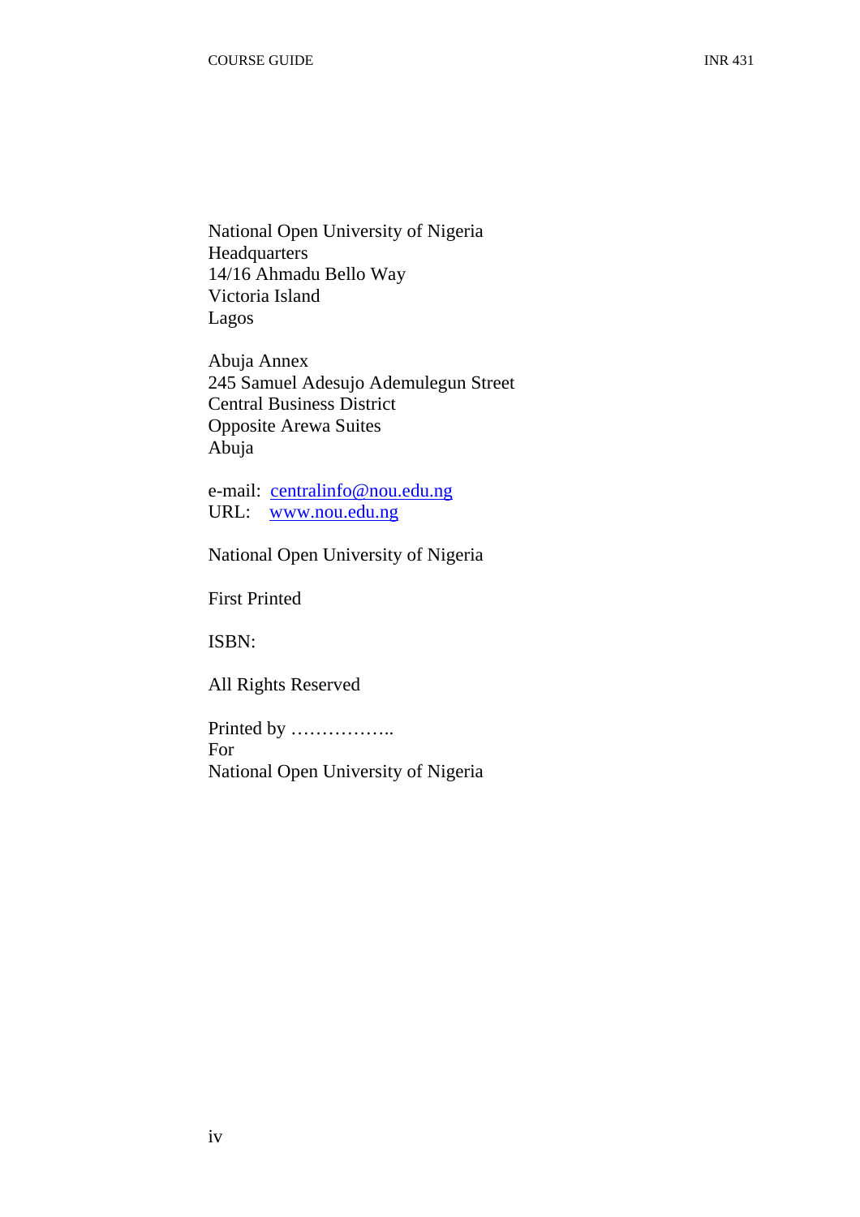National Open University of Nigeria
Headquarters
14/16 Ahmadu Bello Way
Victoria Island
Lagos

Abuja Annex
245 Samuel Adesujo Ademulegun Street
Central Business District
Opposite Arewa Suites
Abuja

e-mail: centralinfo@nou.edu.ng
URL: www.nou.edu.ng

National Open University of Nigeria

First Printed

ISBN:

All Rights Reserved

Printed by ……………..
For
National Open University of Nigeria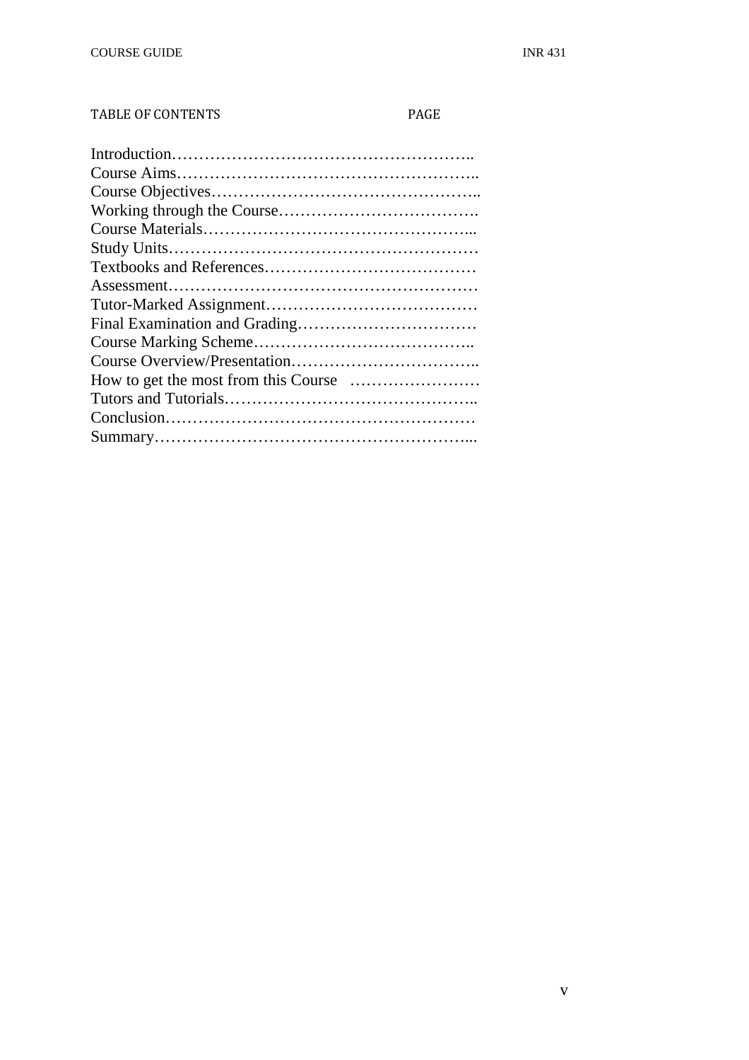TABLE OF CONTENTS PAGE

Introduction……………………………………………….
Course Aims……………………………………………….
Course Objectives………………………………………….
Working through the Course……………………………….
Course Materials…………………………………………...
Study Units…………………………………………………
Textbooks and References…………………………………
Assessment…………………………………………………
Tutor-Marked Assignment…………………………………
Final Examination and Grading……………………………
Course Marking Scheme…………………………………..
Course Overview/Presentation……………………………..
How to get the most from this Course ……………………
Tutors and Tutorials………………………………………..
Conclusion…………………………………………………
Summary…………………………………………………...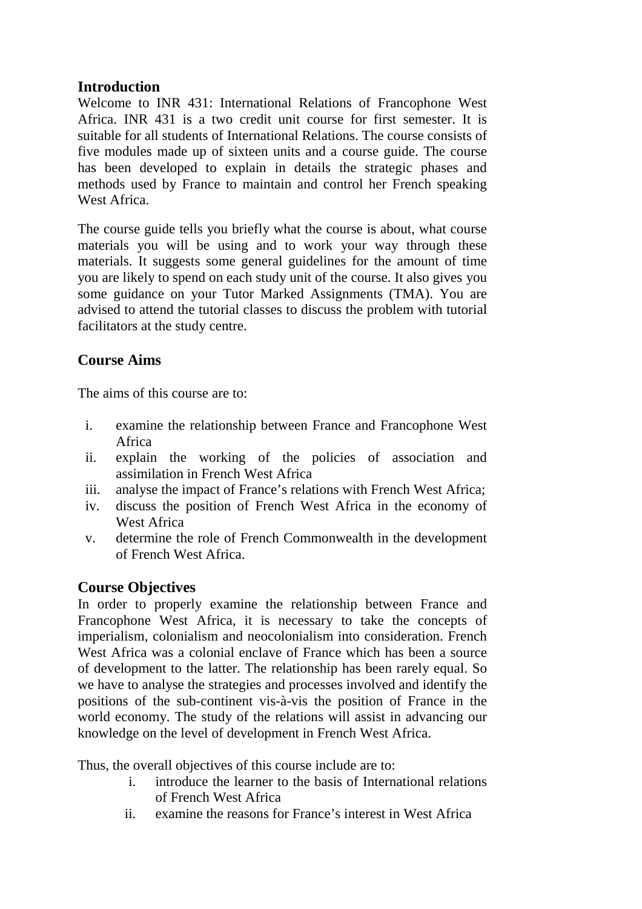## Introduction

Welcome to INR 431: International Relations of Francophone West Africa. INR 431 is a two credit unit course for first semester. It is suitable for all students of International Relations. The course consists of five modules made up of sixteen units and a course guide. The course has been developed to explain in details the strategic phases and methods used by France to maintain and control her French speaking West Africa.

The course guide tells you briefly what the course is about, what course materials you will be using and to work your way through these materials. It suggests some general guidelines for the amount of time you are likely to spend on each study unit of the course. It also gives you some guidance on your Tutor Marked Assignments (TMA). You are advised to attend the tutorial classes to discuss the problem with tutorial facilitators at the study centre.

## Course Aims

The aims of this course are to:

i. examine the relationship between France and Francophone West Africa
ii. explain the working of the policies of association and assimilation in French West Africa
iii. analyse the impact of France's relations with French West Africa;
iv. discuss the position of French West Africa in the economy of West Africa
v. determine the role of French Commonwealth in the development of French West Africa.

## Course Objectives

In order to properly examine the relationship between France and Francophone West Africa, it is necessary to take the concepts of imperialism, colonialism and neocolonialism into consideration. French West Africa was a colonial enclave of France which has been a source of development to the latter. The relationship has been rarely equal. So we have to analyse the strategies and processes involved and identify the positions of the sub-continent vis-à-vis the position of France in the world economy. The study of the relations will assist in advancing our knowledge on the level of development in French West Africa.

Thus, the overall objectives of this course include are to:

i. introduce the learner to the basis of International relations of French West Africa
ii. examine the reasons for France's interest in West Africa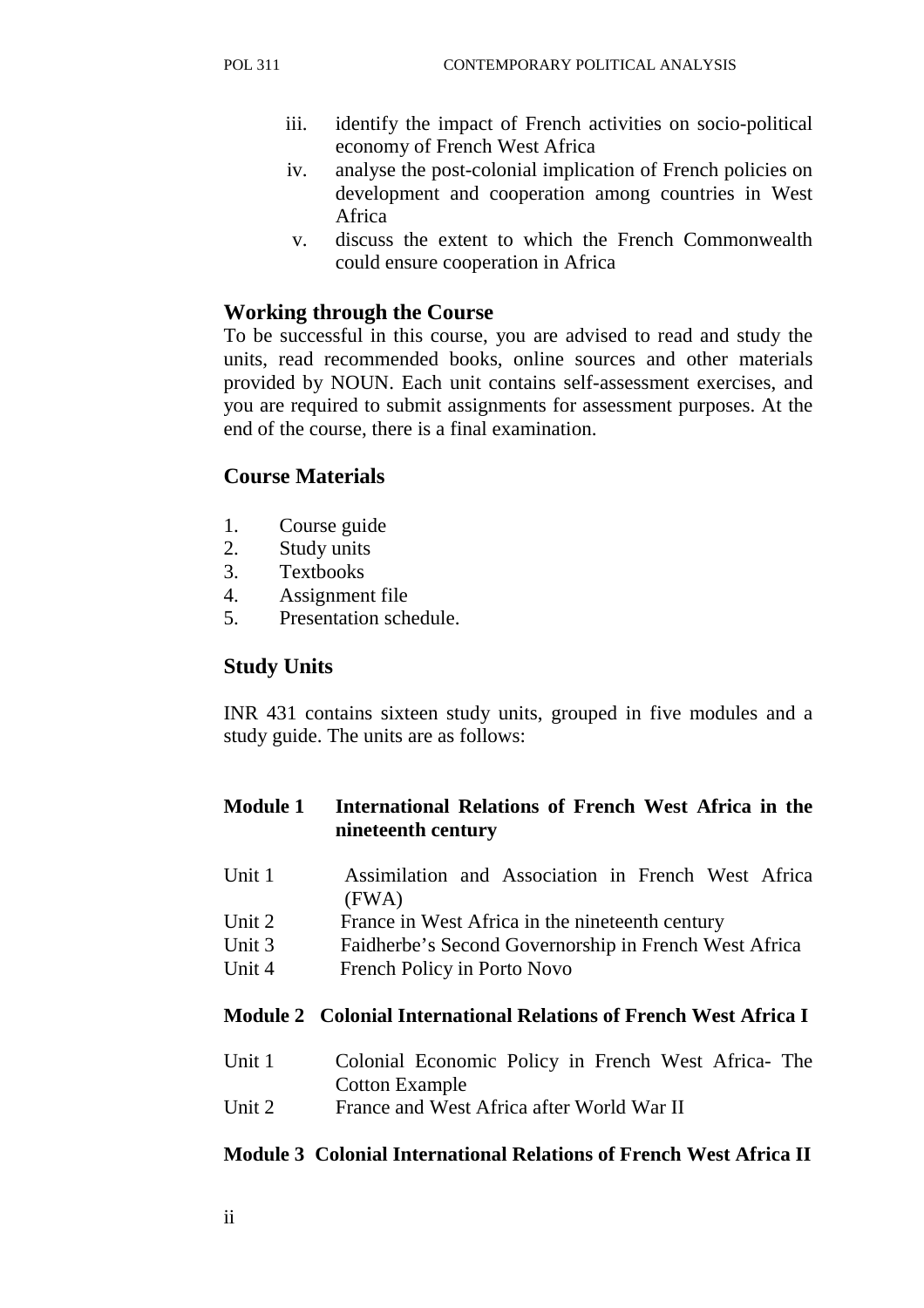iii. identify the impact of French activities on socio-political economy of French West Africa
iv. analyse the post-colonial implication of French policies on development and cooperation among countries in West Africa
v. discuss the extent to which the French Commonwealth could ensure cooperation in Africa

## Working through the Course

To be successful in this course, you are advised to read and study the units, read recommended books, online sources and other materials provided by NOUN. Each unit contains self-assessment exercises, and you are required to submit assignments for assessment purposes. At the end of the course, there is a final examination.

## Course Materials

1. Course guide
2. Study units
3. Textbooks
4. Assignment file
5. Presentation schedule.

## Study Units

INR 431 contains sixteen study units, grouped in five modules and a study guide. The units are as follows:

**Module 1 International Relations of French West Africa in the nineteenth century**

Unit 1 Assimilation and Association in French West Africa (FWA)
Unit 2 France in West Africa in the nineteenth century
Unit 3 Faidherbe's Second Governorship in French West Africa
Unit 4 French Policy in Porto Novo

**Module 2 Colonial International Relations of French West Africa I**

Unit 1 Colonial Economic Policy in French West Africa- The Cotton Example
Unit 2 France and West Africa after World War II

**Module 3 Colonial International Relations of French West Africa II**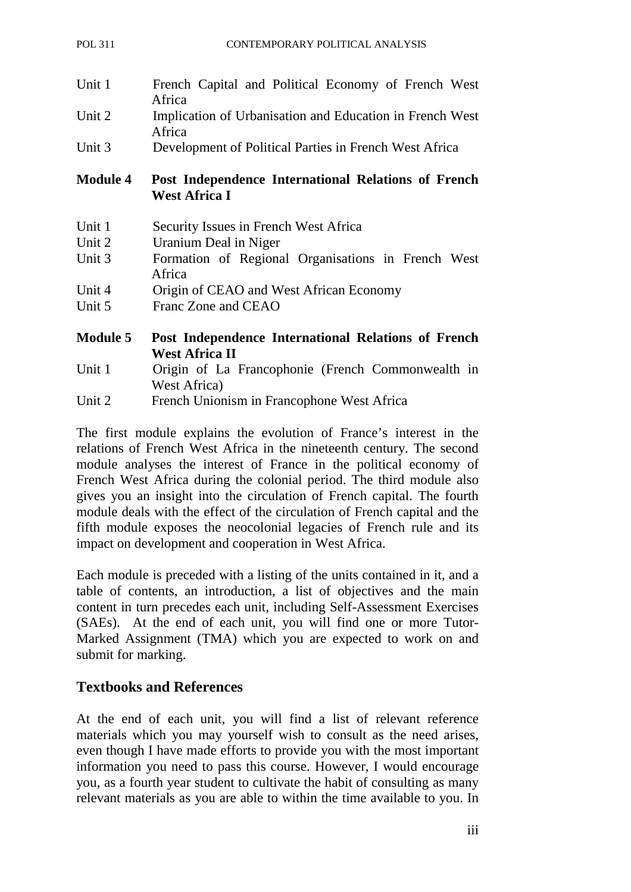Unit 1 French Capital and Political Economy of French West Africa

Unit 2 Implication of Urbanisation and Education in French West Africa

Unit 3 Development of Political Parties in French West Africa

**Module 4 Post Independence International Relations of French West Africa I**

Unit 1 Security Issues in French West Africa

Unit 2 Uranium Deal in Niger

Unit 3 Formation of Regional Organisations in French West Africa

Unit 4 Origin of CEAO and West African Economy

Unit 5 Franc Zone and CEAO

**Module 5 Post Independence International Relations of French West Africa II**

Unit 1 Origin of La Francophonie (French Commonwealth in West Africa)

Unit 2 French Unionism in Francophone West Africa

The first module explains the evolution of France's interest in the relations of French West Africa in the nineteenth century. The second module analyses the interest of France in the political economy of French West Africa during the colonial period. The third module also gives you an insight into the circulation of French capital. The fourth module deals with the effect of the circulation of French capital and the fifth module exposes the neocolonial legacies of French rule and its impact on development and cooperation in West Africa.

Each module is preceded with a listing of the units contained in it, and a table of contents, an introduction, a list of objectives and the main content in turn precedes each unit, including Self-Assessment Exercises (SAEs). At the end of each unit, you will find one or more Tutor-Marked Assignment (TMA) which you are expected to work on and submit for marking.

## Textbooks and References

At the end of each unit, you will find a list of relevant reference materials which you may yourself wish to consult as the need arises, even though I have made efforts to provide you with the most important information you need to pass this course. However, I would encourage you, as a fourth year student to cultivate the habit of consulting as many relevant materials as you are able to within the time available to you. In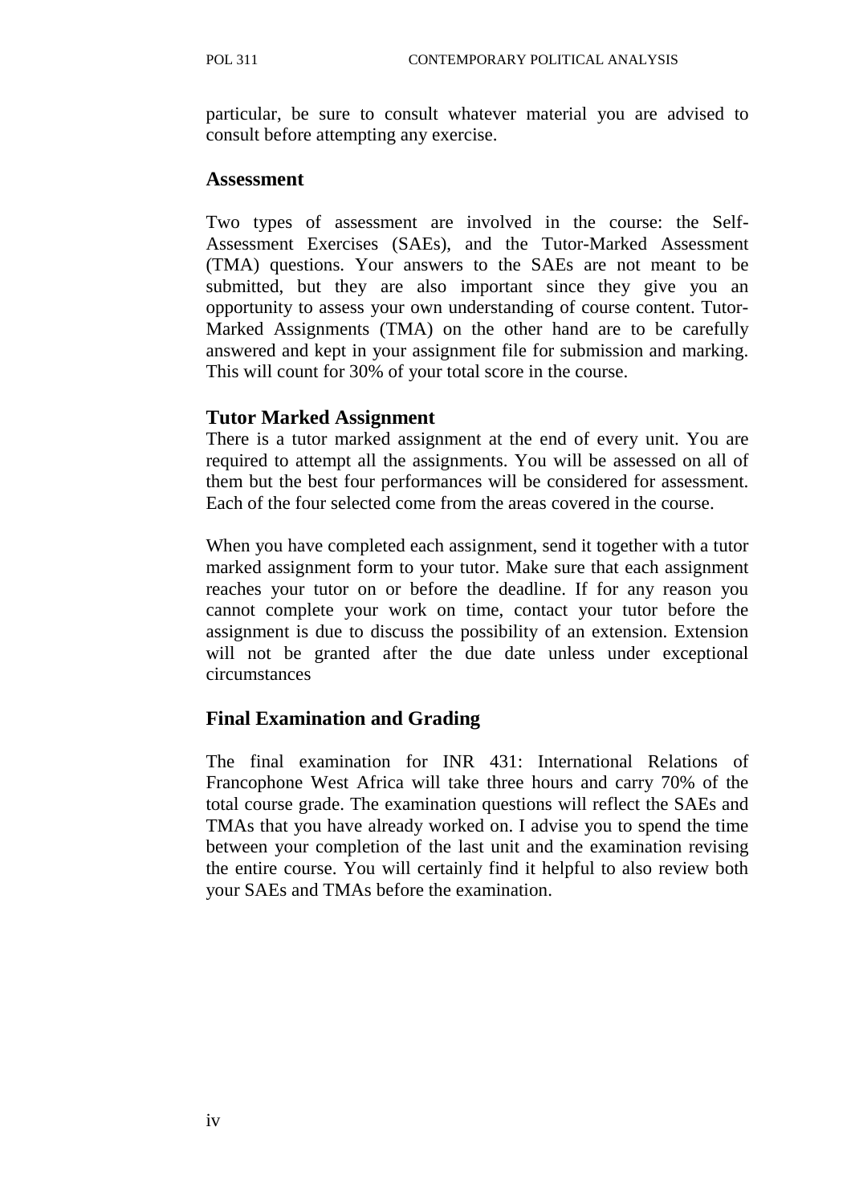particular, be sure to consult whatever material you are advised to consult before attempting any exercise.

## Assessment

Two types of assessment are involved in the course: the Self-Assessment Exercises (SAEs), and the Tutor-Marked Assessment (TMA) questions. Your answers to the SAEs are not meant to be submitted, but they are also important since they give you an opportunity to assess your own understanding of course content. Tutor-Marked Assignments (TMA) on the other hand are to be carefully answered and kept in your assignment file for submission and marking. This will count for 30% of your total score in the course.

## Tutor Marked Assignment

There is a tutor marked assignment at the end of every unit. You are required to attempt all the assignments. You will be assessed on all of them but the best four performances will be considered for assessment. Each of the four selected come from the areas covered in the course.

When you have completed each assignment, send it together with a tutor marked assignment form to your tutor. Make sure that each assignment reaches your tutor on or before the deadline. If for any reason you cannot complete your work on time, contact your tutor before the assignment is due to discuss the possibility of an extension. Extension will not be granted after the due date unless under exceptional circumstances

## Final Examination and Grading

The final examination for INR 431: International Relations of Francophone West Africa will take three hours and carry 70% of the total course grade. The examination questions will reflect the SAEs and TMAs that you have already worked on. I advise you to spend the time between your completion of the last unit and the examination revising the entire course. You will certainly find it helpful to also review both your SAEs and TMAs before the examination.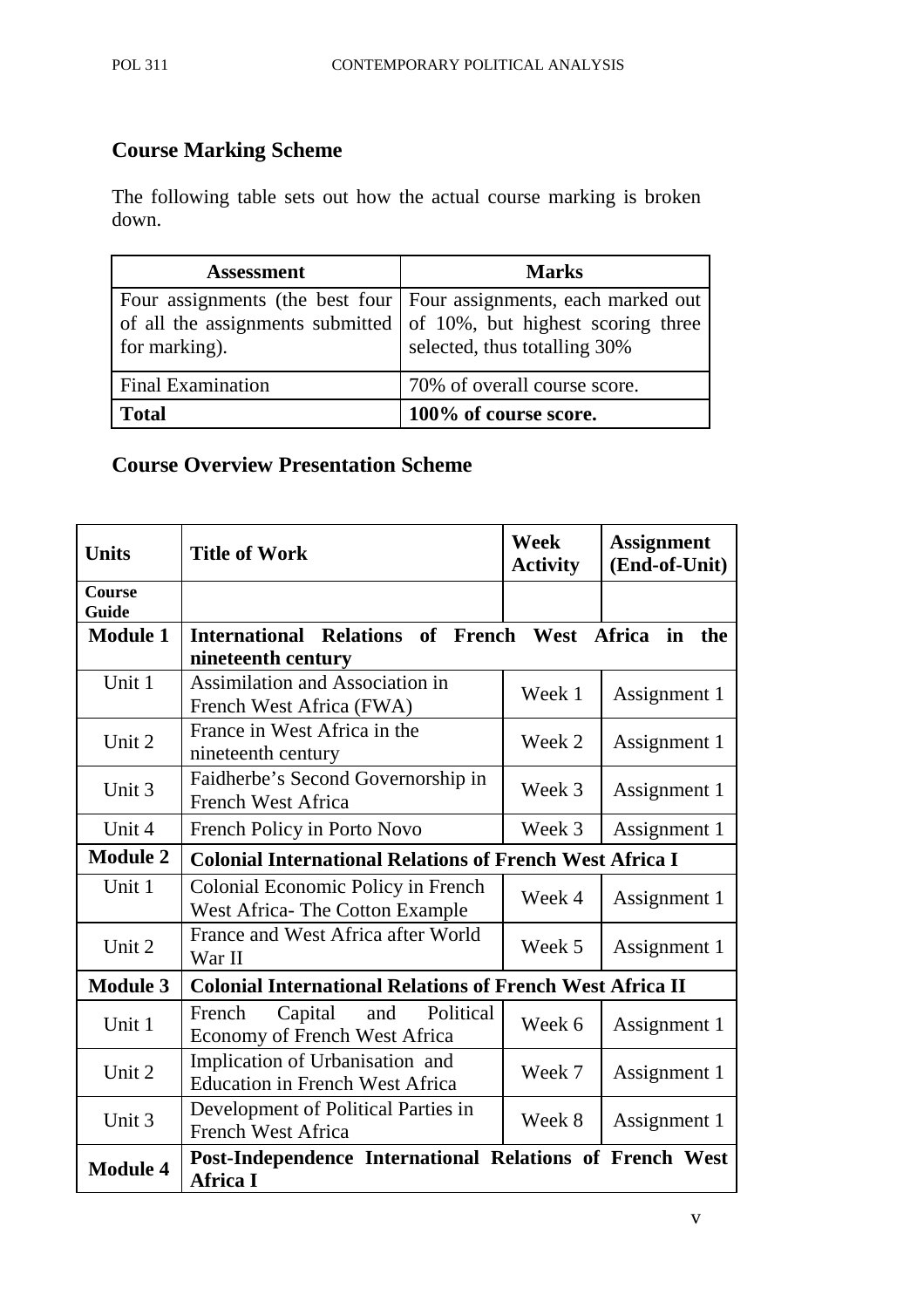## Course Marking Scheme

The following table sets out how the actual course marking is broken down.

| Assessment | Marks |
|---|---|
| Four assignments (the best four of all the assignments submitted for marking). | Four assignments, each marked out of 10%, but highest scoring three selected, thus totalling 30% |
| Final Examination | 70% of overall course score. |
| **Total** | **100% of course score.** |

## Course Overview Presentation Scheme

| Units | Title of Work | Week Activity | Assignment (End-of-Unit) |
|---|---|---|---|
| **Course Guide** | | | |
| **Module 1** | **International Relations of French West Africa in the nineteenth century** | | |
| Unit 1 | Assimilation and Association in French West Africa (FWA) | Week 1 | Assignment 1 |
| Unit 2 | France in West Africa in the nineteenth century | Week 2 | Assignment 1 |
| Unit 3 | Faidherbe's Second Governorship in French West Africa | Week 3 | Assignment 1 |
| Unit 4 | French Policy in Porto Novo | Week 3 | Assignment 1 |
| **Module 2** | **Colonial International Relations of French West Africa I** | | |
| Unit 1 | Colonial Economic Policy in French West Africa- The Cotton Example | Week 4 | Assignment 1 |
| Unit 2 | France and West Africa after World War II | Week 5 | Assignment 1 |
| **Module 3** | **Colonial International Relations of French West Africa II** | | |
| Unit 1 | French Capital and Political Economy of French West Africa | Week 6 | Assignment 1 |
| Unit 2 | Implication of Urbanisation and Education in French West Africa | Week 7 | Assignment 1 |
| Unit 3 | Development of Political Parties in French West Africa | Week 8 | Assignment 1 |
| **Module 4** | **Post-Independence International Relations of French West Africa I** | | |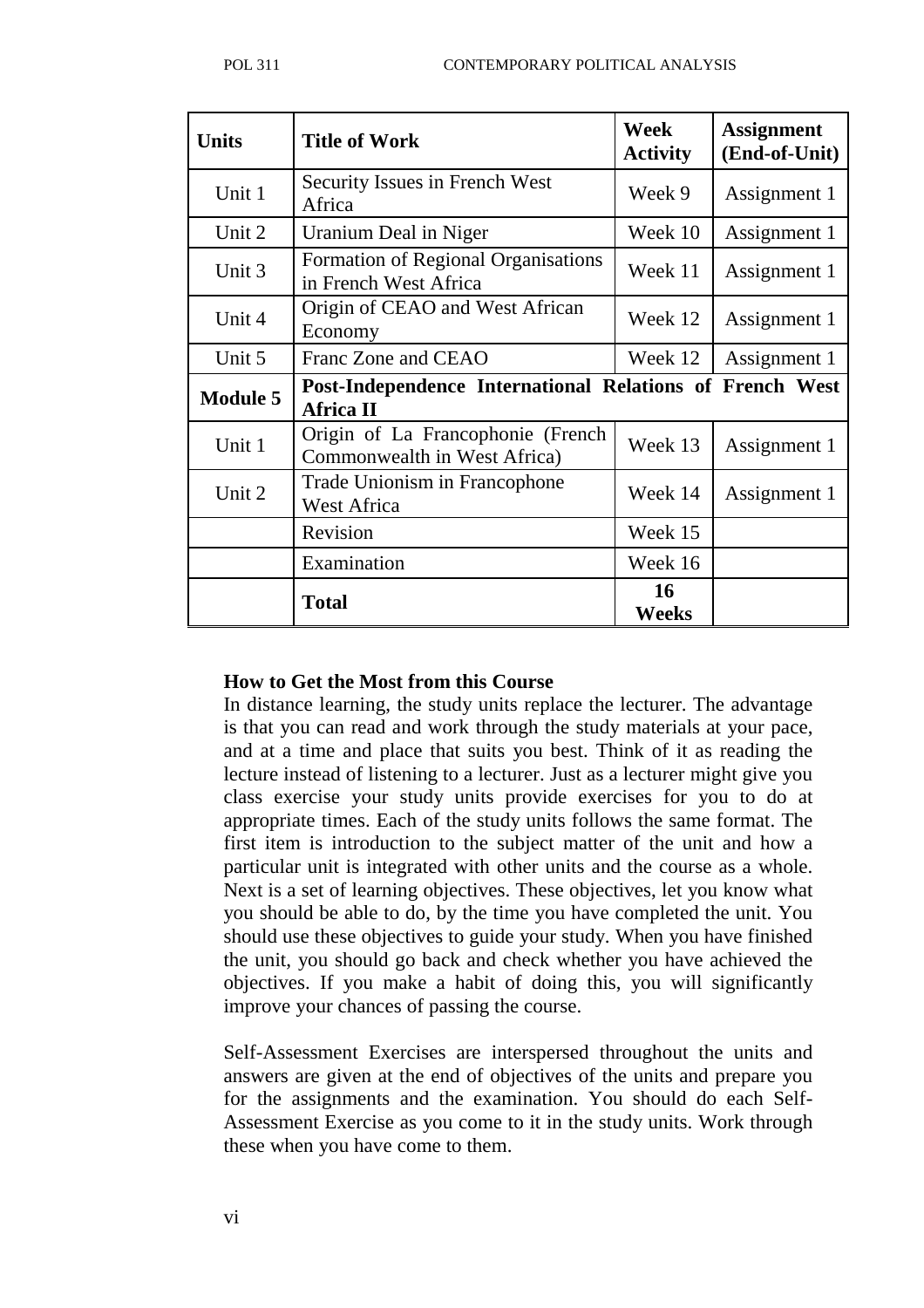| Units | Title of Work | Week Activity | Assignment (End-of-Unit) |
|---|---|---|---|
| Unit 1 | Security Issues in French West Africa | Week 9 | Assignment 1 |
| Unit 2 | Uranium Deal in Niger | Week 10 | Assignment 1 |
| Unit 3 | Formation of Regional Organisations in French West Africa | Week 11 | Assignment 1 |
| Unit 4 | Origin of CEAO and West African Economy | Week 12 | Assignment 1 |
| Unit 5 | Franc Zone and CEAO | Week 12 | Assignment 1 |
| **Module 5** | **Post-Independence International Relations of French West Africa II** | | |
| Unit 1 | Origin of La Francophonie (French Commonwealth in West Africa) | Week 13 | Assignment 1 |
| Unit 2 | Trade Unionism in Francophone West Africa | Week 14 | Assignment 1 |
| | Revision | Week 15 | |
| | Examination | Week 16 | |
| | **Total** | **16 Weeks** | |

**How to Get the Most from this Course**

In distance learning, the study units replace the lecturer. The advantage is that you can read and work through the study materials at your pace, and at a time and place that suits you best. Think of it as reading the lecture instead of listening to a lecturer. Just as a lecturer might give you class exercise your study units provide exercises for you to do at appropriate times. Each of the study units follows the same format. The first item is introduction to the subject matter of the unit and how a particular unit is integrated with other units and the course as a whole. Next is a set of learning objectives. These objectives, let you know what you should be able to do, by the time you have completed the unit. You should use these objectives to guide your study. When you have finished the unit, you should go back and check whether you have achieved the objectives. If you make a habit of doing this, you will significantly improve your chances of passing the course.

Self-Assessment Exercises are interspersed throughout the units and answers are given at the end of objectives of the units and prepare you for the assignments and the examination. You should do each Self-Assessment Exercise as you come to it in the study units. Work through these when you have come to them.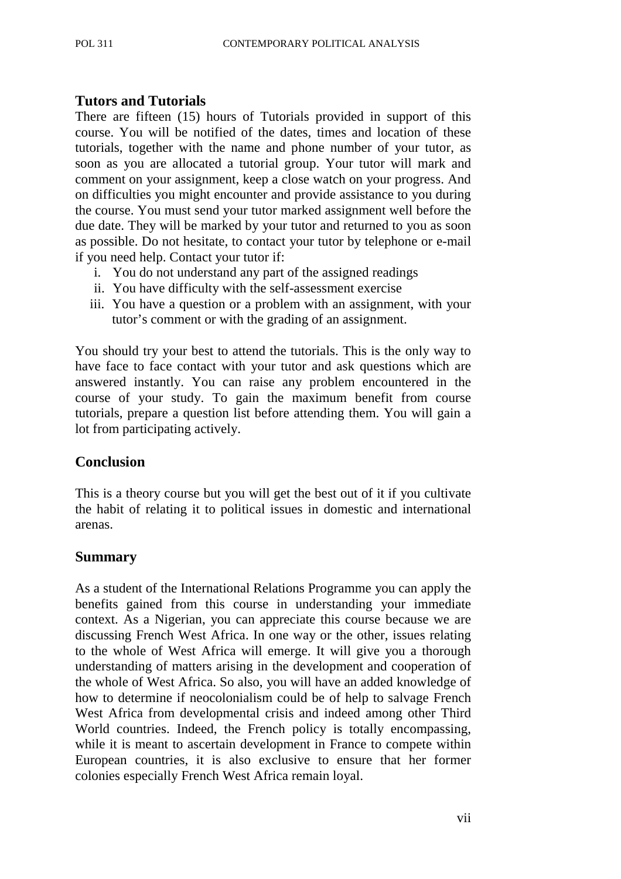## Tutors and Tutorials

There are fifteen (15) hours of Tutorials provided in support of this course. You will be notified of the dates, times and location of these tutorials, together with the name and phone number of your tutor, as soon as you are allocated a tutorial group. Your tutor will mark and comment on your assignment, keep a close watch on your progress. And on difficulties you might encounter and provide assistance to you during the course. You must send your tutor marked assignment well before the due date. They will be marked by your tutor and returned to you as soon as possible. Do not hesitate, to contact your tutor by telephone or e-mail if you need help. Contact your tutor if:

i. You do not understand any part of the assigned readings
ii. You have difficulty with the self-assessment exercise
iii. You have a question or a problem with an assignment, with your tutor's comment or with the grading of an assignment.

You should try your best to attend the tutorials. This is the only way to have face to face contact with your tutor and ask questions which are answered instantly. You can raise any problem encountered in the course of your study. To gain the maximum benefit from course tutorials, prepare a question list before attending them. You will gain a lot from participating actively.

## Conclusion

This is a theory course but you will get the best out of it if you cultivate the habit of relating it to political issues in domestic and international arenas.

## Summary

As a student of the International Relations Programme you can apply the benefits gained from this course in understanding your immediate context. As a Nigerian, you can appreciate this course because we are discussing French West Africa. In one way or the other, issues relating to the whole of West Africa will emerge. It will give you a thorough understanding of matters arising in the development and cooperation of the whole of West Africa. So also, you will have an added knowledge of how to determine if neocolonialism could be of help to salvage French West Africa from developmental crisis and indeed among other Third World countries. Indeed, the French policy is totally encompassing, while it is meant to ascertain development in France to compete within European countries, it is also exclusive to ensure that her former colonies especially French West Africa remain loyal.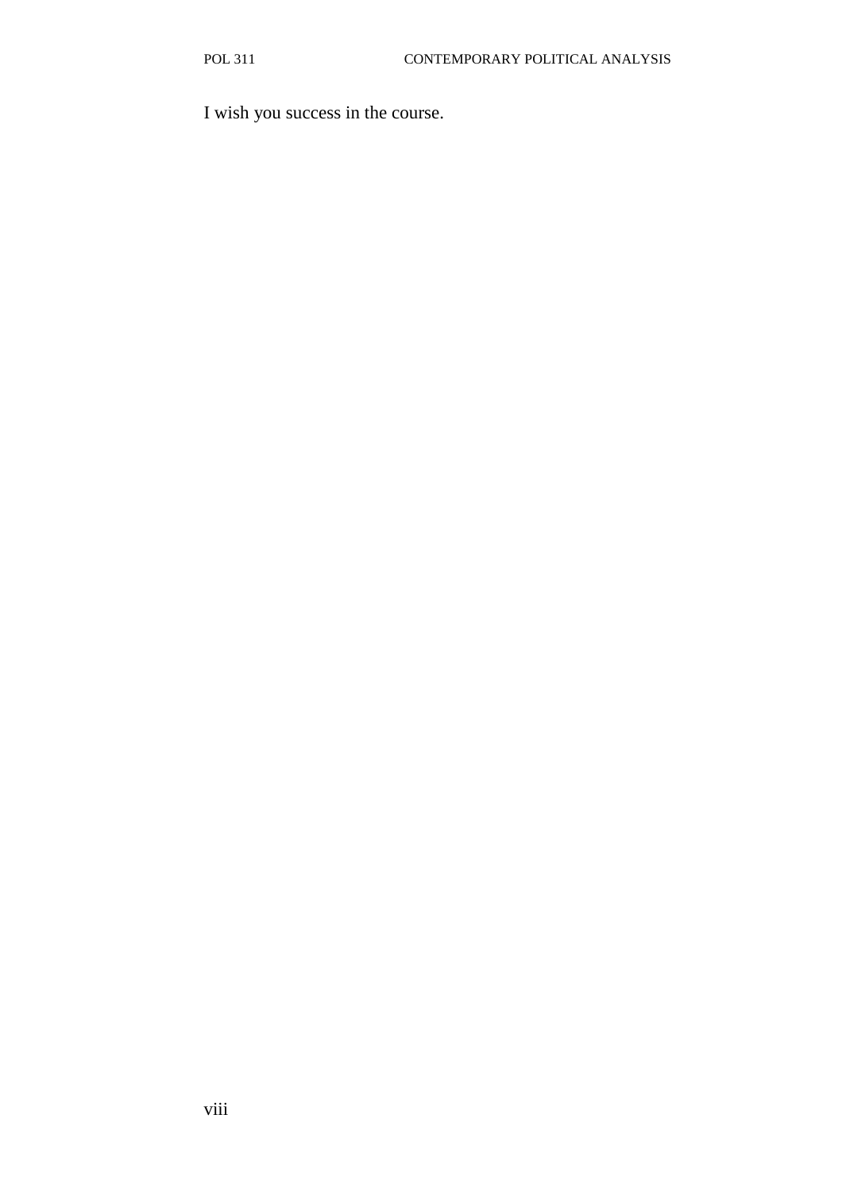I wish you success in the course.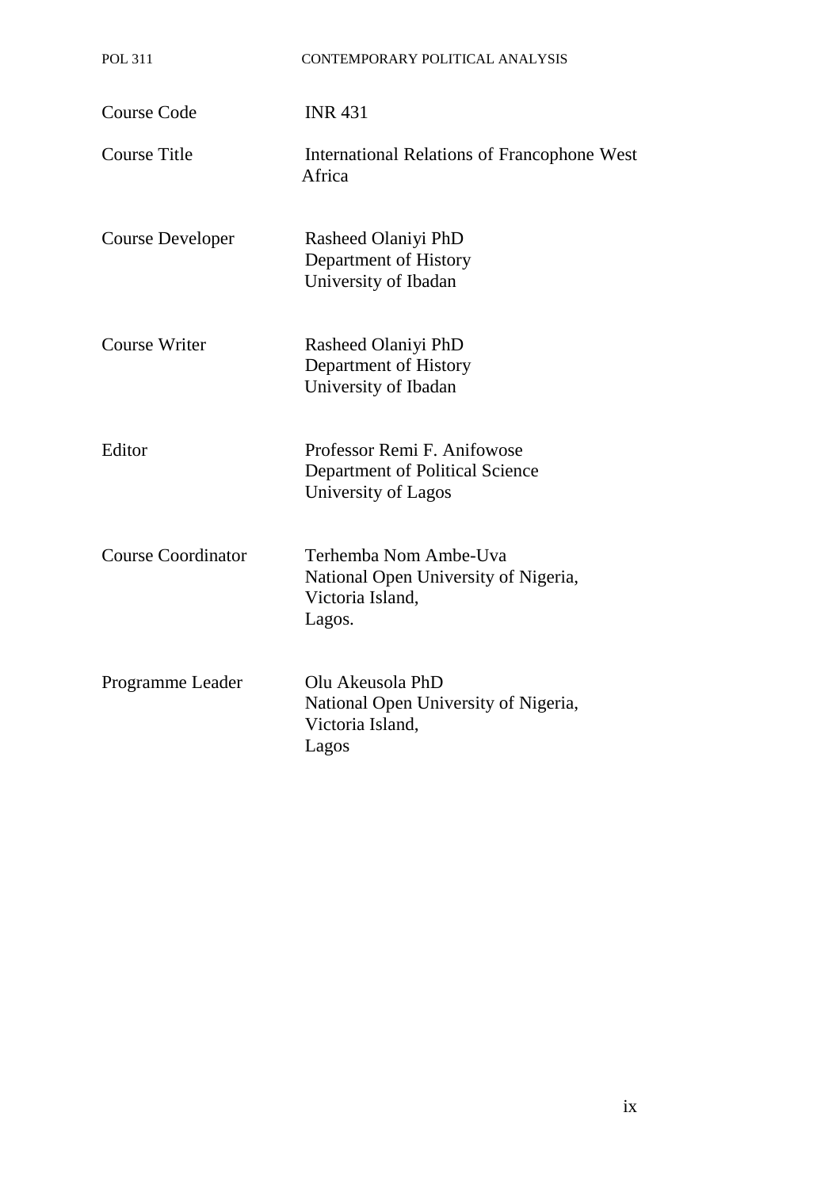| | |
|---|---|
| Course Code | INR 431 |
| Course Title | International Relations of Francophone West Africa |
| Course Developer | Rasheed Olaniyi PhD<br>Department of History<br>University of Ibadan |
| Course Writer | Rasheed Olaniyi PhD<br>Department of History<br>University of Ibadan |
| Editor | Professor Remi F. Anifowose<br>Department of Political Science<br>University of Lagos |
| Course Coordinator | Terhemba Nom Ambe-Uva<br>National Open University of Nigeria,<br>Victoria Island,<br>Lagos. |
| Programme Leader | Olu Akeusola PhD<br>National Open University of Nigeria,<br>Victoria Island,<br>Lagos |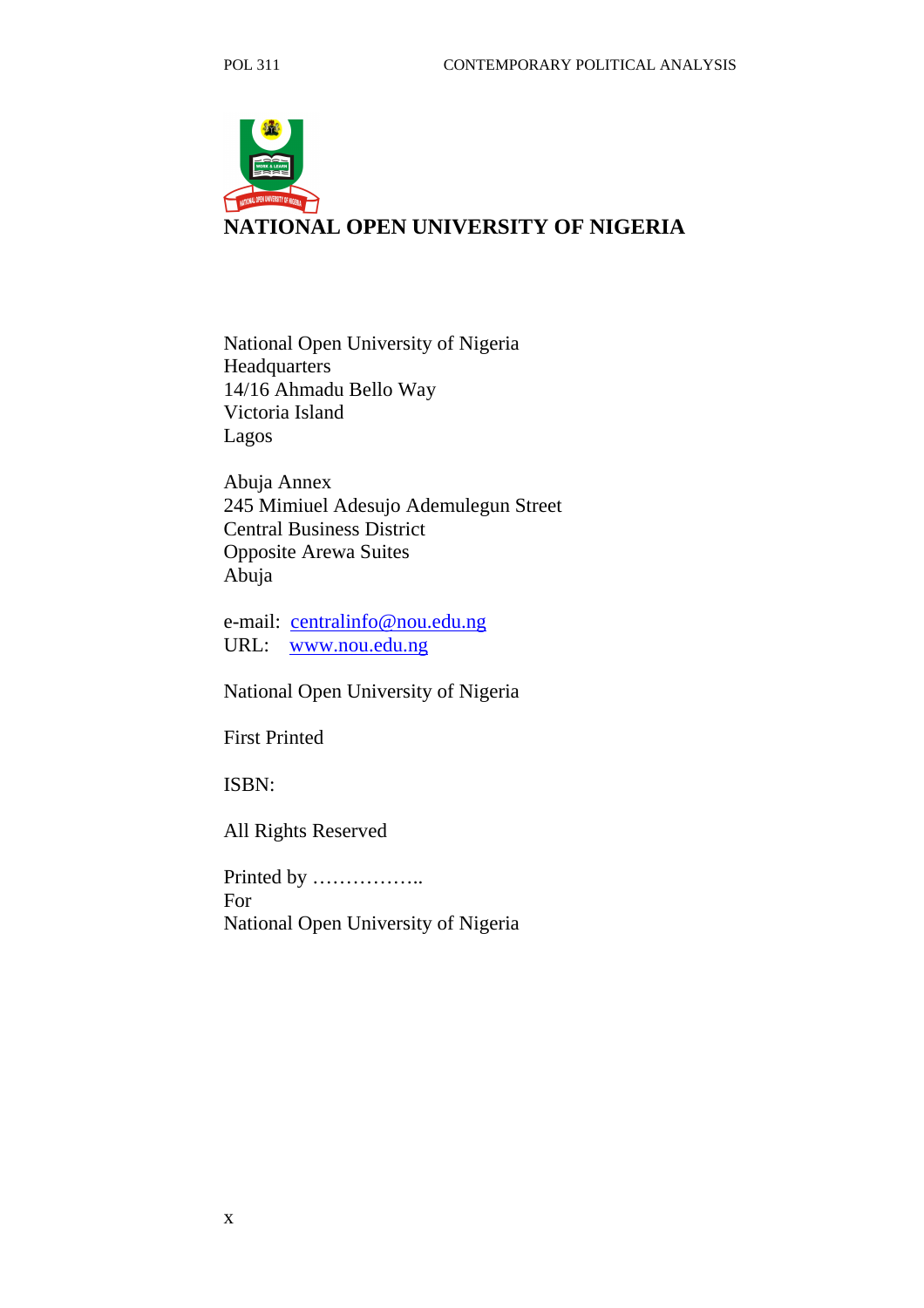**NATIONAL OPEN UNIVERSITY OF NIGERIA**

National Open University of Nigeria
Headquarters
14/16 Ahmadu Bello Way
Victoria Island
Lagos

Abuja Annex
245 Mimiuel Adesujo Ademulegun Street
Central Business District
Opposite Arewa Suites
Abuja

e-mail: centralinfo@nou.edu.ng
URL: www.nou.edu.ng

National Open University of Nigeria

First Printed

ISBN:

All Rights Reserved

Printed by ……………..
For
National Open University of Nigeria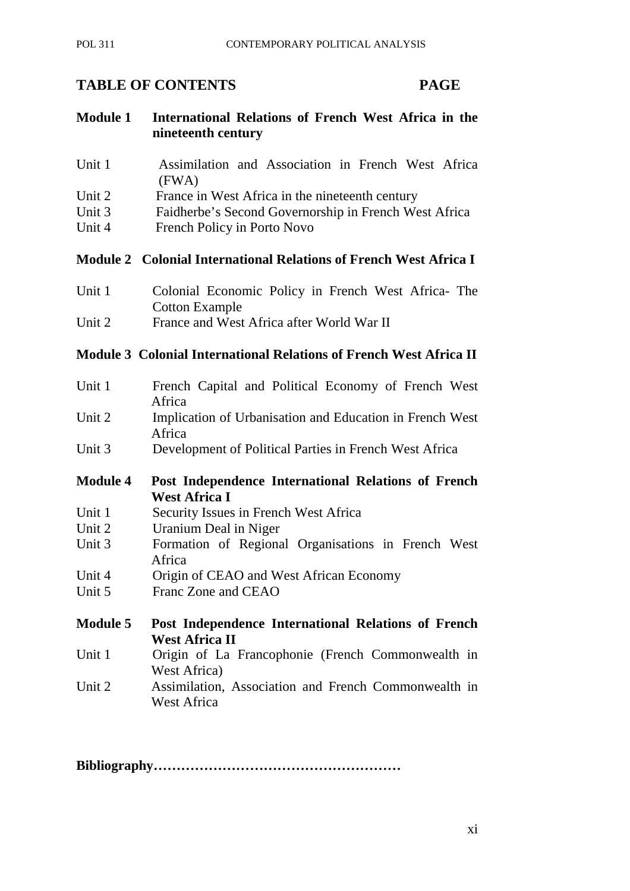## TABLE OF CONTENTS PAGE

**Module 1 International Relations of French West Africa in the nineteenth century**

| | |
|---|---|
| Unit 1 | Assimilation and Association in French West Africa (FWA) |
| Unit 2 | France in West Africa in the nineteenth century |
| Unit 3 | Faidherbe's Second Governorship in French West Africa |
| Unit 4 | French Policy in Porto Novo |

**Module 2 Colonial International Relations of French West Africa I**

| | |
|---|---|
| Unit 1 | Colonial Economic Policy in French West Africa- The Cotton Example |
| Unit 2 | France and West Africa after World War II |

**Module 3 Colonial International Relations of French West Africa II**

| | |
|---|---|
| Unit 1 | French Capital and Political Economy of French West Africa |
| Unit 2 | Implication of Urbanisation and Education in French West Africa |
| Unit 3 | Development of Political Parties in French West Africa |

**Module 4 Post Independence International Relations of French West Africa I**

| | |
|---|---|
| Unit 1 | Security Issues in French West Africa |
| Unit 2 | Uranium Deal in Niger |
| Unit 3 | Formation of Regional Organisations in French West Africa |
| Unit 4 | Origin of CEAO and West African Economy |
| Unit 5 | Franc Zone and CEAO |

**Module 5 Post Independence International Relations of French West Africa II**

| | |
|---|---|
| Unit 1 | Origin of La Francophonie (French Commonwealth in West Africa) |
| Unit 2 | Assimilation, Association and French Commonwealth in West Africa |

**Bibliography………………………………………………**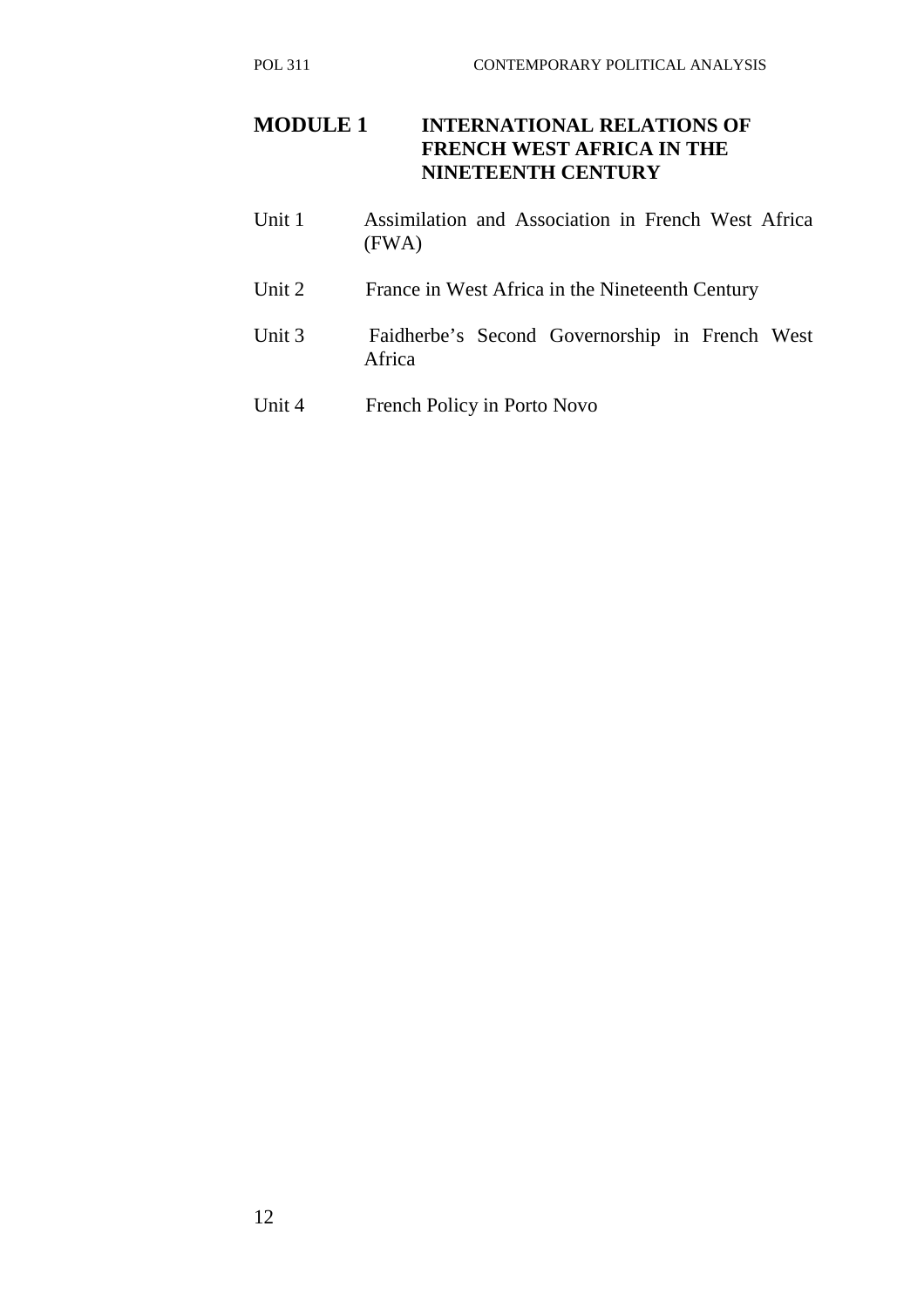# MODULE 1 INTERNATIONAL RELATIONS OF FRENCH WEST AFRICA IN THE NINETEENTH CENTURY

Unit 1 Assimilation and Association in French West Africa (FWA)

Unit 2 France in West Africa in the Nineteenth Century

Unit 3 Faidherbe's Second Governorship in French West Africa

Unit 4 French Policy in Porto Novo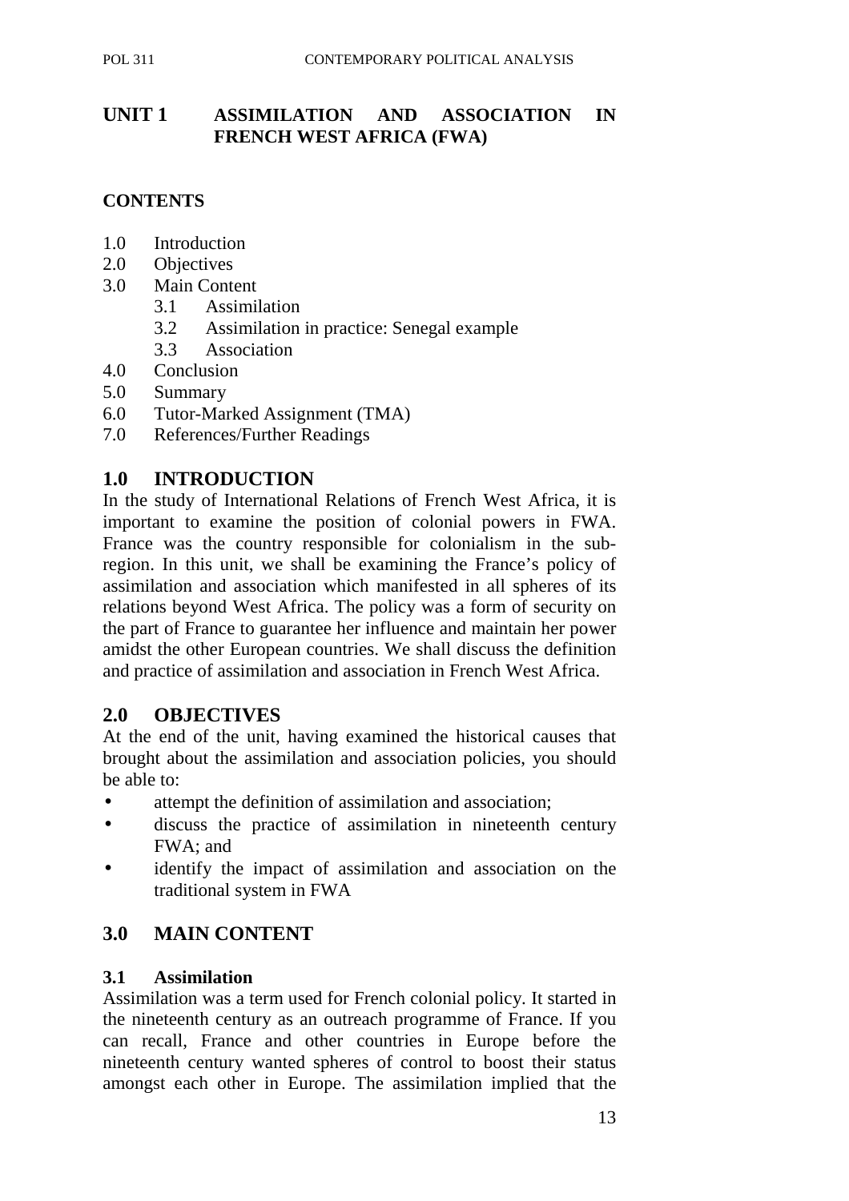# UNIT 1 ASSIMILATION AND ASSOCIATION IN FRENCH WEST AFRICA (FWA)

## CONTENTS

1.0 Introduction
2.0 Objectives
3.0 Main Content
  3.1 Assimilation
  3.2 Assimilation in practice: Senegal example
  3.3 Association
4.0 Conclusion
5.0 Summary
6.0 Tutor-Marked Assignment (TMA)
7.0 References/Further Readings

## 1.0 INTRODUCTION

In the study of International Relations of French West Africa, it is important to examine the position of colonial powers in FWA. France was the country responsible for colonialism in the sub-region. In this unit, we shall be examining the France's policy of assimilation and association which manifested in all spheres of its relations beyond West Africa. The policy was a form of security on the part of France to guarantee her influence and maintain her power amidst the other European countries. We shall discuss the definition and practice of assimilation and association in French West Africa.

## 2.0 OBJECTIVES

At the end of the unit, having examined the historical causes that brought about the assimilation and association policies, you should be able to:

- attempt the definition of assimilation and association;
- discuss the practice of assimilation in nineteenth century FWA; and
- identify the impact of assimilation and association on the traditional system in FWA

## 3.0 MAIN CONTENT

### 3.1 Assimilation

Assimilation was a term used for French colonial policy. It started in the nineteenth century as an outreach programme of France. If you can recall, France and other countries in Europe before the nineteenth century wanted spheres of control to boost their status amongst each other in Europe. The assimilation implied that the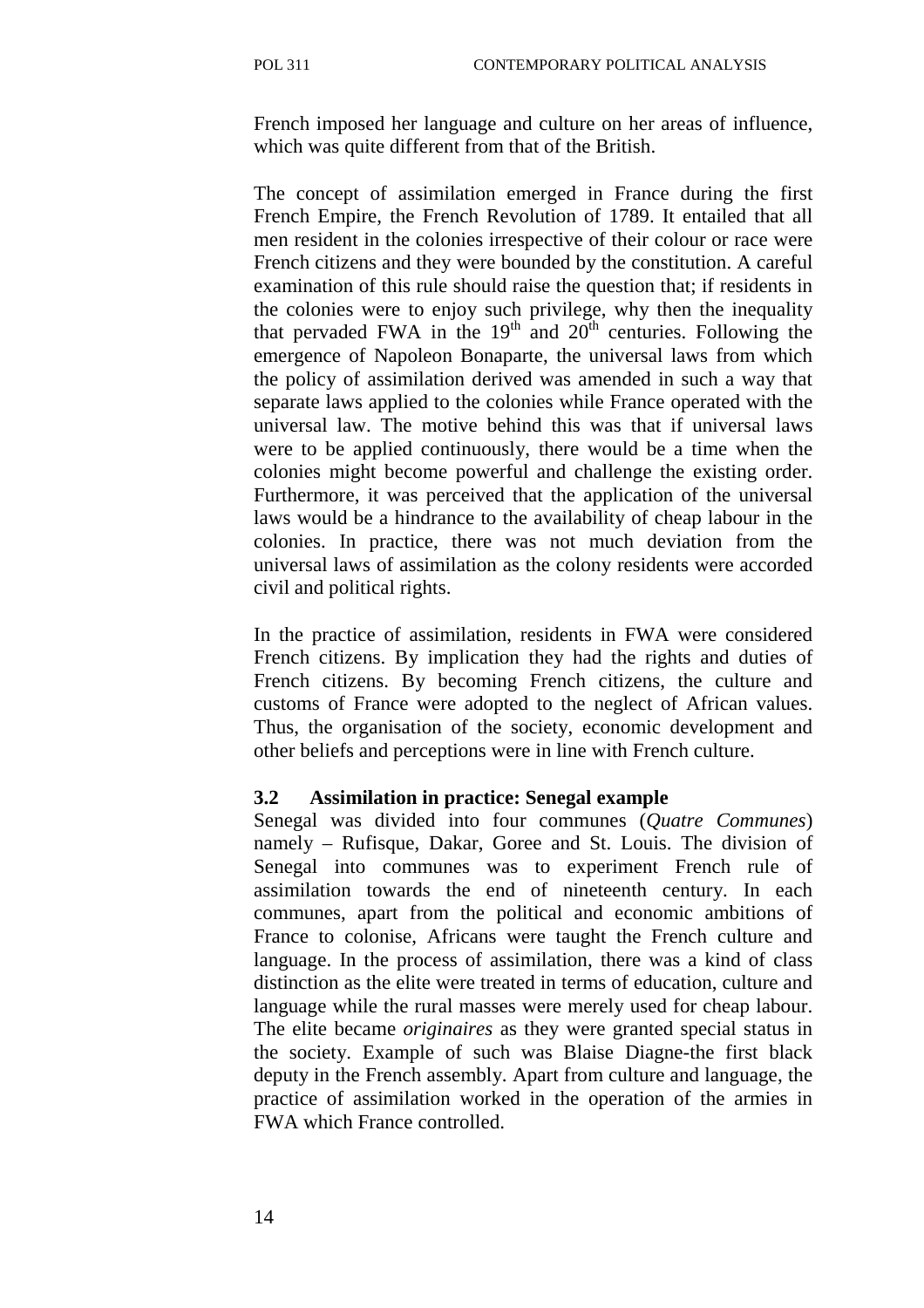French imposed her language and culture on her areas of influence, which was quite different from that of the British.

The concept of assimilation emerged in France during the first French Empire, the French Revolution of 1789. It entailed that all men resident in the colonies irrespective of their colour or race were French citizens and they were bounded by the constitution. A careful examination of this rule should raise the question that; if residents in the colonies were to enjoy such privilege, why then the inequality that pervaded FWA in the 19th and 20th centuries. Following the emergence of Napoleon Bonaparte, the universal laws from which the policy of assimilation derived was amended in such a way that separate laws applied to the colonies while France operated with the universal law. The motive behind this was that if universal laws were to be applied continuously, there would be a time when the colonies might become powerful and challenge the existing order. Furthermore, it was perceived that the application of the universal laws would be a hindrance to the availability of cheap labour in the colonies. In practice, there was not much deviation from the universal laws of assimilation as the colony residents were accorded civil and political rights.

In the practice of assimilation, residents in FWA were considered French citizens. By implication they had the rights and duties of French citizens. By becoming French citizens, the culture and customs of France were adopted to the neglect of African values. Thus, the organisation of the society, economic development and other beliefs and perceptions were in line with French culture.

### 3.2 Assimilation in practice: Senegal example

Senegal was divided into four communes (*Quatre Communes*) namely – Rufisque, Dakar, Goree and St. Louis. The division of Senegal into communes was to experiment French rule of assimilation towards the end of nineteenth century. In each communes, apart from the political and economic ambitions of France to colonise, Africans were taught the French culture and language. In the process of assimilation, there was a kind of class distinction as the elite were treated in terms of education, culture and language while the rural masses were merely used for cheap labour. The elite became *originaires* as they were granted special status in the society. Example of such was Blaise Diagne-the first black deputy in the French assembly. Apart from culture and language, the practice of assimilation worked in the operation of the armies in FWA which France controlled.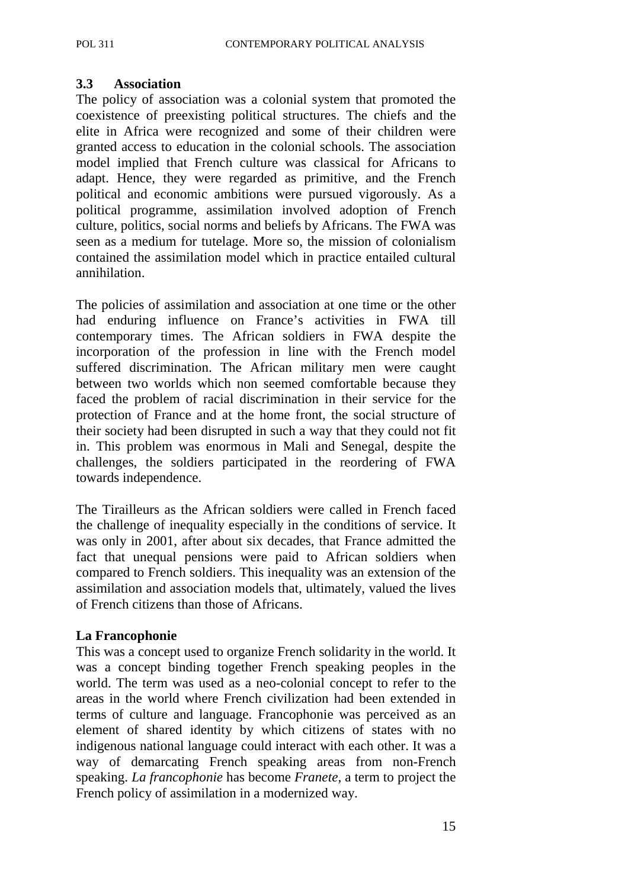### 3.3 Association

The policy of association was a colonial system that promoted the coexistence of preexisting political structures. The chiefs and the elite in Africa were recognized and some of their children were granted access to education in the colonial schools. The association model implied that French culture was classical for Africans to adapt. Hence, they were regarded as primitive, and the French political and economic ambitions were pursued vigorously. As a political programme, assimilation involved adoption of French culture, politics, social norms and beliefs by Africans. The FWA was seen as a medium for tutelage. More so, the mission of colonialism contained the assimilation model which in practice entailed cultural annihilation.

The policies of assimilation and association at one time or the other had enduring influence on France's activities in FWA till contemporary times. The African soldiers in FWA despite the incorporation of the profession in line with the French model suffered discrimination. The African military men were caught between two worlds which non seemed comfortable because they faced the problem of racial discrimination in their service for the protection of France and at the home front, the social structure of their society had been disrupted in such a way that they could not fit in. This problem was enormous in Mali and Senegal, despite the challenges, the soldiers participated in the reordering of FWA towards independence.

The Tirailleurs as the African soldiers were called in French faced the challenge of inequality especially in the conditions of service. It was only in 2001, after about six decades, that France admitted the fact that unequal pensions were paid to African soldiers when compared to French soldiers. This inequality was an extension of the assimilation and association models that, ultimately, valued the lives of French citizens than those of Africans.

**La Francophonie**

This was a concept used to organize French solidarity in the world. It was a concept binding together French speaking peoples in the world. The term was used as a neo-colonial concept to refer to the areas in the world where French civilization had been extended in terms of culture and language. Francophonie was perceived as an element of shared identity by which citizens of states with no indigenous national language could interact with each other. It was a way of demarcating French speaking areas from non-French speaking. *La francophonie* has become *Franete,* a term to project the French policy of assimilation in a modernized way.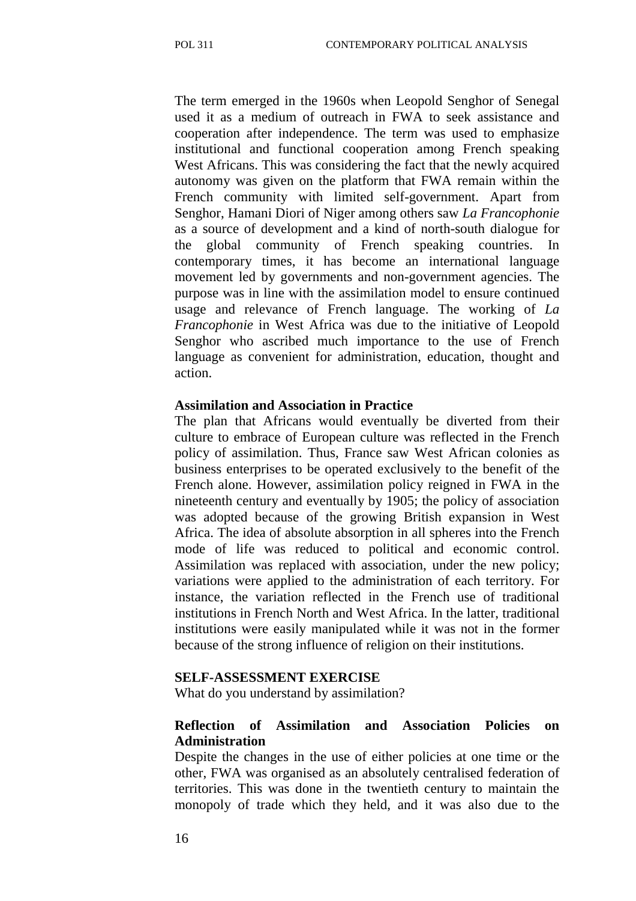The term emerged in the 1960s when Leopold Senghor of Senegal used it as a medium of outreach in FWA to seek assistance and cooperation after independence. The term was used to emphasize institutional and functional cooperation among French speaking West Africans. This was considering the fact that the newly acquired autonomy was given on the platform that FWA remain within the French community with limited self-government. Apart from Senghor, Hamani Diori of Niger among others saw *La Francophonie* as a source of development and a kind of north-south dialogue for the global community of French speaking countries. In contemporary times, it has become an international language movement led by governments and non-government agencies. The purpose was in line with the assimilation model to ensure continued usage and relevance of French language. The working of *La Francophonie* in West Africa was due to the initiative of Leopold Senghor who ascribed much importance to the use of French language as convenient for administration, education, thought and action.

**Assimilation and Association in Practice**

The plan that Africans would eventually be diverted from their culture to embrace of European culture was reflected in the French policy of assimilation. Thus, France saw West African colonies as business enterprises to be operated exclusively to the benefit of the French alone. However, assimilation policy reigned in FWA in the nineteenth century and eventually by 1905; the policy of association was adopted because of the growing British expansion in West Africa. The idea of absolute absorption in all spheres into the French mode of life was reduced to political and economic control. Assimilation was replaced with association, under the new policy; variations were applied to the administration of each territory. For instance, the variation reflected in the French use of traditional institutions in French North and West Africa. In the latter, traditional institutions were easily manipulated while it was not in the former because of the strong influence of religion on their institutions.

**SELF-ASSESSMENT EXERCISE**

What do you understand by assimilation?

**Reflection of Assimilation and Association Policies on Administration**

Despite the changes in the use of either policies at one time or the other, FWA was organised as an absolutely centralised federation of territories. This was done in the twentieth century to maintain the monopoly of trade which they held, and it was also due to the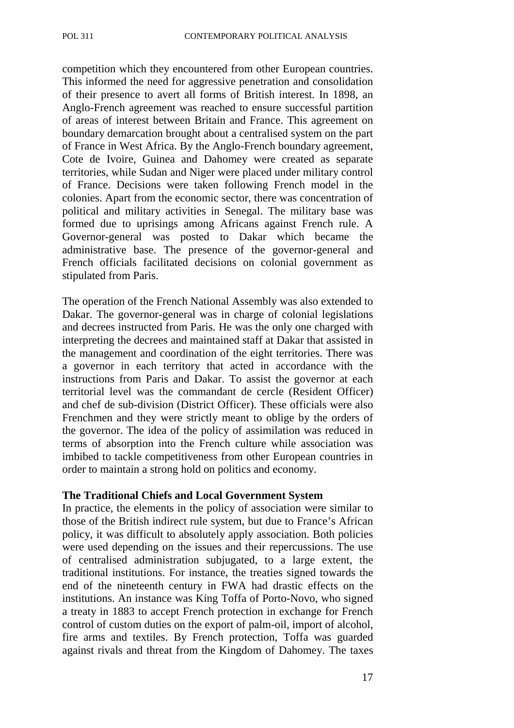competition which they encountered from other European countries. This informed the need for aggressive penetration and consolidation of their presence to avert all forms of British interest. In 1898, an Anglo-French agreement was reached to ensure successful partition of areas of interest between Britain and France. This agreement on boundary demarcation brought about a centralised system on the part of France in West Africa. By the Anglo-French boundary agreement, Cote de Ivoire, Guinea and Dahomey were created as separate territories, while Sudan and Niger were placed under military control of France. Decisions were taken following French model in the colonies. Apart from the economic sector, there was concentration of political and military activities in Senegal. The military base was formed due to uprisings among Africans against French rule. A Governor-general was posted to Dakar which became the administrative base. The presence of the governor-general and French officials facilitated decisions on colonial government as stipulated from Paris.

The operation of the French National Assembly was also extended to Dakar. The governor-general was in charge of colonial legislations and decrees instructed from Paris. He was the only one charged with interpreting the decrees and maintained staff at Dakar that assisted in the management and coordination of the eight territories. There was a governor in each territory that acted in accordance with the instructions from Paris and Dakar. To assist the governor at each territorial level was the commandant de cercle (Resident Officer) and chef de sub-division (District Officer). These officials were also Frenchmen and they were strictly meant to oblige by the orders of the governor. The idea of the policy of assimilation was reduced in terms of absorption into the French culture while association was imbibed to tackle competitiveness from other European countries in order to maintain a strong hold on politics and economy.

**The Traditional Chiefs and Local Government System**

In practice, the elements in the policy of association were similar to those of the British indirect rule system, but due to France's African policy, it was difficult to absolutely apply association. Both policies were used depending on the issues and their repercussions. The use of centralised administration subjugated, to a large extent, the traditional institutions. For instance, the treaties signed towards the end of the nineteenth century in FWA had drastic effects on the institutions. An instance was King Toffa of Porto-Novo, who signed a treaty in 1883 to accept French protection in exchange for French control of custom duties on the export of palm-oil, import of alcohol, fire arms and textiles. By French protection, Toffa was guarded against rivals and threat from the Kingdom of Dahomey. The taxes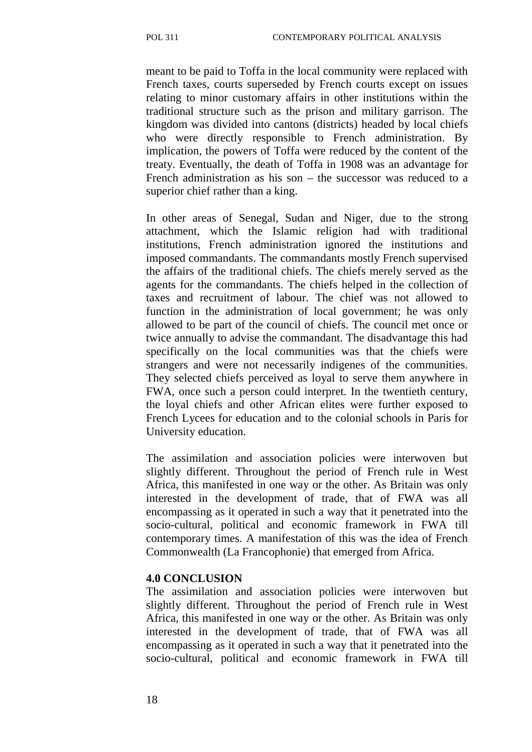meant to be paid to Toffa in the local community were replaced with French taxes, courts superseded by French courts except on issues relating to minor customary affairs in other institutions within the traditional structure such as the prison and military garrison. The kingdom was divided into cantons (districts) headed by local chiefs who were directly responsible to French administration. By implication, the powers of Toffa were reduced by the content of the treaty. Eventually, the death of Toffa in 1908 was an advantage for French administration as his son – the successor was reduced to a superior chief rather than a king.

In other areas of Senegal, Sudan and Niger, due to the strong attachment, which the Islamic religion had with traditional institutions, French administration ignored the institutions and imposed commandants. The commandants mostly French supervised the affairs of the traditional chiefs. The chiefs merely served as the agents for the commandants. The chiefs helped in the collection of taxes and recruitment of labour. The chief was not allowed to function in the administration of local government; he was only allowed to be part of the council of chiefs. The council met once or twice annually to advise the commandant. The disadvantage this had specifically on the local communities was that the chiefs were strangers and were not necessarily indigenes of the communities. They selected chiefs perceived as loyal to serve them anywhere in FWA, once such a person could interpret. In the twentieth century, the loyal chiefs and other African elites were further exposed to French Lycees for education and to the colonial schools in Paris for University education.

The assimilation and association policies were interwoven but slightly different. Throughout the period of French rule in West Africa, this manifested in one way or the other. As Britain was only interested in the development of trade, that of FWA was all encompassing as it operated in such a way that it penetrated into the socio-cultural, political and economic framework in FWA till contemporary times. A manifestation of this was the idea of French Commonwealth (La Francophonie) that emerged from Africa.

**4.0 CONCLUSION**

The assimilation and association policies were interwoven but slightly different. Throughout the period of French rule in West Africa, this manifested in one way or the other. As Britain was only interested in the development of trade, that of FWA was all encompassing as it operated in such a way that it penetrated into the socio-cultural, political and economic framework in FWA till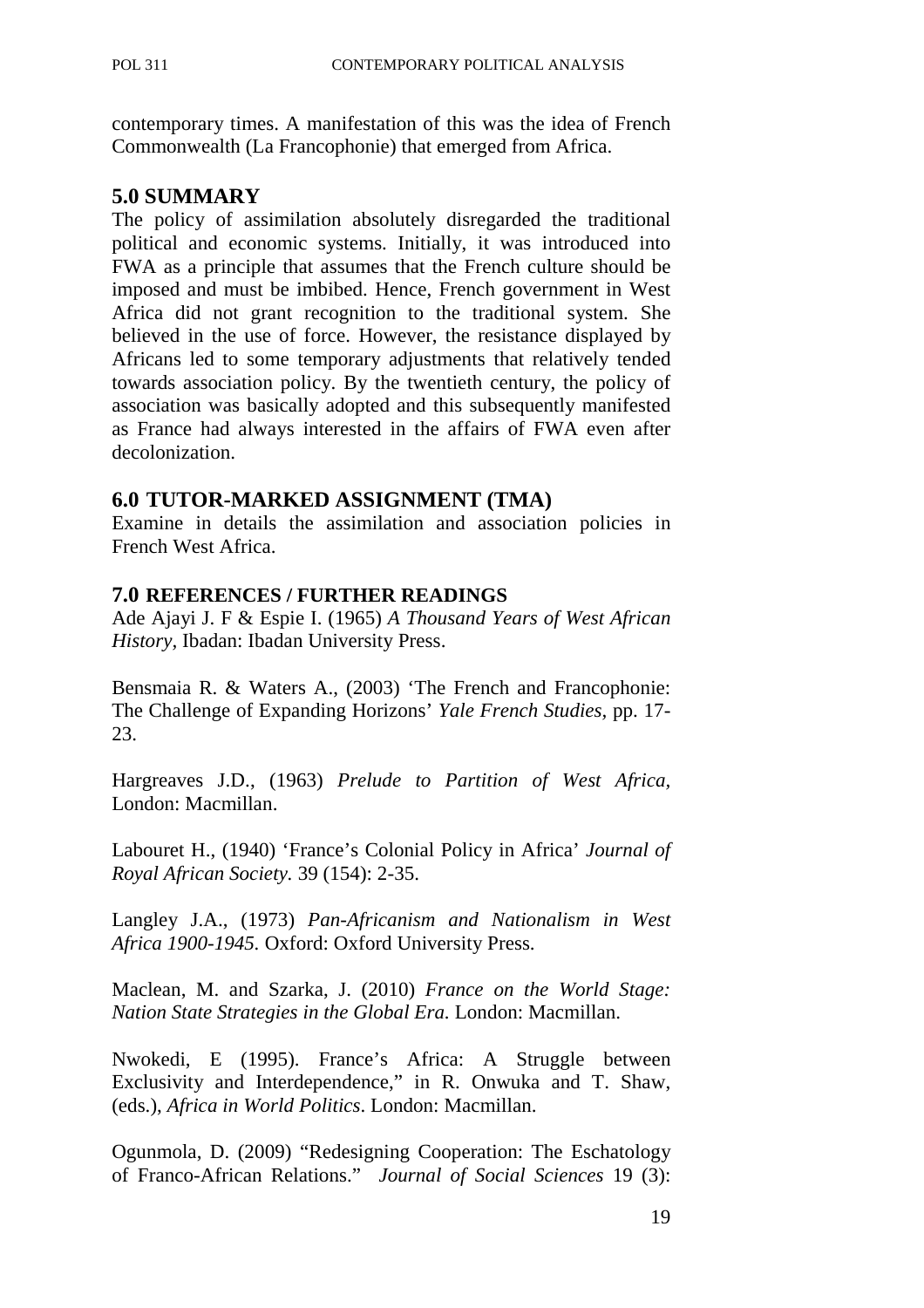contemporary times. A manifestation of this was the idea of French Commonwealth (La Francophonie) that emerged from Africa.

## 5.0 SUMMARY

The policy of assimilation absolutely disregarded the traditional political and economic systems. Initially, it was introduced into FWA as a principle that assumes that the French culture should be imposed and must be imbibed. Hence, French government in West Africa did not grant recognition to the traditional system. She believed in the use of force. However, the resistance displayed by Africans led to some temporary adjustments that relatively tended towards association policy. By the twentieth century, the policy of association was basically adopted and this subsequently manifested as France had always interested in the affairs of FWA even after decolonization.

## 6.0 TUTOR-MARKED ASSIGNMENT (TMA)

Examine in details the assimilation and association policies in French West Africa.

## 7.0 REFERENCES / FURTHER READINGS

Ade Ajayi J. F & Espie I. (1965) *A Thousand Years of West African History*, Ibadan: Ibadan University Press.

Bensmaia R. & Waters A., (2003) 'The French and Francophonie: The Challenge of Expanding Horizons' *Yale French Studies*, pp. 17-23.

Hargreaves J.D., (1963) *Prelude to Partition of West Africa*, London: Macmillan.

Labouret H., (1940) 'France's Colonial Policy in Africa' *Journal of Royal African Society*. 39 (154): 2-35.

Langley J.A., (1973) *Pan-Africanism and Nationalism in West Africa 1900-1945.* Oxford: Oxford University Press.

Maclean, M. and Szarka, J. (2010) *France on the World Stage: Nation State Strategies in the Global Era.* London: Macmillan.

Nwokedi, E (1995). France's Africa: A Struggle between Exclusivity and Interdependence," in R. Onwuka and T. Shaw, (eds.), *Africa in World Politics*. London: Macmillan.

Ogunmola, D. (2009) "Redesigning Cooperation: The Eschatology of Franco-African Relations." *Journal of Social Sciences* 19 (3):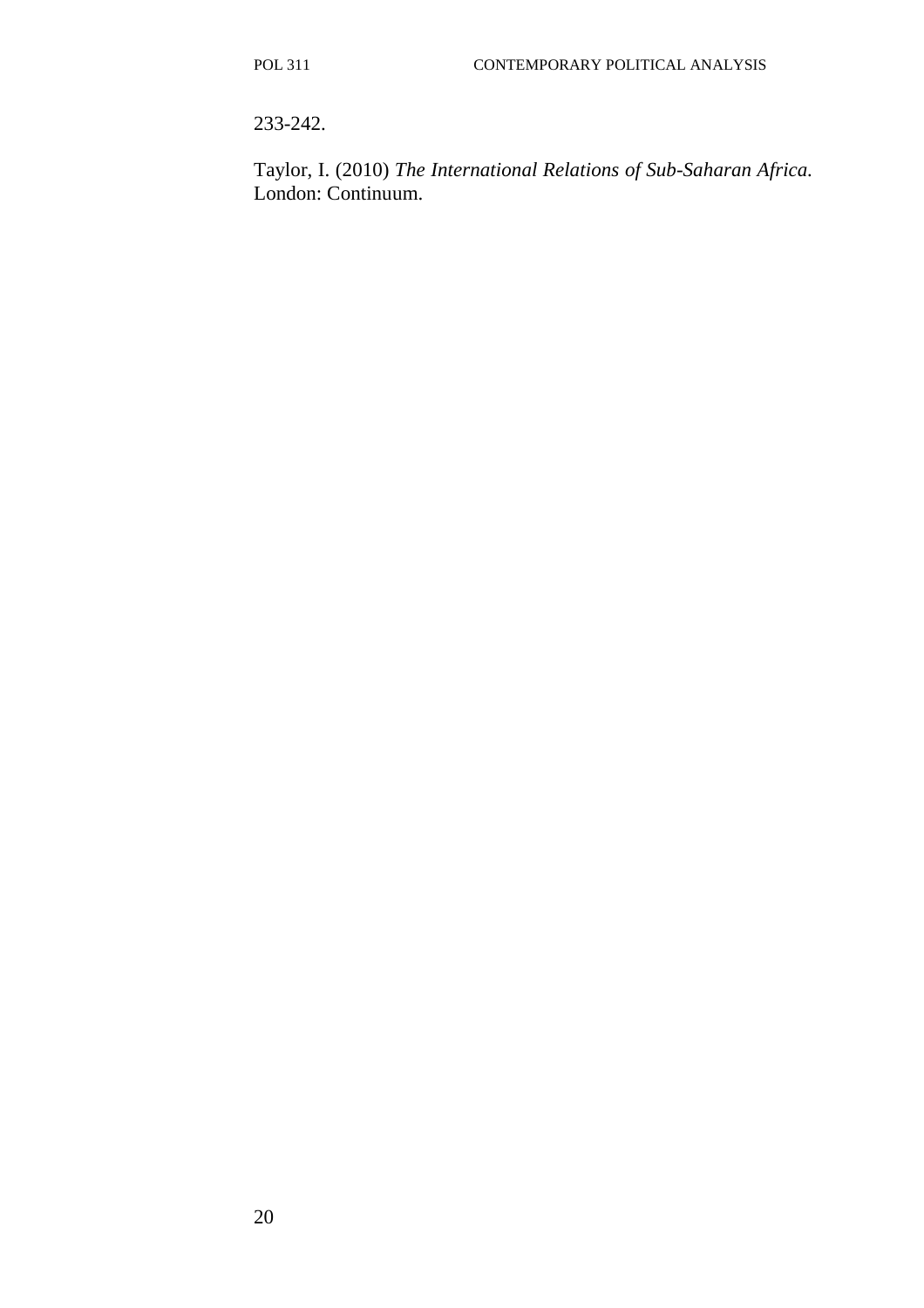233-242.

Taylor, I. (2010) *The International Relations of Sub-Saharan Africa*. London: Continuum.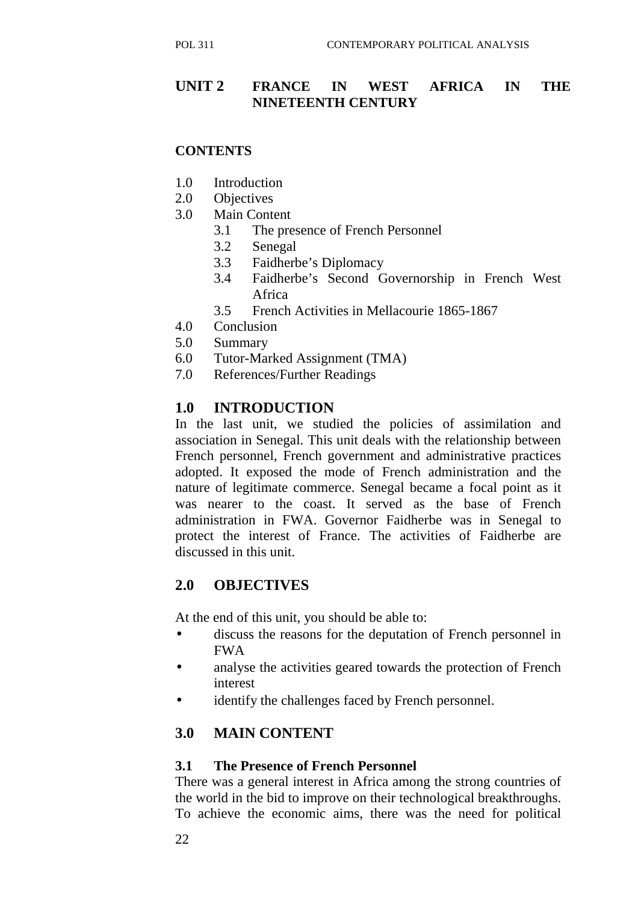# UNIT 2 FRANCE IN WEST AFRICA IN THE NINETEENTH CENTURY

**CONTENTS**

1.0 Introduction
2.0 Objectives
3.0 Main Content
  3.1 The presence of French Personnel
  3.2 Senegal
  3.3 Faidherbe's Diplomacy
  3.4 Faidherbe's Second Governorship in French West Africa
  3.5 French Activities in Mellacourie 1865-1867
4.0 Conclusion
5.0 Summary
6.0 Tutor-Marked Assignment (TMA)
7.0 References/Further Readings

## 1.0 INTRODUCTION

In the last unit, we studied the policies of assimilation and association in Senegal. This unit deals with the relationship between French personnel, French government and administrative practices adopted. It exposed the mode of French administration and the nature of legitimate commerce. Senegal became a focal point as it was nearer to the coast. It served as the base of French administration in FWA. Governor Faidherbe was in Senegal to protect the interest of France. The activities of Faidherbe are discussed in this unit.

## 2.0 OBJECTIVES

At the end of this unit, you should be able to:

- discuss the reasons for the deputation of French personnel in FWA
- analyse the activities geared towards the protection of French interest
- identify the challenges faced by French personnel.

## 3.0 MAIN CONTENT

### 3.1 The Presence of French Personnel

There was a general interest in Africa among the strong countries of the world in the bid to improve on their technological breakthroughs. To achieve the economic aims, there was the need for political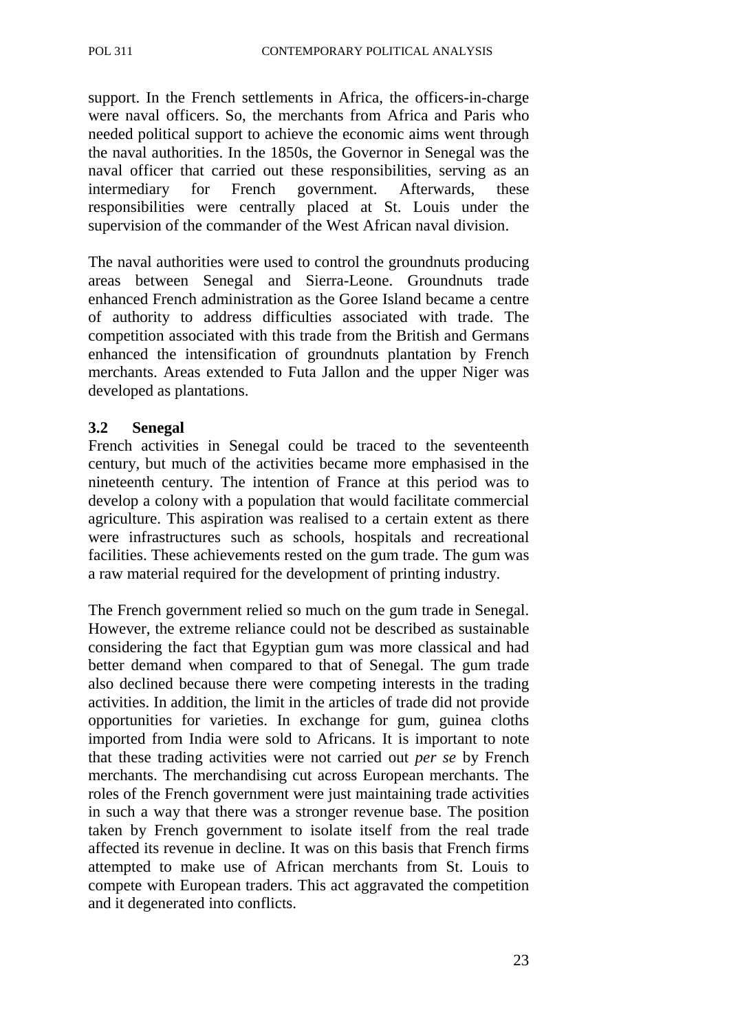support. In the French settlements in Africa, the officers-in-charge were naval officers. So, the merchants from Africa and Paris who needed political support to achieve the economic aims went through the naval authorities. In the 1850s, the Governor in Senegal was the naval officer that carried out these responsibilities, serving as an intermediary for French government. Afterwards, these responsibilities were centrally placed at St. Louis under the supervision of the commander of the West African naval division.

The naval authorities were used to control the groundnuts producing areas between Senegal and Sierra-Leone. Groundnuts trade enhanced French administration as the Goree Island became a centre of authority to address difficulties associated with trade. The competition associated with this trade from the British and Germans enhanced the intensification of groundnuts plantation by French merchants. Areas extended to Futa Jallon and the upper Niger was developed as plantations.

### 3.2 Senegal

French activities in Senegal could be traced to the seventeenth century, but much of the activities became more emphasised in the nineteenth century. The intention of France at this period was to develop a colony with a population that would facilitate commercial agriculture. This aspiration was realised to a certain extent as there were infrastructures such as schools, hospitals and recreational facilities. These achievements rested on the gum trade. The gum was a raw material required for the development of printing industry.

The French government relied so much on the gum trade in Senegal. However, the extreme reliance could not be described as sustainable considering the fact that Egyptian gum was more classical and had better demand when compared to that of Senegal. The gum trade also declined because there were competing interests in the trading activities. In addition, the limit in the articles of trade did not provide opportunities for varieties. In exchange for gum, guinea cloths imported from India were sold to Africans. It is important to note that these trading activities were not carried out *per se* by French merchants. The merchandising cut across European merchants. The roles of the French government were just maintaining trade activities in such a way that there was a stronger revenue base. The position taken by French government to isolate itself from the real trade affected its revenue in decline. It was on this basis that French firms attempted to make use of African merchants from St. Louis to compete with European traders. This act aggravated the competition and it degenerated into conflicts.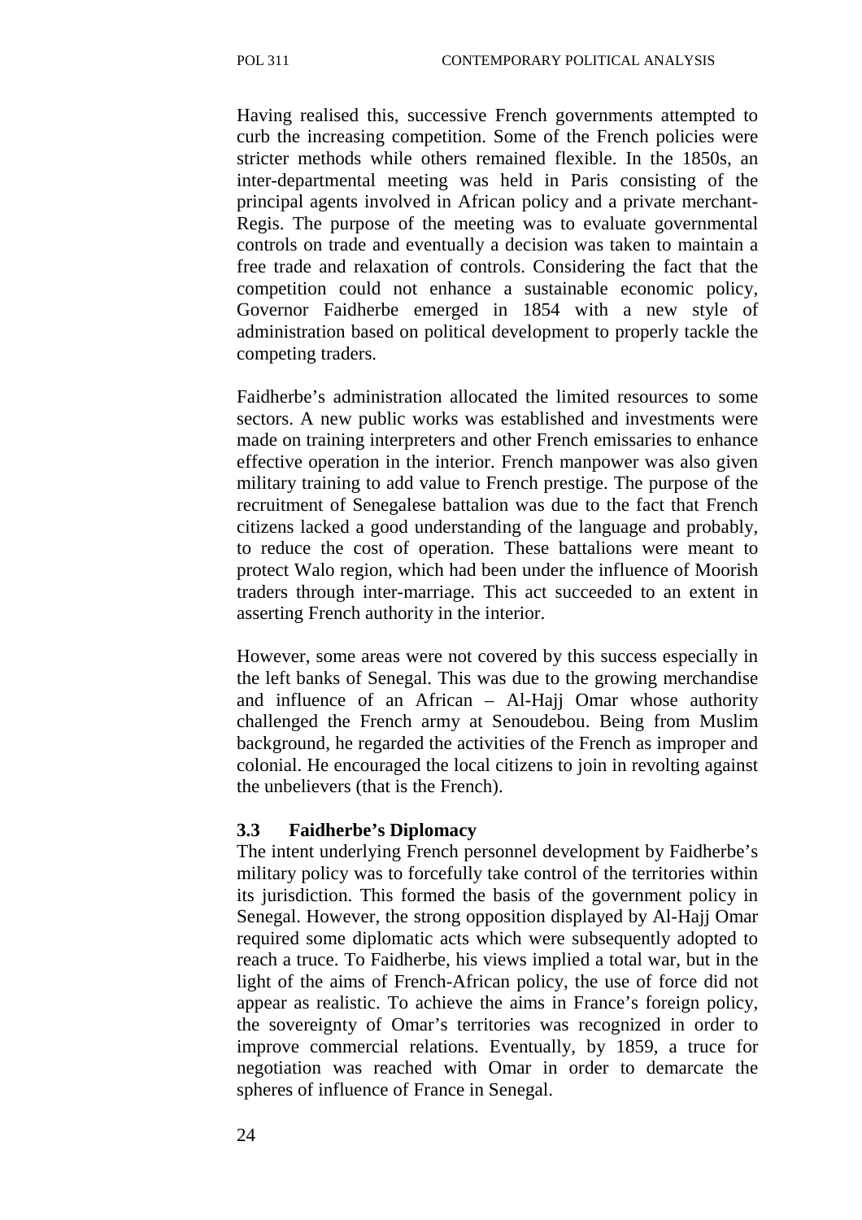Having realised this, successive French governments attempted to curb the increasing competition. Some of the French policies were stricter methods while others remained flexible. In the 1850s, an inter-departmental meeting was held in Paris consisting of the principal agents involved in African policy and a private merchant- Regis. The purpose of the meeting was to evaluate governmental controls on trade and eventually a decision was taken to maintain a free trade and relaxation of controls. Considering the fact that the competition could not enhance a sustainable economic policy, Governor Faidherbe emerged in 1854 with a new style of administration based on political development to properly tackle the competing traders.

Faidherbe's administration allocated the limited resources to some sectors. A new public works was established and investments were made on training interpreters and other French emissaries to enhance effective operation in the interior. French manpower was also given military training to add value to French prestige. The purpose of the recruitment of Senegalese battalion was due to the fact that French citizens lacked a good understanding of the language and probably, to reduce the cost of operation. These battalions were meant to protect Walo region, which had been under the influence of Moorish traders through inter-marriage. This act succeeded to an extent in asserting French authority in the interior.

However, some areas were not covered by this success especially in the left banks of Senegal. This was due to the growing merchandise and influence of an African – Al-Hajj Omar whose authority challenged the French army at Senoudebou. Being from Muslim background, he regarded the activities of the French as improper and colonial. He encouraged the local citizens to join in revolting against the unbelievers (that is the French).

### 3.3 Faidherbe's Diplomacy

The intent underlying French personnel development by Faidherbe's military policy was to forcefully take control of the territories within its jurisdiction. This formed the basis of the government policy in Senegal. However, the strong opposition displayed by Al-Hajj Omar required some diplomatic acts which were subsequently adopted to reach a truce. To Faidherbe, his views implied a total war, but in the light of the aims of French-African policy, the use of force did not appear as realistic. To achieve the aims in France's foreign policy, the sovereignty of Omar's territories was recognized in order to improve commercial relations. Eventually, by 1859, a truce for negotiation was reached with Omar in order to demarcate the spheres of influence of France in Senegal.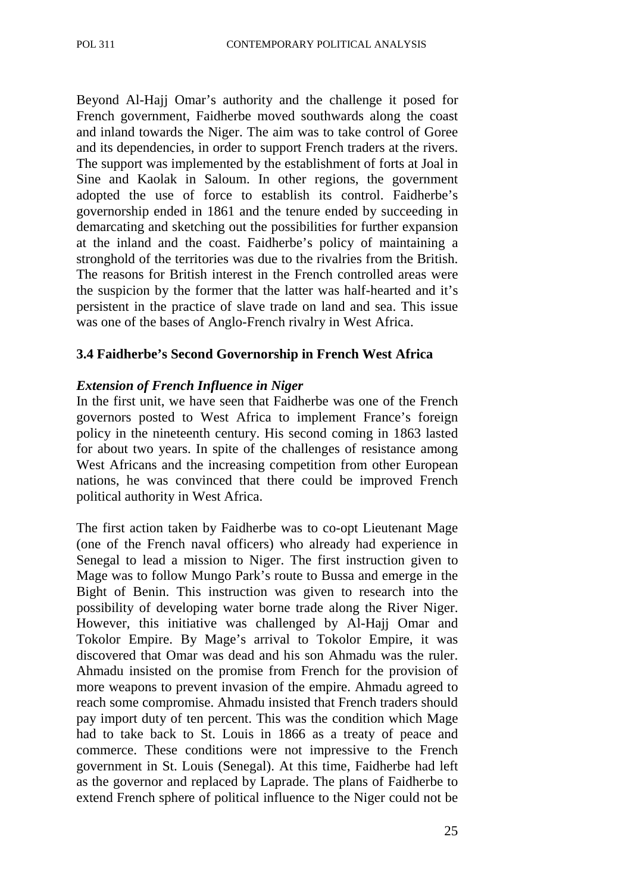Beyond Al-Hajj Omar's authority and the challenge it posed for French government, Faidherbe moved southwards along the coast and inland towards the Niger. The aim was to take control of Goree and its dependencies, in order to support French traders at the rivers. The support was implemented by the establishment of forts at Joal in Sine and Kaolak in Saloum. In other regions, the government adopted the use of force to establish its control. Faidherbe's governorship ended in 1861 and the tenure ended by succeeding in demarcating and sketching out the possibilities for further expansion at the inland and the coast. Faidherbe's policy of maintaining a stronghold of the territories was due to the rivalries from the British. The reasons for British interest in the French controlled areas were the suspicion by the former that the latter was half-hearted and it's persistent in the practice of slave trade on land and sea. This issue was one of the bases of Anglo-French rivalry in West Africa.

### 3.4 Faidherbe's Second Governorship in French West Africa

***Extension of French Influence in Niger***

In the first unit, we have seen that Faidherbe was one of the French governors posted to West Africa to implement France's foreign policy in the nineteenth century. His second coming in 1863 lasted for about two years. In spite of the challenges of resistance among West Africans and the increasing competition from other European nations, he was convinced that there could be improved French political authority in West Africa.

The first action taken by Faidherbe was to co-opt Lieutenant Mage (one of the French naval officers) who already had experience in Senegal to lead a mission to Niger. The first instruction given to Mage was to follow Mungo Park's route to Bussa and emerge in the Bight of Benin. This instruction was given to research into the possibility of developing water borne trade along the River Niger. However, this initiative was challenged by Al-Hajj Omar and Tokolor Empire. By Mage's arrival to Tokolor Empire, it was discovered that Omar was dead and his son Ahmadu was the ruler. Ahmadu insisted on the promise from French for the provision of more weapons to prevent invasion of the empire. Ahmadu agreed to reach some compromise. Ahmadu insisted that French traders should pay import duty of ten percent. This was the condition which Mage had to take back to St. Louis in 1866 as a treaty of peace and commerce. These conditions were not impressive to the French government in St. Louis (Senegal). At this time, Faidherbe had left as the governor and replaced by Laprade. The plans of Faidherbe to extend French sphere of political influence to the Niger could not be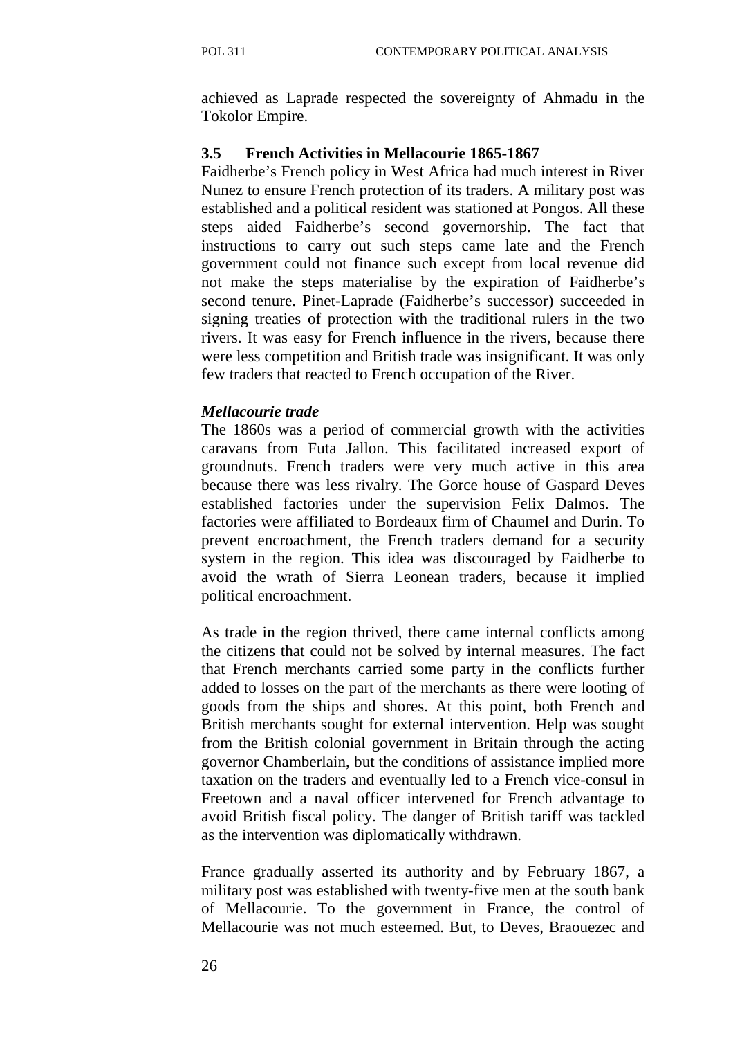achieved as Laprade respected the sovereignty of Ahmadu in the Tokolor Empire.

### 3.5 French Activities in Mellacourie 1865-1867

Faidherbe's French policy in West Africa had much interest in River Nunez to ensure French protection of its traders. A military post was established and a political resident was stationed at Pongos. All these steps aided Faidherbe's second governorship. The fact that instructions to carry out such steps came late and the French government could not finance such except from local revenue did not make the steps materialise by the expiration of Faidherbe's second tenure. Pinet-Laprade (Faidherbe's successor) succeeded in signing treaties of protection with the traditional rulers in the two rivers. It was easy for French influence in the rivers, because there were less competition and British trade was insignificant. It was only few traders that reacted to French occupation of the River.

***Mellacourie trade***

The 1860s was a period of commercial growth with the activities caravans from Futa Jallon. This facilitated increased export of groundnuts. French traders were very much active in this area because there was less rivalry. The Gorce house of Gaspard Deves established factories under the supervision Felix Dalmos. The factories were affiliated to Bordeaux firm of Chaumel and Durin. To prevent encroachment, the French traders demand for a security system in the region. This idea was discouraged by Faidherbe to avoid the wrath of Sierra Leonean traders, because it implied political encroachment.

As trade in the region thrived, there came internal conflicts among the citizens that could not be solved by internal measures. The fact that French merchants carried some party in the conflicts further added to losses on the part of the merchants as there were looting of goods from the ships and shores. At this point, both French and British merchants sought for external intervention. Help was sought from the British colonial government in Britain through the acting governor Chamberlain, but the conditions of assistance implied more taxation on the traders and eventually led to a French vice-consul in Freetown and a naval officer intervened for French advantage to avoid British fiscal policy. The danger of British tariff was tackled as the intervention was diplomatically withdrawn.

France gradually asserted its authority and by February 1867, a military post was established with twenty-five men at the south bank of Mellacourie. To the government in France, the control of Mellacourie was not much esteemed. But, to Deves, Braouezec and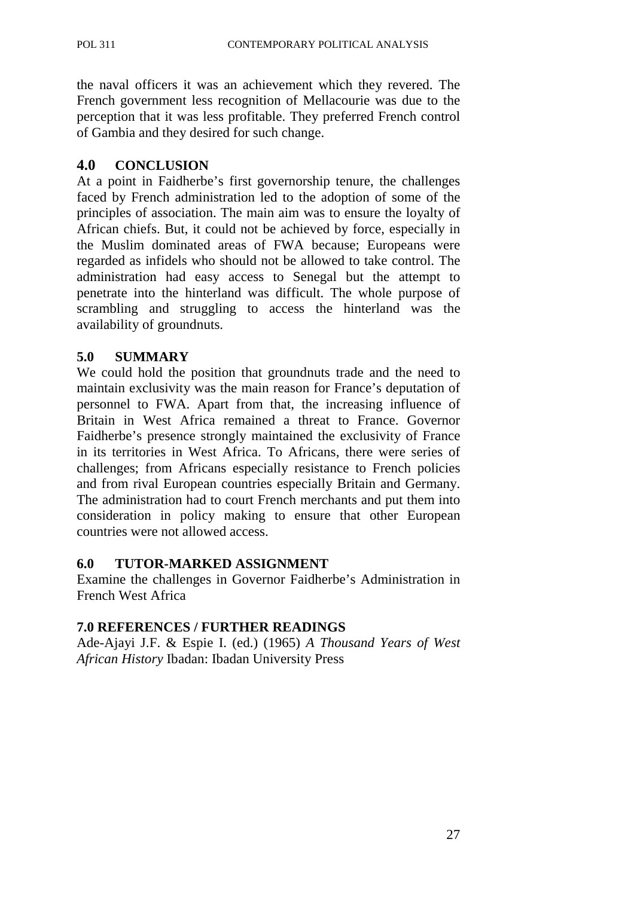the naval officers it was an achievement which they revered. The French government less recognition of Mellacourie was due to the perception that it was less profitable. They preferred French control of Gambia and they desired for such change.

## 4.0 CONCLUSION

At a point in Faidherbe's first governorship tenure, the challenges faced by French administration led to the adoption of some of the principles of association. The main aim was to ensure the loyalty of African chiefs. But, it could not be achieved by force, especially in the Muslim dominated areas of FWA because; Europeans were regarded as infidels who should not be allowed to take control. The administration had easy access to Senegal but the attempt to penetrate into the hinterland was difficult. The whole purpose of scrambling and struggling to access the hinterland was the availability of groundnuts.

## 5.0 SUMMARY

We could hold the position that groundnuts trade and the need to maintain exclusivity was the main reason for France's deputation of personnel to FWA. Apart from that, the increasing influence of Britain in West Africa remained a threat to France. Governor Faidherbe's presence strongly maintained the exclusivity of France in its territories in West Africa. To Africans, there were series of challenges; from Africans especially resistance to French policies and from rival European countries especially Britain and Germany. The administration had to court French merchants and put them into consideration in policy making to ensure that other European countries were not allowed access.

## 6.0 TUTOR-MARKED ASSIGNMENT

Examine the challenges in Governor Faidherbe's Administration in French West Africa

## 7.0 REFERENCES / FURTHER READINGS

Ade-Ajayi J.F. & Espie I. (ed.) (1965) *A Thousand Years of West African History* Ibadan: Ibadan University Press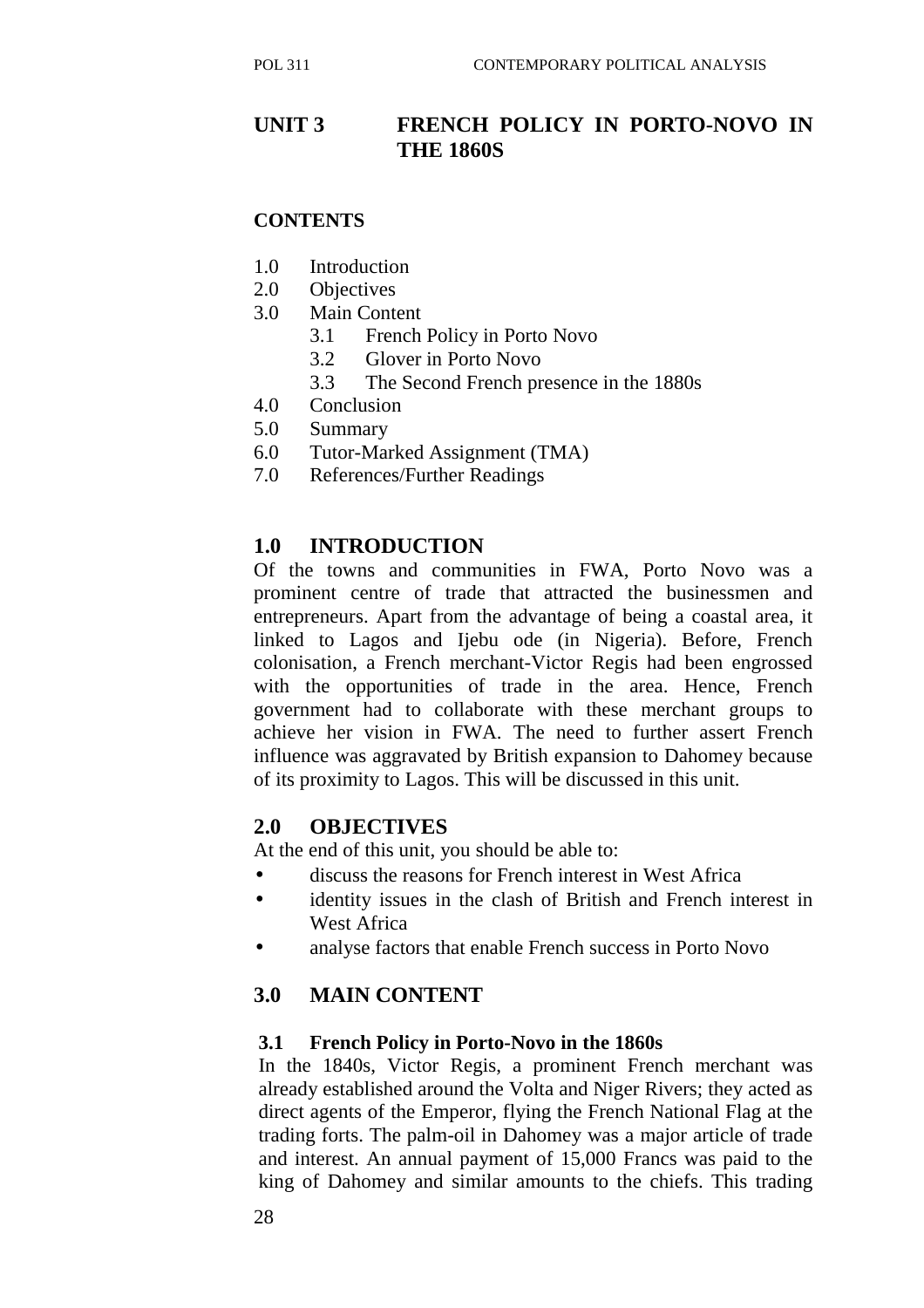## UNIT 3 FRENCH POLICY IN PORTO-NOVO IN THE 1860S

### CONTENTS

1.0 Introduction
2.0 Objectives
3.0 Main Content
    3.1 French Policy in Porto Novo
    3.2 Glover in Porto Novo
    3.3 The Second French presence in the 1880s
4.0 Conclusion
5.0 Summary
6.0 Tutor-Marked Assignment (TMA)
7.0 References/Further Readings

### 1.0 INTRODUCTION

Of the towns and communities in FWA, Porto Novo was a prominent centre of trade that attracted the businessmen and entrepreneurs. Apart from the advantage of being a coastal area, it linked to Lagos and Ijebu ode (in Nigeria). Before, French colonisation, a French merchant-Victor Regis had been engrossed with the opportunities of trade in the area. Hence, French government had to collaborate with these merchant groups to achieve her vision in FWA. The need to further assert French influence was aggravated by British expansion to Dahomey because of its proximity to Lagos. This will be discussed in this unit.

### 2.0 OBJECTIVES

At the end of this unit, you should be able to:

- discuss the reasons for French interest in West Africa
- identity issues in the clash of British and French interest in West Africa
- analyse factors that enable French success in Porto Novo

### 3.0 MAIN CONTENT

#### 3.1 French Policy in Porto-Novo in the 1860s

In the 1840s, Victor Regis, a prominent French merchant was already established around the Volta and Niger Rivers; they acted as direct agents of the Emperor, flying the French National Flag at the trading forts. The palm-oil in Dahomey was a major article of trade and interest. An annual payment of 15,000 Francs was paid to the king of Dahomey and similar amounts to the chiefs. This trading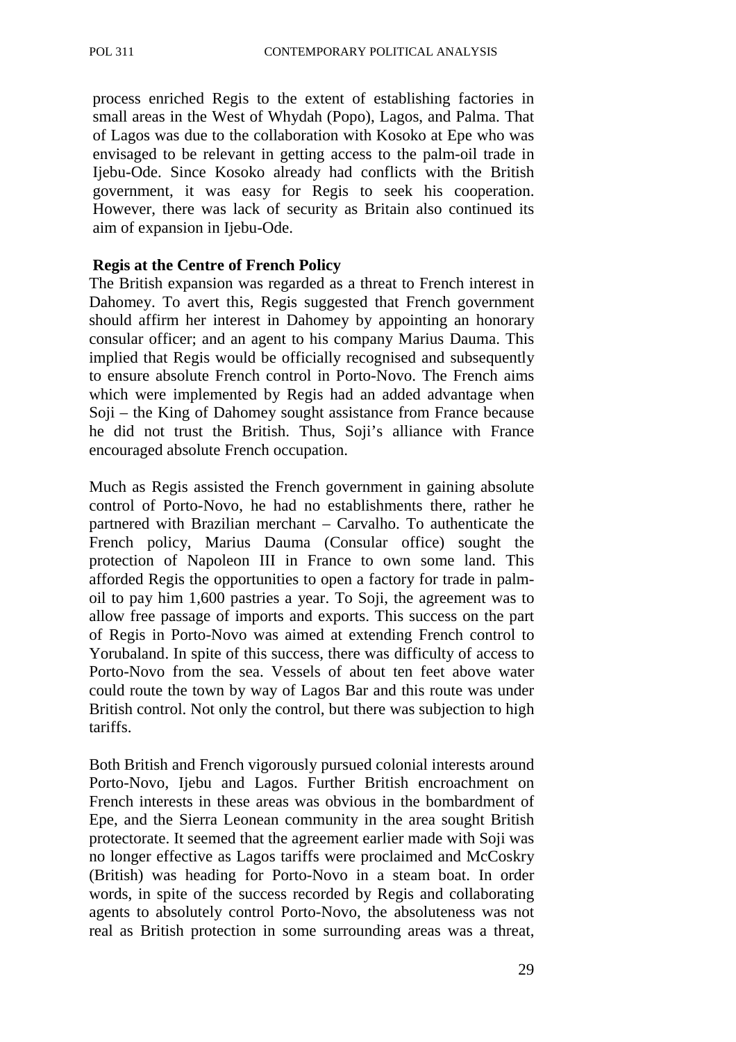process enriched Regis to the extent of establishing factories in small areas in the West of Whydah (Popo), Lagos, and Palma. That of Lagos was due to the collaboration with Kosoko at Epe who was envisaged to be relevant in getting access to the palm-oil trade in Ijebu-Ode. Since Kosoko already had conflicts with the British government, it was easy for Regis to seek his cooperation. However, there was lack of security as Britain also continued its aim of expansion in Ijebu-Ode.

**Regis at the Centre of French Policy**

The British expansion was regarded as a threat to French interest in Dahomey. To avert this, Regis suggested that French government should affirm her interest in Dahomey by appointing an honorary consular officer; and an agent to his company Marius Dauma. This implied that Regis would be officially recognised and subsequently to ensure absolute French control in Porto-Novo. The French aims which were implemented by Regis had an added advantage when Soji – the King of Dahomey sought assistance from France because he did not trust the British. Thus, Soji's alliance with France encouraged absolute French occupation.

Much as Regis assisted the French government in gaining absolute control of Porto-Novo, he had no establishments there, rather he partnered with Brazilian merchant – Carvalho. To authenticate the French policy, Marius Dauma (Consular office) sought the protection of Napoleon III in France to own some land. This afforded Regis the opportunities to open a factory for trade in palm-oil to pay him 1,600 pastries a year. To Soji, the agreement was to allow free passage of imports and exports. This success on the part of Regis in Porto-Novo was aimed at extending French control to Yorubaland. In spite of this success, there was difficulty of access to Porto-Novo from the sea. Vessels of about ten feet above water could route the town by way of Lagos Bar and this route was under British control. Not only the control, but there was subjection to high tariffs.

Both British and French vigorously pursued colonial interests around Porto-Novo, Ijebu and Lagos. Further British encroachment on French interests in these areas was obvious in the bombardment of Epe, and the Sierra Leonean community in the area sought British protectorate. It seemed that the agreement earlier made with Soji was no longer effective as Lagos tariffs were proclaimed and McCoskry (British) was heading for Porto-Novo in a steam boat. In order words, in spite of the success recorded by Regis and collaborating agents to absolutely control Porto-Novo, the absoluteness was not real as British protection in some surrounding areas was a threat,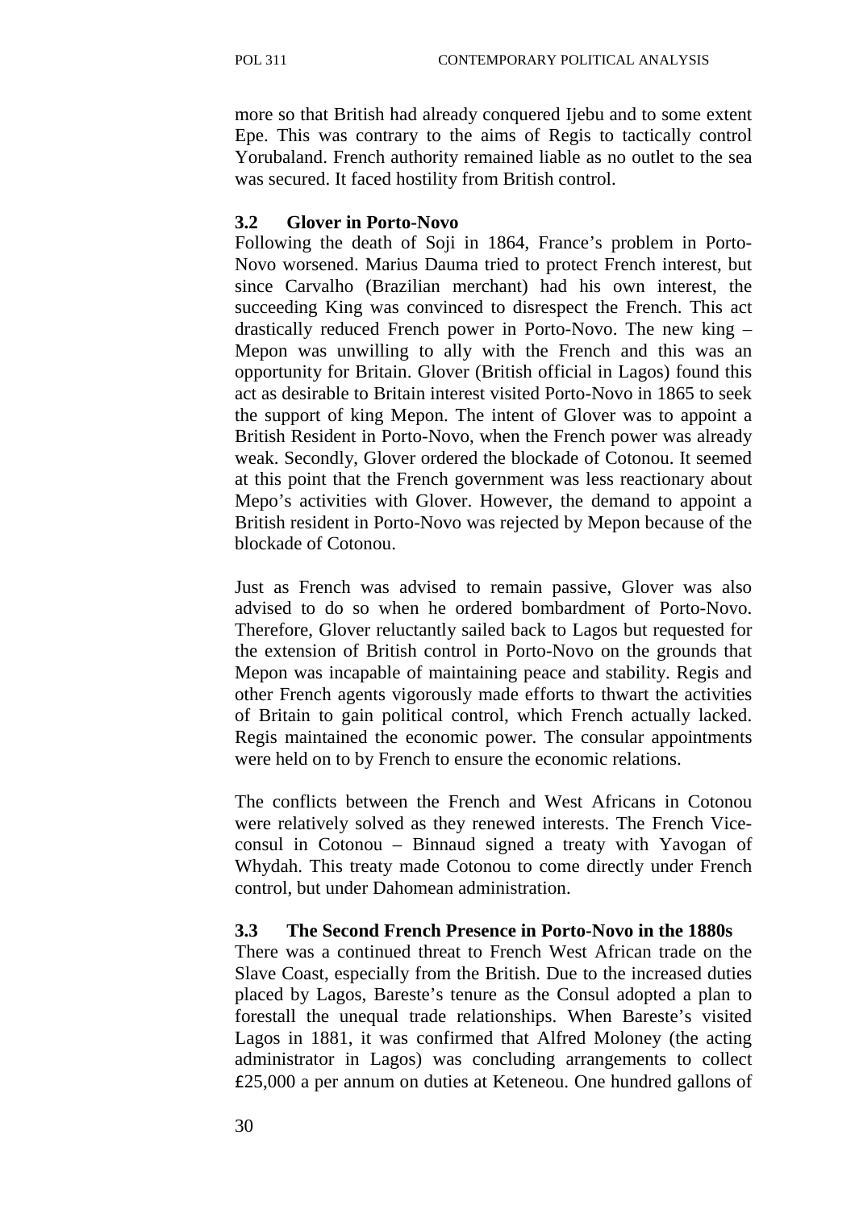more so that British had already conquered Ijebu and to some extent Epe. This was contrary to the aims of Regis to tactically control Yorubaland. French authority remained liable as no outlet to the sea was secured. It faced hostility from British control.

### 3.2 Glover in Porto-Novo

Following the death of Soji in 1864, France's problem in Porto-Novo worsened. Marius Dauma tried to protect French interest, but since Carvalho (Brazilian merchant) had his own interest, the succeeding King was convinced to disrespect the French. This act drastically reduced French power in Porto-Novo. The new king – Mepon was unwilling to ally with the French and this was an opportunity for Britain. Glover (British official in Lagos) found this act as desirable to Britain interest visited Porto-Novo in 1865 to seek the support of king Mepon. The intent of Glover was to appoint a British Resident in Porto-Novo, when the French power was already weak. Secondly, Glover ordered the blockade of Cotonou. It seemed at this point that the French government was less reactionary about Mepo's activities with Glover. However, the demand to appoint a British resident in Porto-Novo was rejected by Mepon because of the blockade of Cotonou.

Just as French was advised to remain passive, Glover was also advised to do so when he ordered bombardment of Porto-Novo. Therefore, Glover reluctantly sailed back to Lagos but requested for the extension of British control in Porto-Novo on the grounds that Mepon was incapable of maintaining peace and stability. Regis and other French agents vigorously made efforts to thwart the activities of Britain to gain political control, which French actually lacked. Regis maintained the economic power. The consular appointments were held on to by French to ensure the economic relations.

The conflicts between the French and West Africans in Cotonou were relatively solved as they renewed interests. The French Vice-consul in Cotonou – Binnaud signed a treaty with Yavogan of Whydah. This treaty made Cotonou to come directly under French control, but under Dahomean administration.

### 3.3 The Second French Presence in Porto-Novo in the 1880s

There was a continued threat to French West African trade on the Slave Coast, especially from the British. Due to the increased duties placed by Lagos, Bareste's tenure as the Consul adopted a plan to forestall the unequal trade relationships. When Bareste's visited Lagos in 1881, it was confirmed that Alfred Moloney (the acting administrator in Lagos) was concluding arrangements to collect £25,000 a per annum on duties at Keteneou. One hundred gallons of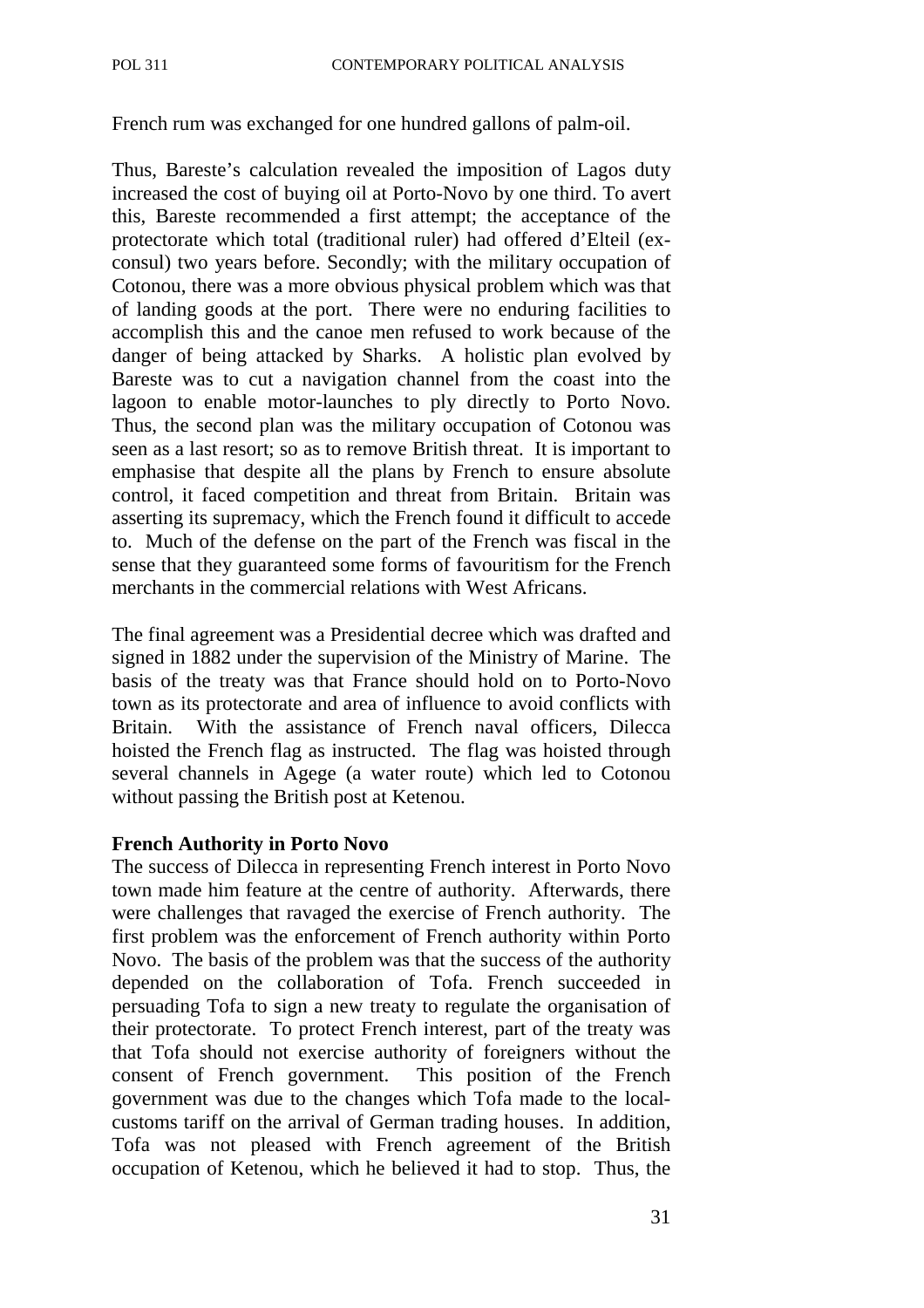French rum was exchanged for one hundred gallons of palm-oil.

Thus, Bareste's calculation revealed the imposition of Lagos duty increased the cost of buying oil at Porto-Novo by one third. To avert this, Bareste recommended a first attempt; the acceptance of the protectorate which total (traditional ruler) had offered d'Elteil (ex-consul) two years before. Secondly; with the military occupation of Cotonou, there was a more obvious physical problem which was that of landing goods at the port. There were no enduring facilities to accomplish this and the canoe men refused to work because of the danger of being attacked by Sharks. A holistic plan evolved by Bareste was to cut a navigation channel from the coast into the lagoon to enable motor-launches to ply directly to Porto Novo. Thus, the second plan was the military occupation of Cotonou was seen as a last resort; so as to remove British threat. It is important to emphasise that despite all the plans by French to ensure absolute control, it faced competition and threat from Britain. Britain was asserting its supremacy, which the French found it difficult to accede to. Much of the defense on the part of the French was fiscal in the sense that they guaranteed some forms of favouritism for the French merchants in the commercial relations with West Africans.

The final agreement was a Presidential decree which was drafted and signed in 1882 under the supervision of the Ministry of Marine. The basis of the treaty was that France should hold on to Porto-Novo town as its protectorate and area of influence to avoid conflicts with Britain. With the assistance of French naval officers, Dilecca hoisted the French flag as instructed. The flag was hoisted through several channels in Agege (a water route) which led to Cotonou without passing the British post at Ketenou.

**French Authority in Porto Novo**

The success of Dilecca in representing French interest in Porto Novo town made him feature at the centre of authority. Afterwards, there were challenges that ravaged the exercise of French authority. The first problem was the enforcement of French authority within Porto Novo. The basis of the problem was that the success of the authority depended on the collaboration of Tofa. French succeeded in persuading Tofa to sign a new treaty to regulate the organisation of their protectorate. To protect French interest, part of the treaty was that Tofa should not exercise authority of foreigners without the consent of French government. This position of the French government was due to the changes which Tofa made to the local-customs tariff on the arrival of German trading houses. In addition, Tofa was not pleased with French agreement of the British occupation of Ketenou, which he believed it had to stop. Thus, the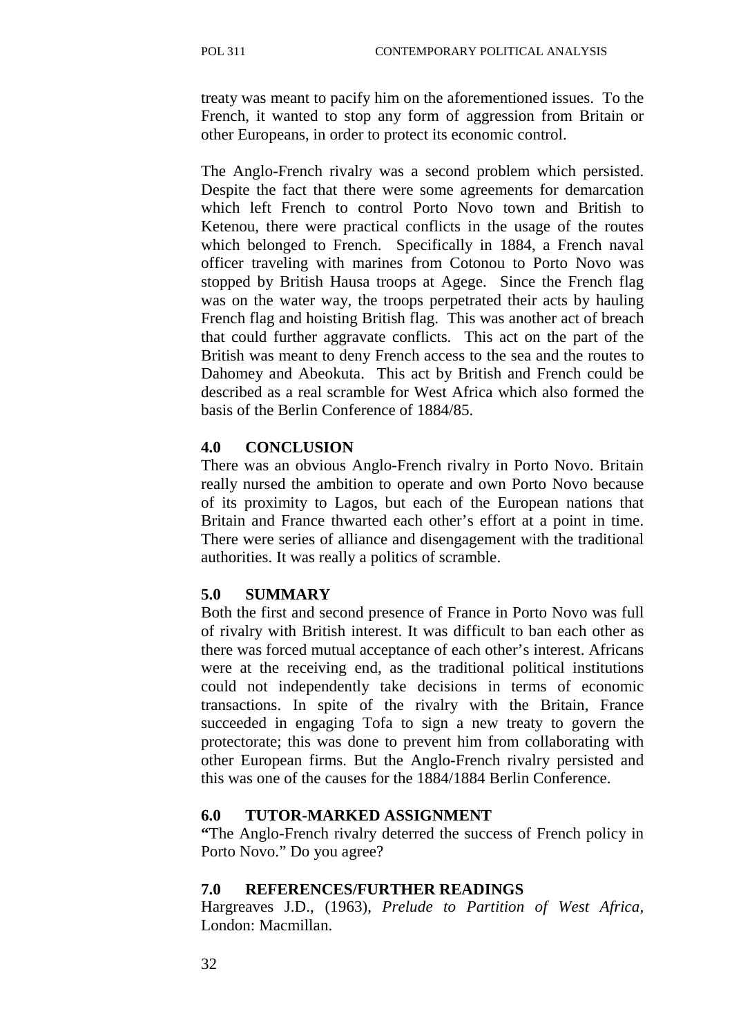treaty was meant to pacify him on the aforementioned issues. To the French, it wanted to stop any form of aggression from Britain or other Europeans, in order to protect its economic control.

The Anglo-French rivalry was a second problem which persisted. Despite the fact that there were some agreements for demarcation which left French to control Porto Novo town and British to Ketenou, there were practical conflicts in the usage of the routes which belonged to French. Specifically in 1884, a French naval officer traveling with marines from Cotonou to Porto Novo was stopped by British Hausa troops at Agege. Since the French flag was on the water way, the troops perpetrated their acts by hauling French flag and hoisting British flag. This was another act of breach that could further aggravate conflicts. This act on the part of the British was meant to deny French access to the sea and the routes to Dahomey and Abeokuta. This act by British and French could be described as a real scramble for West Africa which also formed the basis of the Berlin Conference of 1884/85.

## 4.0 CONCLUSION

There was an obvious Anglo-French rivalry in Porto Novo. Britain really nursed the ambition to operate and own Porto Novo because of its proximity to Lagos, but each of the European nations that Britain and France thwarted each other's effort at a point in time. There were series of alliance and disengagement with the traditional authorities. It was really a politics of scramble.

## 5.0 SUMMARY

Both the first and second presence of France in Porto Novo was full of rivalry with British interest. It was difficult to ban each other as there was forced mutual acceptance of each other's interest. Africans were at the receiving end, as the traditional political institutions could not independently take decisions in terms of economic transactions. In spite of the rivalry with the Britain, France succeeded in engaging Tofa to sign a new treaty to govern the protectorate; this was done to prevent him from collaborating with other European firms. But the Anglo-French rivalry persisted and this was one of the causes for the 1884/1884 Berlin Conference.

## 6.0 TUTOR-MARKED ASSIGNMENT

**"**The Anglo-French rivalry deterred the success of French policy in Porto Novo." Do you agree?

## 7.0 REFERENCES/FURTHER READINGS

Hargreaves J.D., (1963), *Prelude to Partition of West Africa*, London: Macmillan.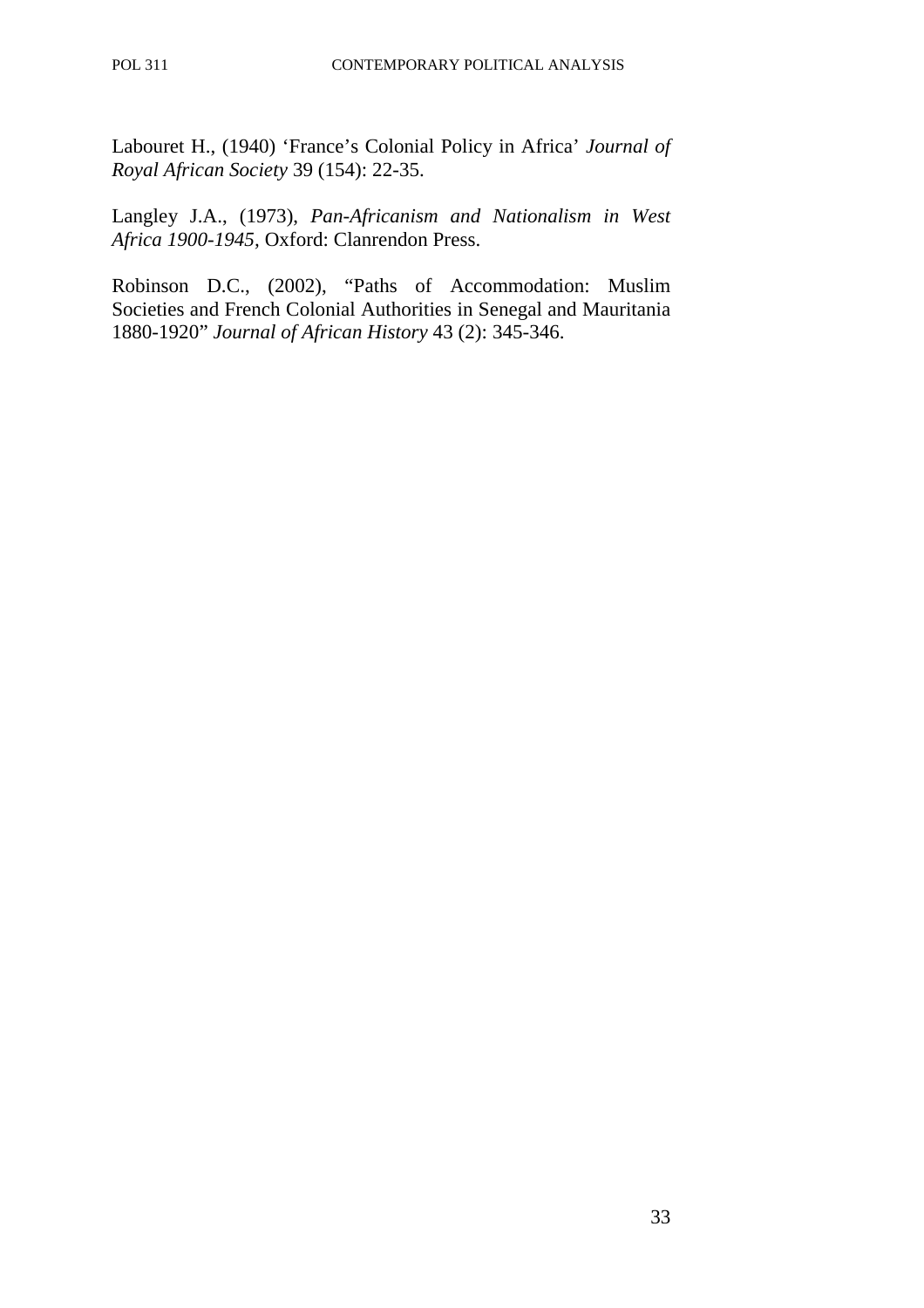Labouret H., (1940) 'France's Colonial Policy in Africa' *Journal of Royal African Society* 39 (154): 22-35.

Langley J.A., (1973), *Pan-Africanism and Nationalism in West Africa 1900-1945*, Oxford: Clanrendon Press.

Robinson D.C., (2002), "Paths of Accommodation: Muslim Societies and French Colonial Authorities in Senegal and Mauritania 1880-1920" *Journal of African History* 43 (2): 345-346.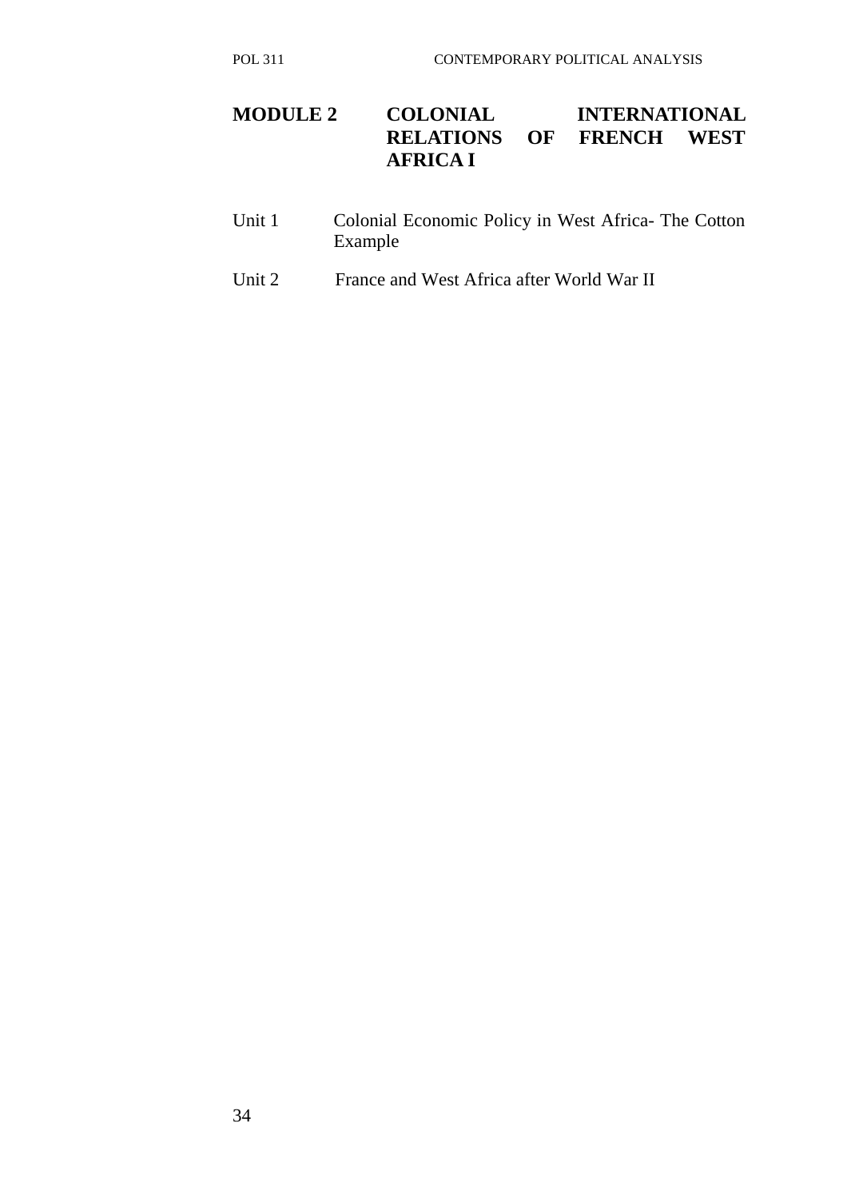# MODULE 2 COLONIAL INTERNATIONAL RELATIONS OF FRENCH WEST AFRICA I

Unit 1 Colonial Economic Policy in West Africa- The Cotton Example

Unit 2 France and West Africa after World War II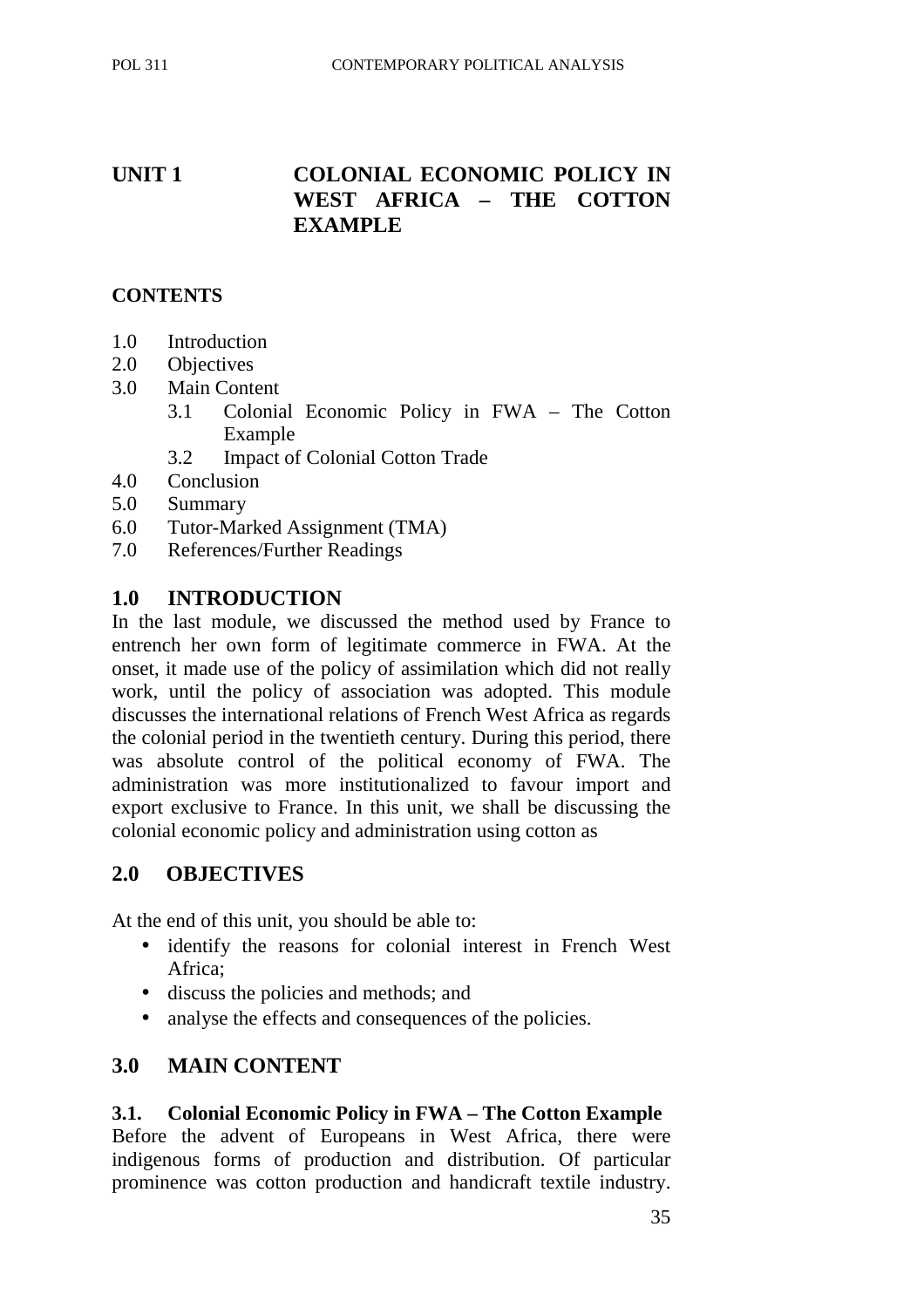# UNIT 1 COLONIAL ECONOMIC POLICY IN WEST AFRICA – THE COTTON EXAMPLE

**CONTENTS**

1.0 Introduction
2.0 Objectives
3.0 Main Content
  3.1 Colonial Economic Policy in FWA – The Cotton Example
  3.2 Impact of Colonial Cotton Trade
4.0 Conclusion
5.0 Summary
6.0 Tutor-Marked Assignment (TMA)
7.0 References/Further Readings

## 1.0 INTRODUCTION

In the last module, we discussed the method used by France to entrench her own form of legitimate commerce in FWA. At the onset, it made use of the policy of assimilation which did not really work, until the policy of association was adopted. This module discusses the international relations of French West Africa as regards the colonial period in the twentieth century. During this period, there was absolute control of the political economy of FWA. The administration was more institutionalized to favour import and export exclusive to France. In this unit, we shall be discussing the colonial economic policy and administration using cotton as

## 2.0 OBJECTIVES

At the end of this unit, you should be able to:

- identify the reasons for colonial interest in French West Africa;
- discuss the policies and methods; and
- analyse the effects and consequences of the policies.

## 3.0 MAIN CONTENT

### 3.1. Colonial Economic Policy in FWA – The Cotton Example

Before the advent of Europeans in West Africa, there were indigenous forms of production and distribution. Of particular prominence was cotton production and handicraft textile industry.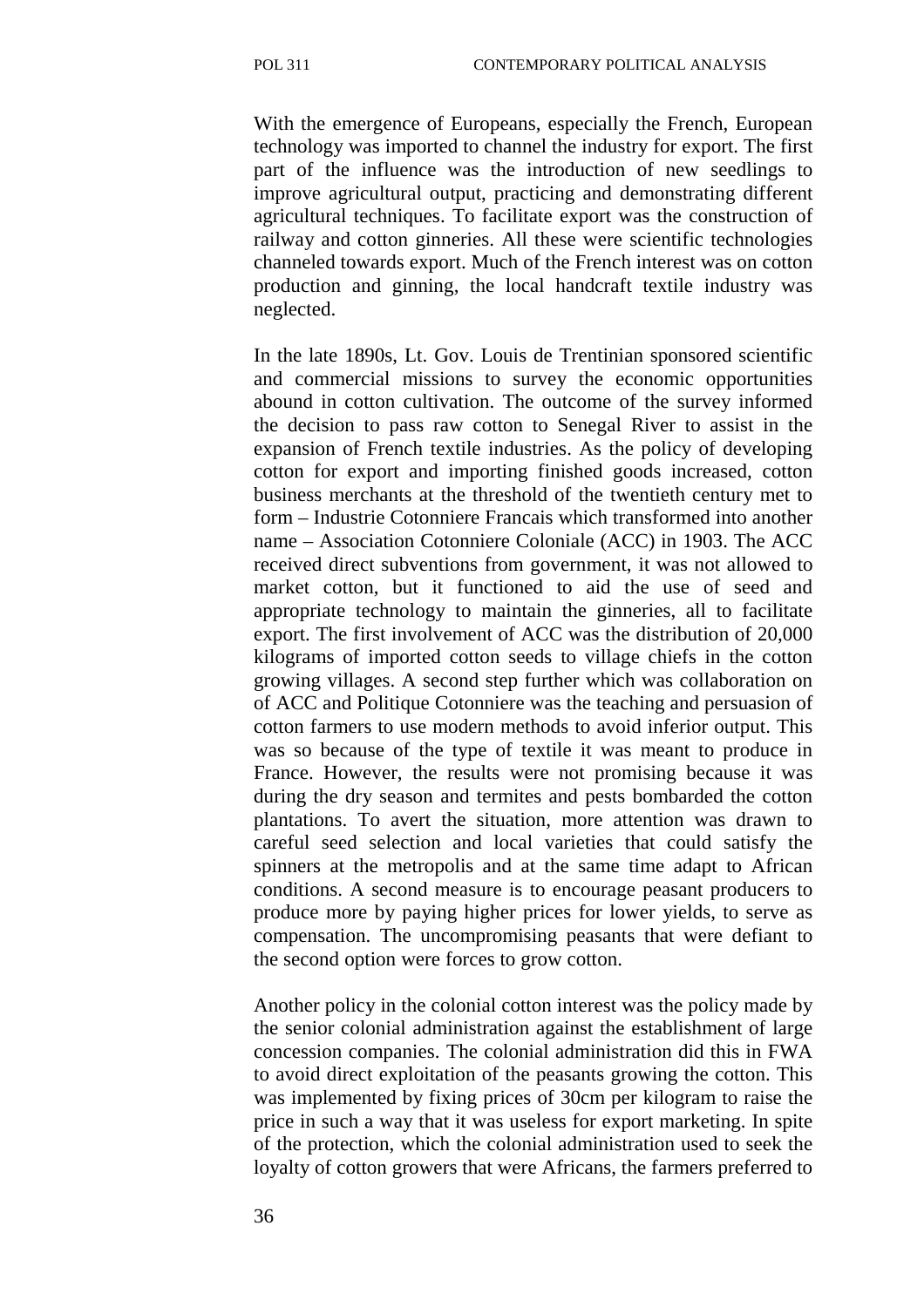With the emergence of Europeans, especially the French, European technology was imported to channel the industry for export. The first part of the influence was the introduction of new seedlings to improve agricultural output, practicing and demonstrating different agricultural techniques. To facilitate export was the construction of railway and cotton ginneries. All these were scientific technologies channeled towards export. Much of the French interest was on cotton production and ginning, the local handcraft textile industry was neglected.

In the late 1890s, Lt. Gov. Louis de Trentinian sponsored scientific and commercial missions to survey the economic opportunities abound in cotton cultivation. The outcome of the survey informed the decision to pass raw cotton to Senegal River to assist in the expansion of French textile industries. As the policy of developing cotton for export and importing finished goods increased, cotton business merchants at the threshold of the twentieth century met to form – Industrie Cotonniere Francais which transformed into another name – Association Cotonniere Coloniale (ACC) in 1903. The ACC received direct subventions from government, it was not allowed to market cotton, but it functioned to aid the use of seed and appropriate technology to maintain the ginneries, all to facilitate export. The first involvement of ACC was the distribution of 20,000 kilograms of imported cotton seeds to village chiefs in the cotton growing villages. A second step further which was collaboration on of ACC and Politique Cotonniere was the teaching and persuasion of cotton farmers to use modern methods to avoid inferior output. This was so because of the type of textile it was meant to produce in France. However, the results were not promising because it was during the dry season and termites and pests bombarded the cotton plantations. To avert the situation, more attention was drawn to careful seed selection and local varieties that could satisfy the spinners at the metropolis and at the same time adapt to African conditions. A second measure is to encourage peasant producers to produce more by paying higher prices for lower yields, to serve as compensation. The uncompromising peasants that were defiant to the second option were forces to grow cotton.

Another policy in the colonial cotton interest was the policy made by the senior colonial administration against the establishment of large concession companies. The colonial administration did this in FWA to avoid direct exploitation of the peasants growing the cotton. This was implemented by fixing prices of 30cm per kilogram to raise the price in such a way that it was useless for export marketing. In spite of the protection, which the colonial administration used to seek the loyalty of cotton growers that were Africans, the farmers preferred to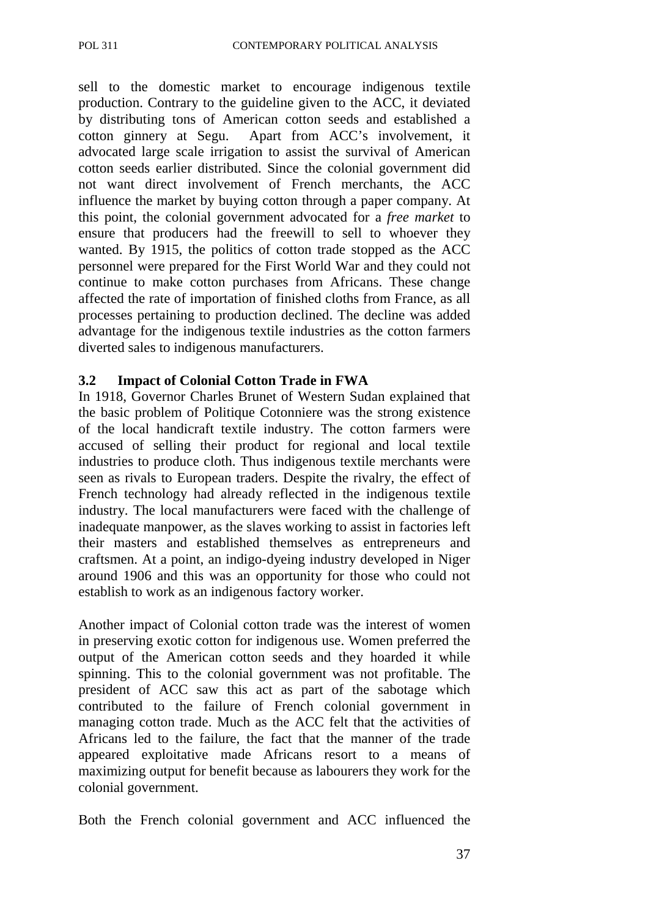sell to the domestic market to encourage indigenous textile production. Contrary to the guideline given to the ACC, it deviated by distributing tons of American cotton seeds and established a cotton ginnery at Segu. Apart from ACC's involvement, it advocated large scale irrigation to assist the survival of American cotton seeds earlier distributed. Since the colonial government did not want direct involvement of French merchants, the ACC influence the market by buying cotton through a paper company. At this point, the colonial government advocated for a *free market* to ensure that producers had the freewill to sell to whoever they wanted. By 1915, the politics of cotton trade stopped as the ACC personnel were prepared for the First World War and they could not continue to make cotton purchases from Africans. These change affected the rate of importation of finished cloths from France, as all processes pertaining to production declined. The decline was added advantage for the indigenous textile industries as the cotton farmers diverted sales to indigenous manufacturers.

### 3.2 Impact of Colonial Cotton Trade in FWA

In 1918, Governor Charles Brunet of Western Sudan explained that the basic problem of Politique Cotonniere was the strong existence of the local handicraft textile industry. The cotton farmers were accused of selling their product for regional and local textile industries to produce cloth. Thus indigenous textile merchants were seen as rivals to European traders. Despite the rivalry, the effect of French technology had already reflected in the indigenous textile industry. The local manufacturers were faced with the challenge of inadequate manpower, as the slaves working to assist in factories left their masters and established themselves as entrepreneurs and craftsmen. At a point, an indigo-dyeing industry developed in Niger around 1906 and this was an opportunity for those who could not establish to work as an indigenous factory worker.

Another impact of Colonial cotton trade was the interest of women in preserving exotic cotton for indigenous use. Women preferred the output of the American cotton seeds and they hoarded it while spinning. This to the colonial government was not profitable. The president of ACC saw this act as part of the sabotage which contributed to the failure of French colonial government in managing cotton trade. Much as the ACC felt that the activities of Africans led to the failure, the fact that the manner of the trade appeared exploitative made Africans resort to a means of maximizing output for benefit because as labourers they work for the colonial government.

Both the French colonial government and ACC influenced the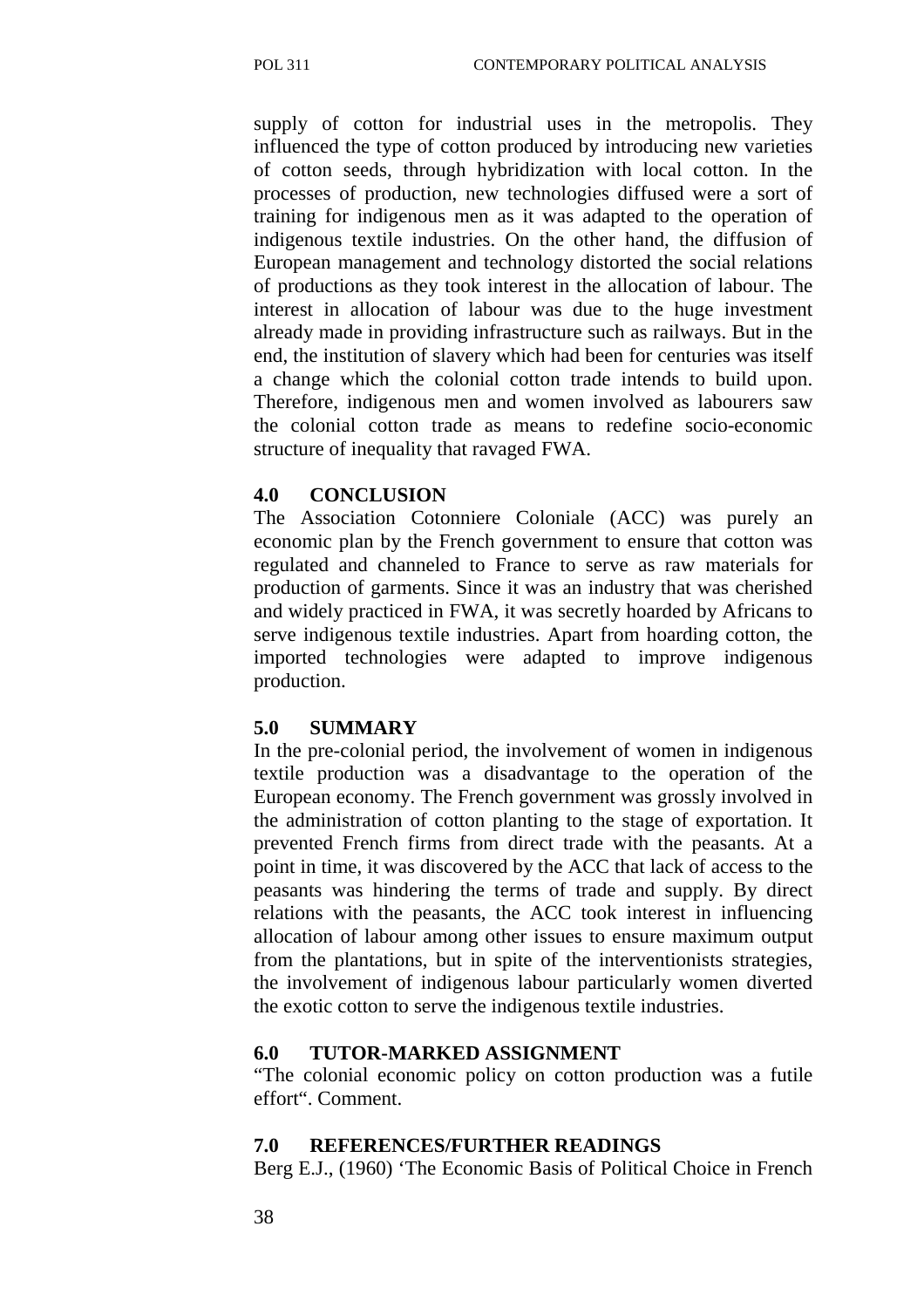supply of cotton for industrial uses in the metropolis. They influenced the type of cotton produced by introducing new varieties of cotton seeds, through hybridization with local cotton. In the processes of production, new technologies diffused were a sort of training for indigenous men as it was adapted to the operation of indigenous textile industries. On the other hand, the diffusion of European management and technology distorted the social relations of productions as they took interest in the allocation of labour. The interest in allocation of labour was due to the huge investment already made in providing infrastructure such as railways. But in the end, the institution of slavery which had been for centuries was itself a change which the colonial cotton trade intends to build upon. Therefore, indigenous men and women involved as labourers saw the colonial cotton trade as means to redefine socio-economic structure of inequality that ravaged FWA.

## 4.0 CONCLUSION

The Association Cotonniere Coloniale (ACC) was purely an economic plan by the French government to ensure that cotton was regulated and channeled to France to serve as raw materials for production of garments. Since it was an industry that was cherished and widely practiced in FWA, it was secretly hoarded by Africans to serve indigenous textile industries. Apart from hoarding cotton, the imported technologies were adapted to improve indigenous production.

## 5.0 SUMMARY

In the pre-colonial period, the involvement of women in indigenous textile production was a disadvantage to the operation of the European economy. The French government was grossly involved in the administration of cotton planting to the stage of exportation. It prevented French firms from direct trade with the peasants. At a point in time, it was discovered by the ACC that lack of access to the peasants was hindering the terms of trade and supply. By direct relations with the peasants, the ACC took interest in influencing allocation of labour among other issues to ensure maximum output from the plantations, but in spite of the interventionists strategies, the involvement of indigenous labour particularly women diverted the exotic cotton to serve the indigenous textile industries.

## 6.0 TUTOR-MARKED ASSIGNMENT

"The colonial economic policy on cotton production was a futile effort". Comment.

## 7.0 REFERENCES/FURTHER READINGS

Berg E.J., (1960) 'The Economic Basis of Political Choice in French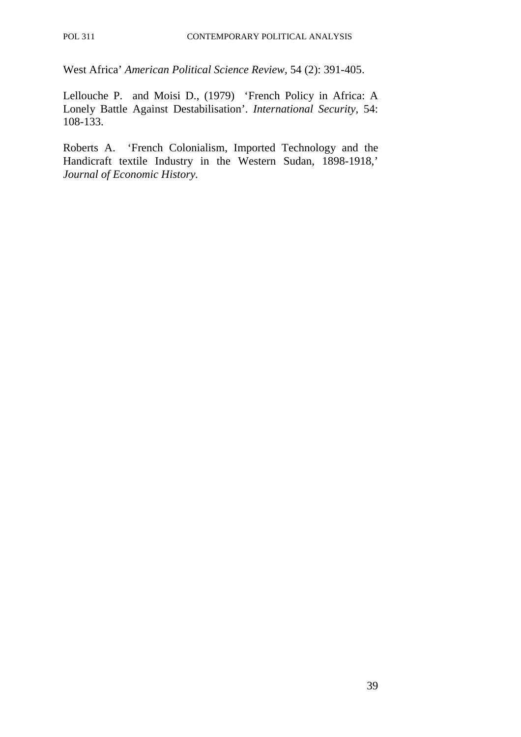West Africa' *American Political Science Review,* 54 (2): 391-405.

Lellouche P. and Moisi D., (1979) 'French Policy in Africa: A Lonely Battle Against Destabilisation'. *International Security,* 54: 108-133.

Roberts A. 'French Colonialism, Imported Technology and the Handicraft textile Industry in the Western Sudan, 1898-1918,' *Journal of Economic History.*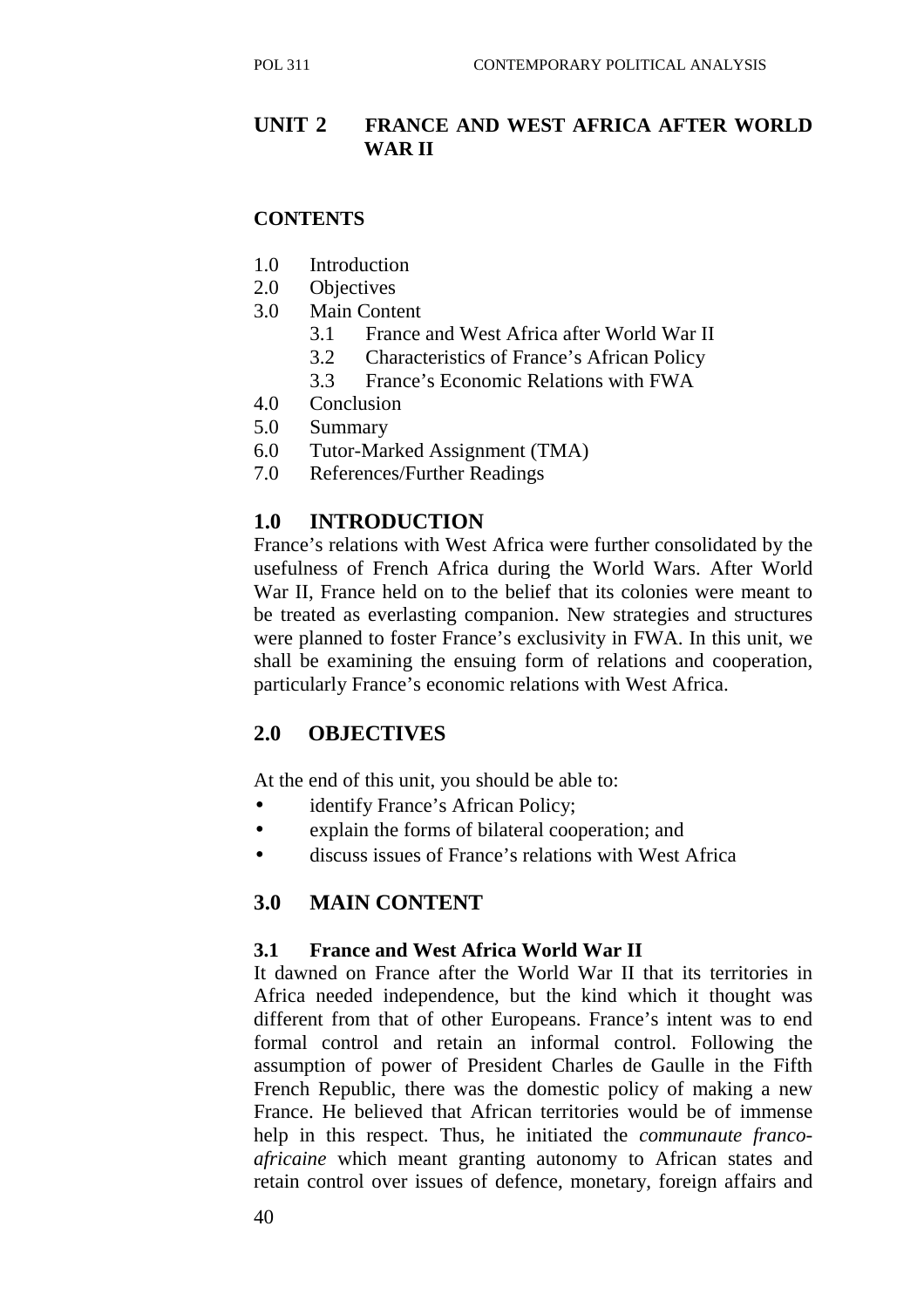# UNIT 2 FRANCE AND WEST AFRICA AFTER WORLD WAR II

## CONTENTS

1.0 Introduction
2.0 Objectives
3.0 Main Content
   3.1 France and West Africa after World War II
   3.2 Characteristics of France's African Policy
   3.3 France's Economic Relations with FWA
4.0 Conclusion
5.0 Summary
6.0 Tutor-Marked Assignment (TMA)
7.0 References/Further Readings

## 1.0 INTRODUCTION

France's relations with West Africa were further consolidated by the usefulness of French Africa during the World Wars. After World War II, France held on to the belief that its colonies were meant to be treated as everlasting companion. New strategies and structures were planned to foster France's exclusivity in FWA. In this unit, we shall be examining the ensuing form of relations and cooperation, particularly France's economic relations with West Africa.

## 2.0 OBJECTIVES

At the end of this unit, you should be able to:

- identify France's African Policy;
- explain the forms of bilateral cooperation; and
- discuss issues of France's relations with West Africa

## 3.0 MAIN CONTENT

### 3.1 France and West Africa World War II

It dawned on France after the World War II that its territories in Africa needed independence, but the kind which it thought was different from that of other Europeans. France's intent was to end formal control and retain an informal control. Following the assumption of power of President Charles de Gaulle in the Fifth French Republic, there was the domestic policy of making a new France. He believed that African territories would be of immense help in this respect. Thus, he initiated the *communaute franco-africaine* which meant granting autonomy to African states and retain control over issues of defence, monetary, foreign affairs and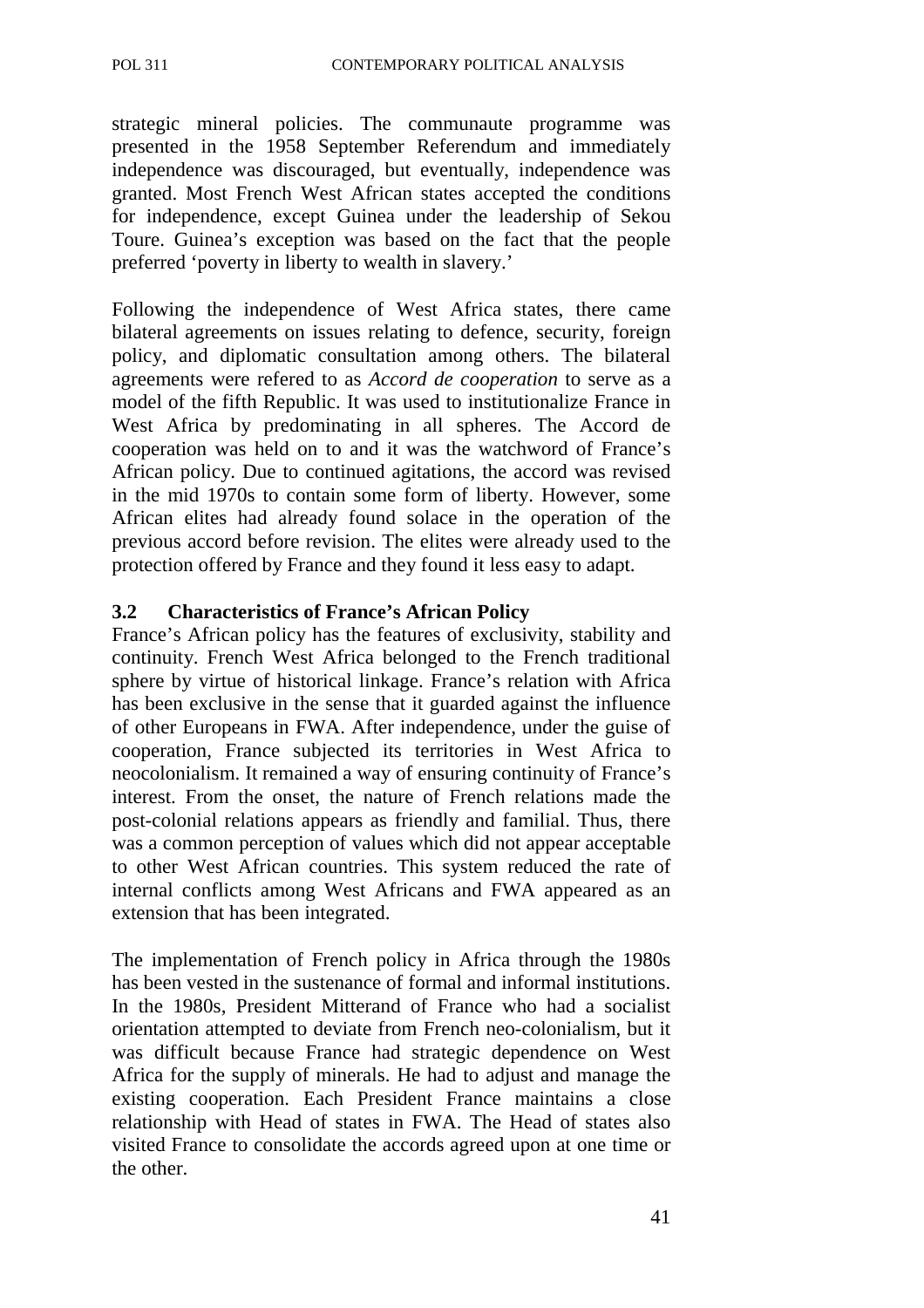strategic mineral policies. The communaute programme was presented in the 1958 September Referendum and immediately independence was discouraged, but eventually, independence was granted. Most French West African states accepted the conditions for independence, except Guinea under the leadership of Sekou Toure. Guinea's exception was based on the fact that the people preferred 'poverty in liberty to wealth in slavery.'

Following the independence of West Africa states, there came bilateral agreements on issues relating to defence, security, foreign policy, and diplomatic consultation among others. The bilateral agreements were refered to as *Accord de cooperation* to serve as a model of the fifth Republic. It was used to institutionalize France in West Africa by predominating in all spheres. The Accord de cooperation was held on to and it was the watchword of France's African policy. Due to continued agitations, the accord was revised in the mid 1970s to contain some form of liberty. However, some African elites had already found solace in the operation of the previous accord before revision. The elites were already used to the protection offered by France and they found it less easy to adapt.

### 3.2 Characteristics of France's African Policy

France's African policy has the features of exclusivity, stability and continuity. French West Africa belonged to the French traditional sphere by virtue of historical linkage. France's relation with Africa has been exclusive in the sense that it guarded against the influence of other Europeans in FWA. After independence, under the guise of cooperation, France subjected its territories in West Africa to neocolonialism. It remained a way of ensuring continuity of France's interest. From the onset, the nature of French relations made the post-colonial relations appears as friendly and familial. Thus, there was a common perception of values which did not appear acceptable to other West African countries. This system reduced the rate of internal conflicts among West Africans and FWA appeared as an extension that has been integrated.

The implementation of French policy in Africa through the 1980s has been vested in the sustenance of formal and informal institutions. In the 1980s, President Mitterand of France who had a socialist orientation attempted to deviate from French neo-colonialism, but it was difficult because France had strategic dependence on West Africa for the supply of minerals. He had to adjust and manage the existing cooperation. Each President France maintains a close relationship with Head of states in FWA. The Head of states also visited France to consolidate the accords agreed upon at one time or the other.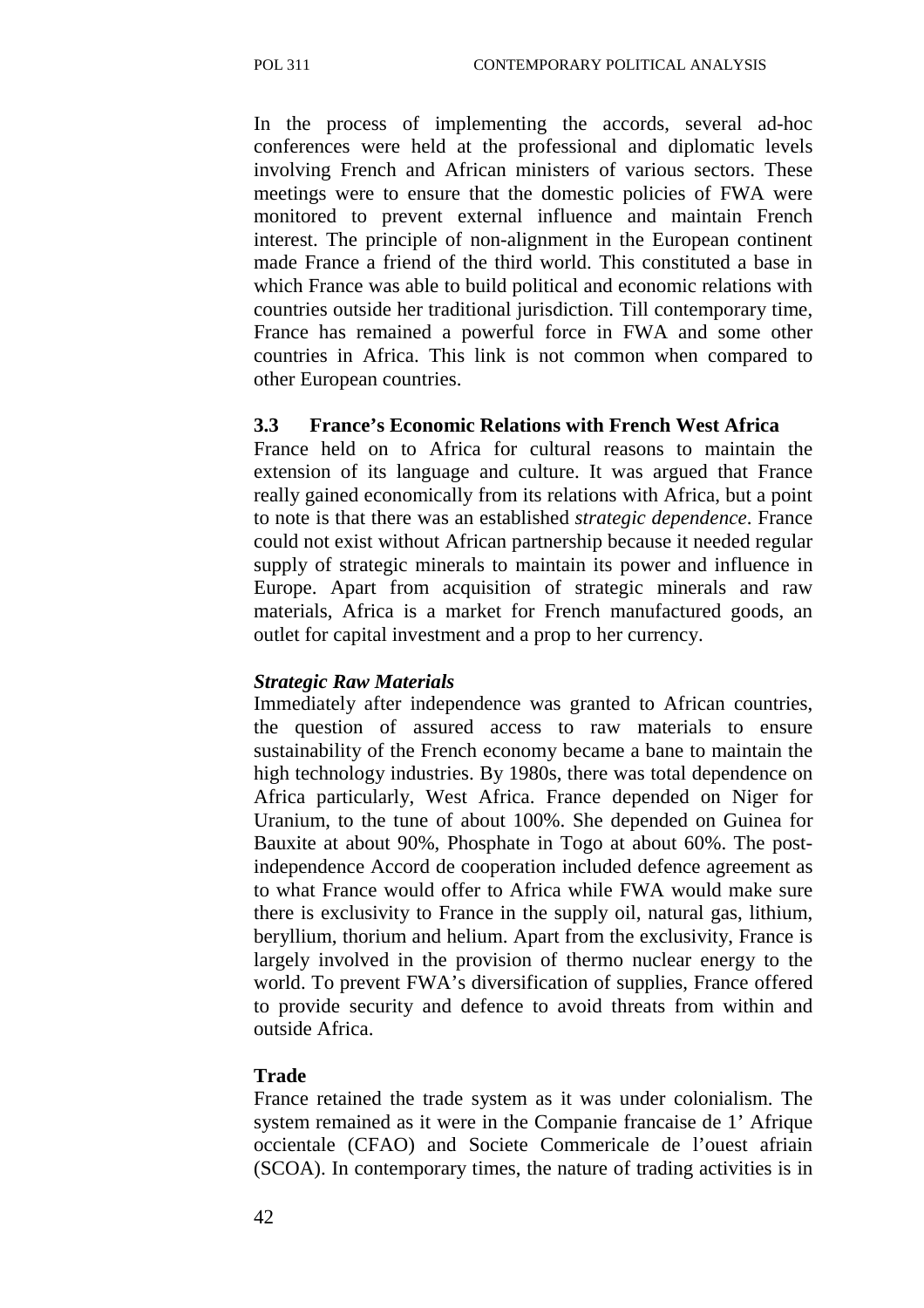In the process of implementing the accords, several ad-hoc conferences were held at the professional and diplomatic levels involving French and African ministers of various sectors. These meetings were to ensure that the domestic policies of FWA were monitored to prevent external influence and maintain French interest. The principle of non-alignment in the European continent made France a friend of the third world. This constituted a base in which France was able to build political and economic relations with countries outside her traditional jurisdiction. Till contemporary time, France has remained a powerful force in FWA and some other countries in Africa. This link is not common when compared to other European countries.

### 3.3 France's Economic Relations with French West Africa

France held on to Africa for cultural reasons to maintain the extension of its language and culture. It was argued that France really gained economically from its relations with Africa, but a point to note is that there was an established *strategic dependence*. France could not exist without African partnership because it needed regular supply of strategic minerals to maintain its power and influence in Europe. Apart from acquisition of strategic minerals and raw materials, Africa is a market for French manufactured goods, an outlet for capital investment and a prop to her currency.

***Strategic Raw Materials***

Immediately after independence was granted to African countries, the question of assured access to raw materials to ensure sustainability of the French economy became a bane to maintain the high technology industries. By 1980s, there was total dependence on Africa particularly, West Africa. France depended on Niger for Uranium, to the tune of about 100%. She depended on Guinea for Bauxite at about 90%, Phosphate in Togo at about 60%. The post-independence Accord de cooperation included defence agreement as to what France would offer to Africa while FWA would make sure there is exclusivity to France in the supply oil, natural gas, lithium, beryllium, thorium and helium. Apart from the exclusivity, France is largely involved in the provision of thermo nuclear energy to the world. To prevent FWA's diversification of supplies, France offered to provide security and defence to avoid threats from within and outside Africa.

**Trade**

France retained the trade system as it was under colonialism. The system remained as it were in the Companie francaise de 1' Afrique occientale (CFAO) and Societe Commericale de l'ouest afriain (SCOA). In contemporary times, the nature of trading activities is in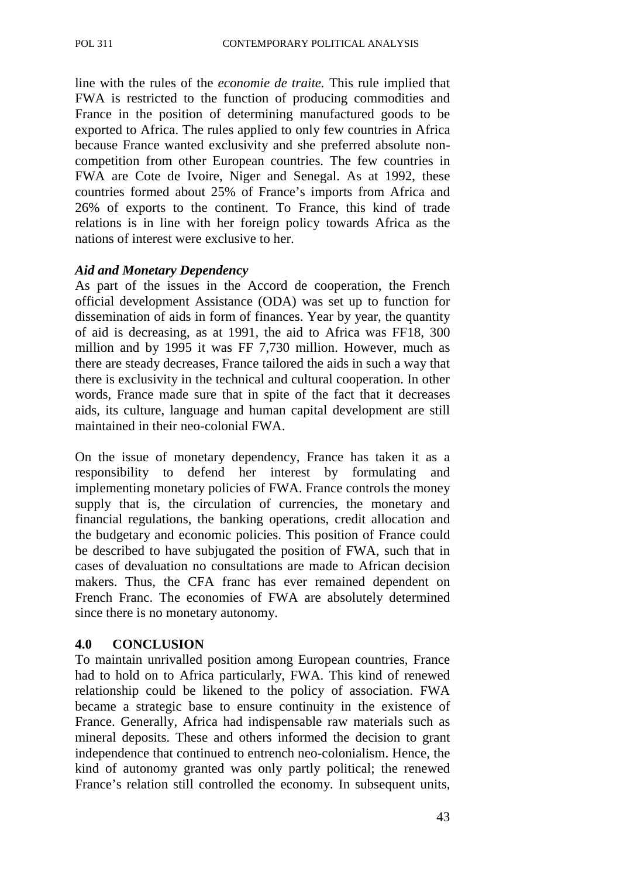line with the rules of the *economie de traite.* This rule implied that FWA is restricted to the function of producing commodities and France in the position of determining manufactured goods to be exported to Africa. The rules applied to only few countries in Africa because France wanted exclusivity and she preferred absolute non-competition from other European countries. The few countries in FWA are Cote de Ivoire, Niger and Senegal. As at 1992, these countries formed about 25% of France's imports from Africa and 26% of exports to the continent. To France, this kind of trade relations is in line with her foreign policy towards Africa as the nations of interest were exclusive to her.

***Aid and Monetary Dependency***

As part of the issues in the Accord de cooperation, the French official development Assistance (ODA) was set up to function for dissemination of aids in form of finances. Year by year, the quantity of aid is decreasing, as at 1991, the aid to Africa was FF18, 300 million and by 1995 it was FF 7,730 million. However, much as there are steady decreases, France tailored the aids in such a way that there is exclusivity in the technical and cultural cooperation. In other words, France made sure that in spite of the fact that it decreases aids, its culture, language and human capital development are still maintained in their neo-colonial FWA.

On the issue of monetary dependency, France has taken it as a responsibility to defend her interest by formulating and implementing monetary policies of FWA. France controls the money supply that is, the circulation of currencies, the monetary and financial regulations, the banking operations, credit allocation and the budgetary and economic policies. This position of France could be described to have subjugated the position of FWA, such that in cases of devaluation no consultations are made to African decision makers. Thus, the CFA franc has ever remained dependent on French Franc. The economies of FWA are absolutely determined since there is no monetary autonomy.

## 4.0 CONCLUSION

To maintain unrivalled position among European countries, France had to hold on to Africa particularly, FWA. This kind of renewed relationship could be likened to the policy of association. FWA became a strategic base to ensure continuity in the existence of France. Generally, Africa had indispensable raw materials such as mineral deposits. These and others informed the decision to grant independence that continued to entrench neo-colonialism. Hence, the kind of autonomy granted was only partly political; the renewed France's relation still controlled the economy. In subsequent units,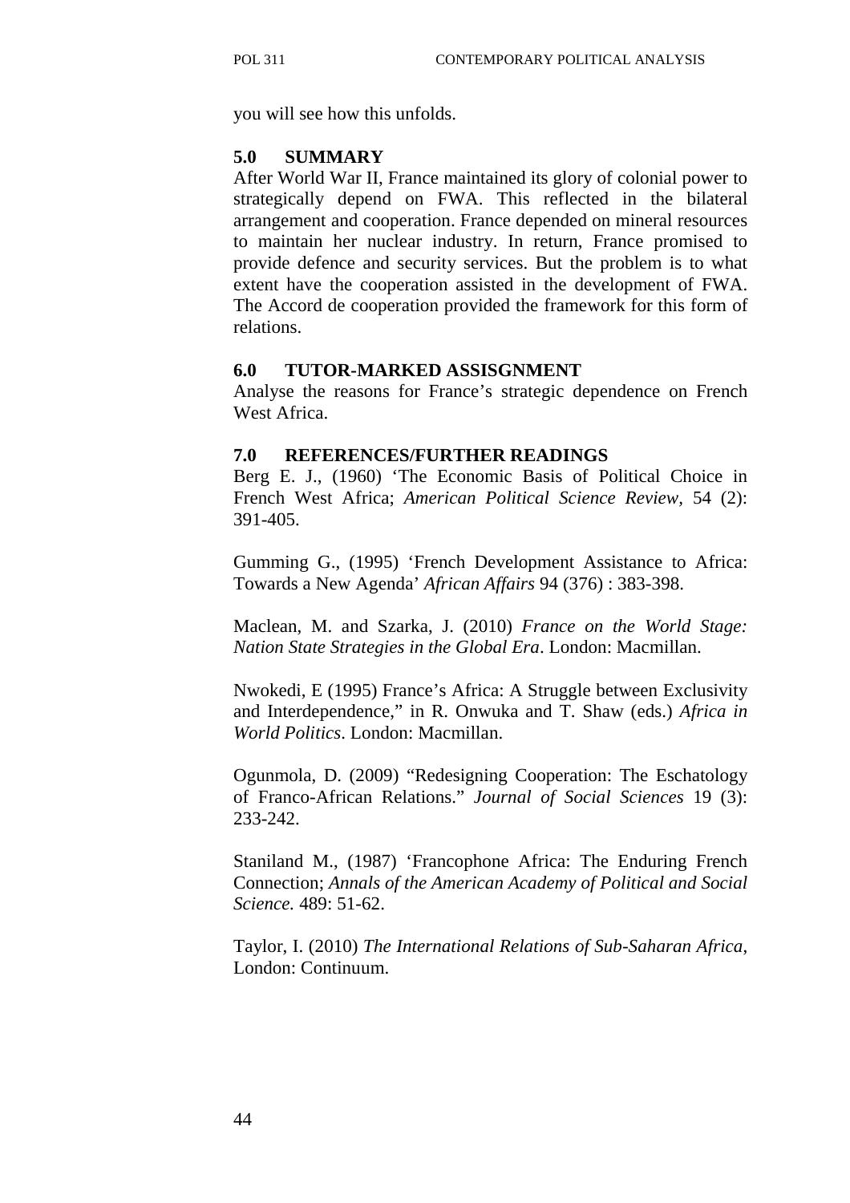you will see how this unfolds.

## 5.0 SUMMARY

After World War II, France maintained its glory of colonial power to strategically depend on FWA. This reflected in the bilateral arrangement and cooperation. France depended on mineral resources to maintain her nuclear industry. In return, France promised to provide defence and security services. But the problem is to what extent have the cooperation assisted in the development of FWA. The Accord de cooperation provided the framework for this form of relations.

## 6.0 TUTOR-MARKED ASSISGNMENT

Analyse the reasons for France's strategic dependence on French West Africa.

## 7.0 REFERENCES/FURTHER READINGS

Berg E. J., (1960) 'The Economic Basis of Political Choice in French West Africa; *American Political Science Review*, 54 (2): 391-405.

Gumming G., (1995) 'French Development Assistance to Africa: Towards a New Agenda' *African Affairs* 94 (376) : 383-398.

Maclean, M. and Szarka, J. (2010) *France on the World Stage: Nation State Strategies in the Global Era*. London: Macmillan.

Nwokedi, E (1995) France's Africa: A Struggle between Exclusivity and Interdependence," in R. Onwuka and T. Shaw (eds.) *Africa in World Politics*. London: Macmillan.

Ogunmola, D. (2009) "Redesigning Cooperation: The Eschatology of Franco-African Relations." *Journal of Social Sciences* 19 (3): 233-242.

Staniland M., (1987) 'Francophone Africa: The Enduring French Connection; *Annals of the American Academy of Political and Social Science.* 489: 51-62.

Taylor, I. (2010) *The International Relations of Sub-Saharan Africa*, London: Continuum.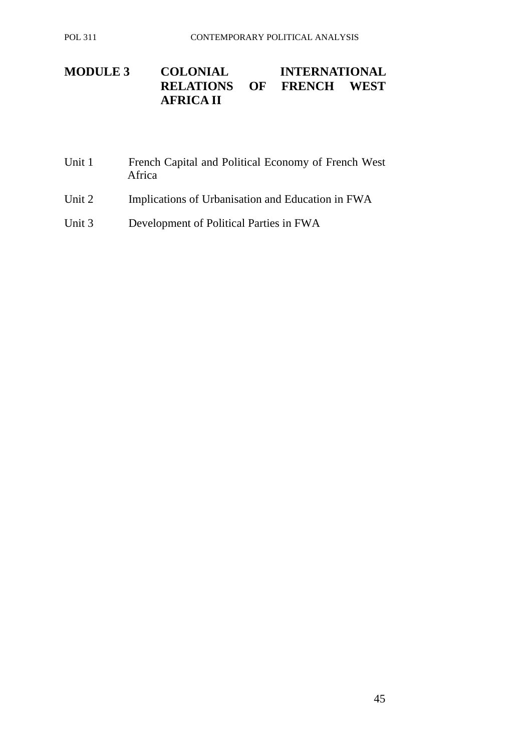# MODULE 3 COLONIAL INTERNATIONAL RELATIONS OF FRENCH WEST AFRICA II

Unit 1 French Capital and Political Economy of French West Africa

Unit 2 Implications of Urbanisation and Education in FWA

Unit 3 Development of Political Parties in FWA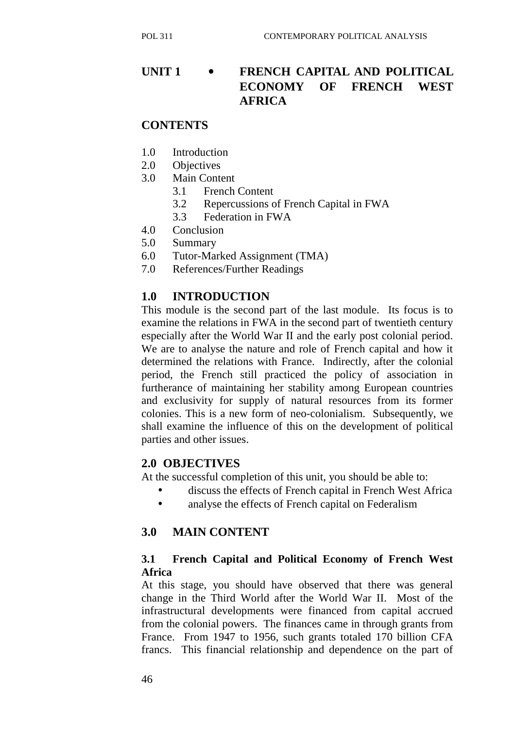# UNIT 1 • FRENCH CAPITAL AND POLITICAL ECONOMY OF FRENCH WEST AFRICA

## CONTENTS

1.0 Introduction
2.0 Objectives
3.0 Main Content
    3.1 French Content
    3.2 Repercussions of French Capital in FWA
    3.3 Federation in FWA
4.0 Conclusion
5.0 Summary
6.0 Tutor-Marked Assignment (TMA)
7.0 References/Further Readings

## 1.0 INTRODUCTION

This module is the second part of the last module. Its focus is to examine the relations in FWA in the second part of twentieth century especially after the World War II and the early post colonial period. We are to analyse the nature and role of French capital and how it determined the relations with France. Indirectly, after the colonial period, the French still practiced the policy of association in furtherance of maintaining her stability among European countries and exclusivity for supply of natural resources from its former colonies. This is a new form of neo-colonialism. Subsequently, we shall examine the influence of this on the development of political parties and other issues.

## 2.0 OBJECTIVES

At the successful completion of this unit, you should be able to:

- discuss the effects of French capital in French West Africa
- analyse the effects of French capital on Federalism

## 3.0 MAIN CONTENT

### 3.1 French Capital and Political Economy of French West Africa

At this stage, you should have observed that there was general change in the Third World after the World War II. Most of the infrastructural developments were financed from capital accrued from the colonial powers. The finances came in through grants from France. From 1947 to 1956, such grants totaled 170 billion CFA francs. This financial relationship and dependence on the part of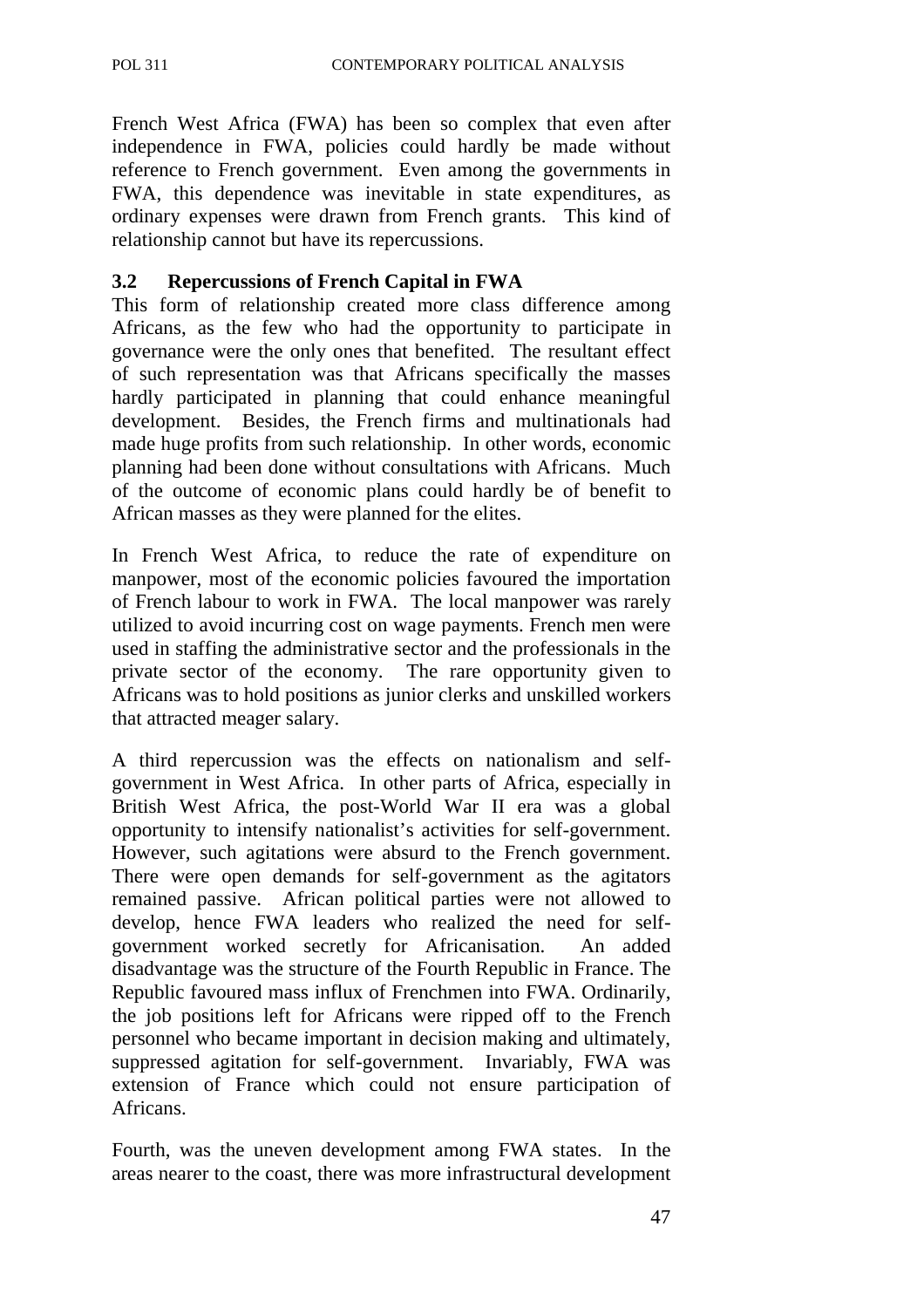French West Africa (FWA) has been so complex that even after independence in FWA, policies could hardly be made without reference to French government. Even among the governments in FWA, this dependence was inevitable in state expenditures, as ordinary expenses were drawn from French grants. This kind of relationship cannot but have its repercussions.

### 3.2 Repercussions of French Capital in FWA

This form of relationship created more class difference among Africans, as the few who had the opportunity to participate in governance were the only ones that benefited. The resultant effect of such representation was that Africans specifically the masses hardly participated in planning that could enhance meaningful development. Besides, the French firms and multinationals had made huge profits from such relationship. In other words, economic planning had been done without consultations with Africans. Much of the outcome of economic plans could hardly be of benefit to African masses as they were planned for the elites.

In French West Africa, to reduce the rate of expenditure on manpower, most of the economic policies favoured the importation of French labour to work in FWA. The local manpower was rarely utilized to avoid incurring cost on wage payments. French men were used in staffing the administrative sector and the professionals in the private sector of the economy. The rare opportunity given to Africans was to hold positions as junior clerks and unskilled workers that attracted meager salary.

A third repercussion was the effects on nationalism and self-government in West Africa. In other parts of Africa, especially in British West Africa, the post-World War II era was a global opportunity to intensify nationalist's activities for self-government. However, such agitations were absurd to the French government. There were open demands for self-government as the agitators remained passive. African political parties were not allowed to develop, hence FWA leaders who realized the need for self-government worked secretly for Africanisation. An added disadvantage was the structure of the Fourth Republic in France. The Republic favoured mass influx of Frenchmen into FWA. Ordinarily, the job positions left for Africans were ripped off to the French personnel who became important in decision making and ultimately, suppressed agitation for self-government. Invariably, FWA was extension of France which could not ensure participation of Africans.

Fourth, was the uneven development among FWA states. In the areas nearer to the coast, there was more infrastructural development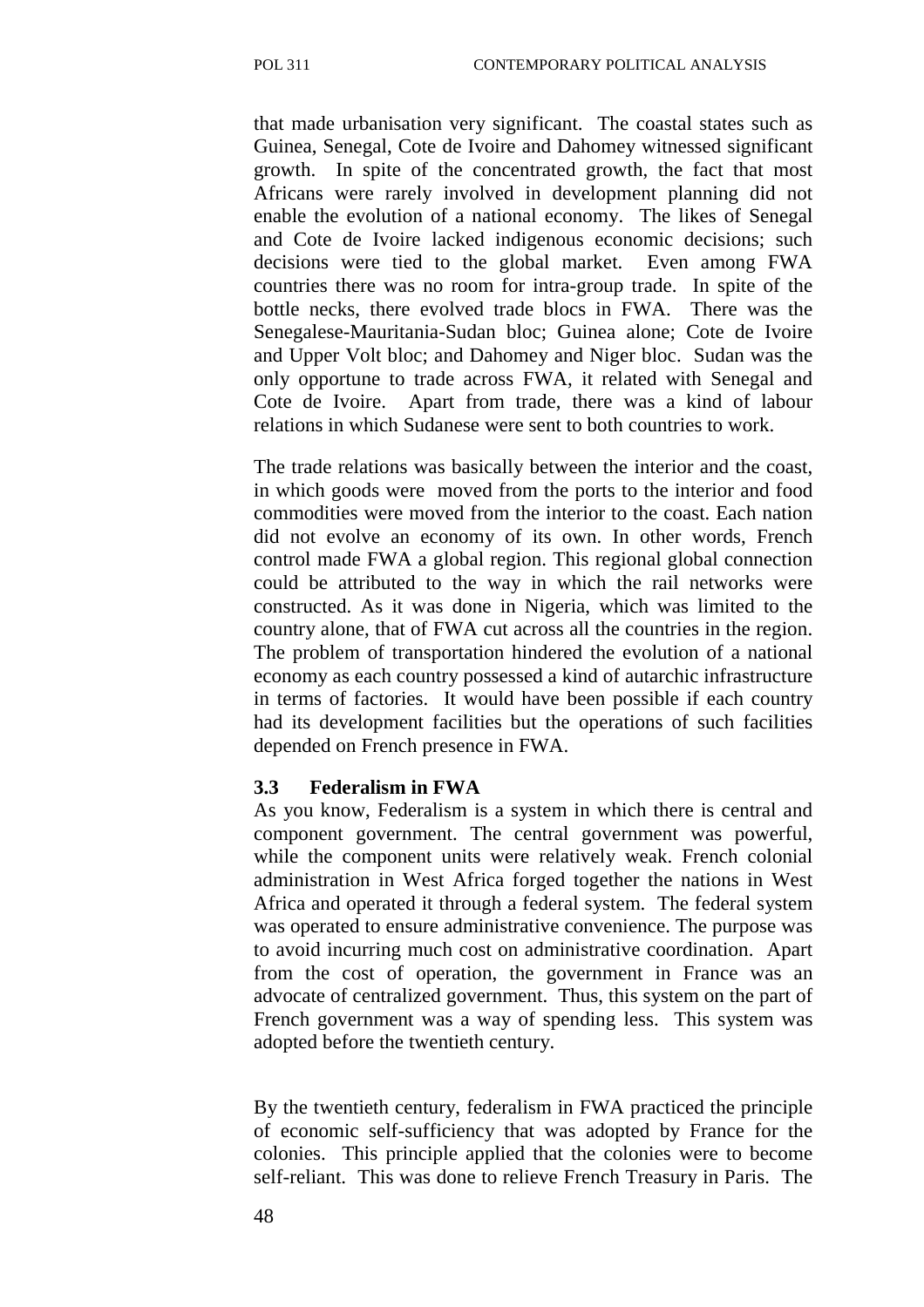that made urbanisation very significant. The coastal states such as Guinea, Senegal, Cote de Ivoire and Dahomey witnessed significant growth. In spite of the concentrated growth, the fact that most Africans were rarely involved in development planning did not enable the evolution of a national economy. The likes of Senegal and Cote de Ivoire lacked indigenous economic decisions; such decisions were tied to the global market. Even among FWA countries there was no room for intra-group trade. In spite of the bottle necks, there evolved trade blocs in FWA. There was the Senegalese-Mauritania-Sudan bloc; Guinea alone; Cote de Ivoire and Upper Volt bloc; and Dahomey and Niger bloc. Sudan was the only opportune to trade across FWA, it related with Senegal and Cote de Ivoire. Apart from trade, there was a kind of labour relations in which Sudanese were sent to both countries to work.

The trade relations was basically between the interior and the coast, in which goods were moved from the ports to the interior and food commodities were moved from the interior to the coast. Each nation did not evolve an economy of its own. In other words, French control made FWA a global region. This regional global connection could be attributed to the way in which the rail networks were constructed. As it was done in Nigeria, which was limited to the country alone, that of FWA cut across all the countries in the region. The problem of transportation hindered the evolution of a national economy as each country possessed a kind of autarchic infrastructure in terms of factories. It would have been possible if each country had its development facilities but the operations of such facilities depended on French presence in FWA.

### 3.3 Federalism in FWA

As you know, Federalism is a system in which there is central and component government. The central government was powerful, while the component units were relatively weak. French colonial administration in West Africa forged together the nations in West Africa and operated it through a federal system. The federal system was operated to ensure administrative convenience. The purpose was to avoid incurring much cost on administrative coordination. Apart from the cost of operation, the government in France was an advocate of centralized government. Thus, this system on the part of French government was a way of spending less. This system was adopted before the twentieth century.

By the twentieth century, federalism in FWA practiced the principle of economic self-sufficiency that was adopted by France for the colonies. This principle applied that the colonies were to become self-reliant. This was done to relieve French Treasury in Paris. The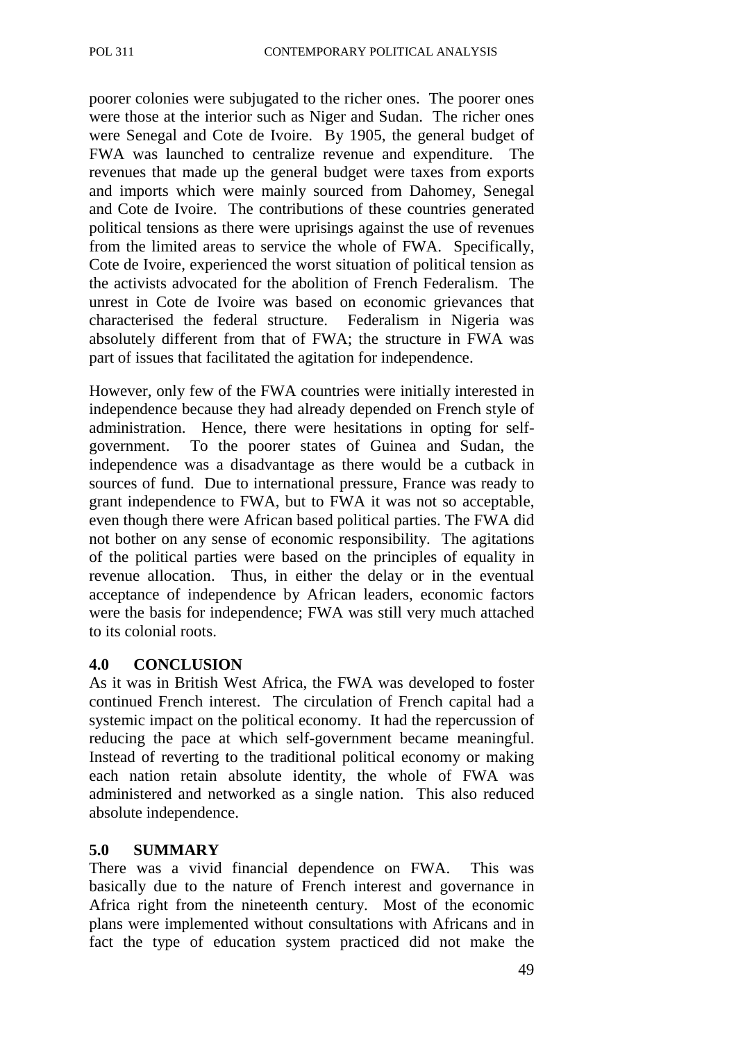poorer colonies were subjugated to the richer ones. The poorer ones were those at the interior such as Niger and Sudan. The richer ones were Senegal and Cote de Ivoire. By 1905, the general budget of FWA was launched to centralize revenue and expenditure. The revenues that made up the general budget were taxes from exports and imports which were mainly sourced from Dahomey, Senegal and Cote de Ivoire. The contributions of these countries generated political tensions as there were uprisings against the use of revenues from the limited areas to service the whole of FWA. Specifically, Cote de Ivoire, experienced the worst situation of political tension as the activists advocated for the abolition of French Federalism. The unrest in Cote de Ivoire was based on economic grievances that characterised the federal structure. Federalism in Nigeria was absolutely different from that of FWA; the structure in FWA was part of issues that facilitated the agitation for independence.

However, only few of the FWA countries were initially interested in independence because they had already depended on French style of administration. Hence, there were hesitations in opting for self-government. To the poorer states of Guinea and Sudan, the independence was a disadvantage as there would be a cutback in sources of fund. Due to international pressure, France was ready to grant independence to FWA, but to FWA it was not so acceptable, even though there were African based political parties. The FWA did not bother on any sense of economic responsibility. The agitations of the political parties were based on the principles of equality in revenue allocation. Thus, in either the delay or in the eventual acceptance of independence by African leaders, economic factors were the basis for independence; FWA was still very much attached to its colonial roots.

## 4.0 CONCLUSION

As it was in British West Africa, the FWA was developed to foster continued French interest. The circulation of French capital had a systemic impact on the political economy. It had the repercussion of reducing the pace at which self-government became meaningful. Instead of reverting to the traditional political economy or making each nation retain absolute identity, the whole of FWA was administered and networked as a single nation. This also reduced absolute independence.

## 5.0 SUMMARY

There was a vivid financial dependence on FWA. This was basically due to the nature of French interest and governance in Africa right from the nineteenth century. Most of the economic plans were implemented without consultations with Africans and in fact the type of education system practiced did not make the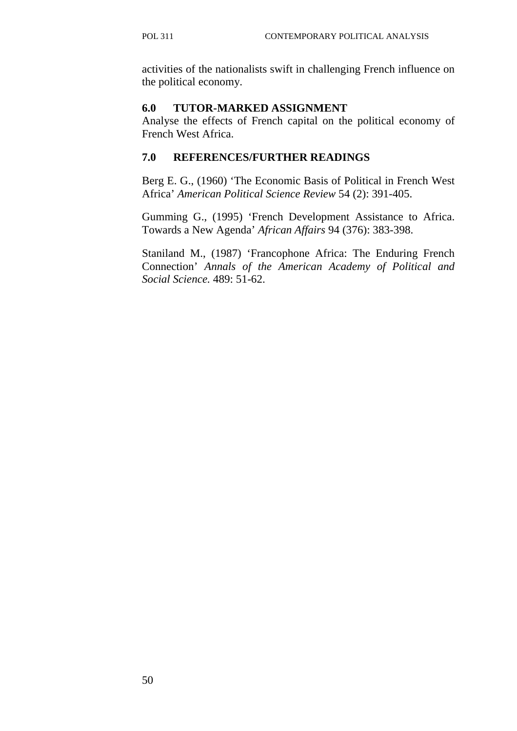activities of the nationalists swift in challenging French influence on the political economy.

## 6.0 TUTOR-MARKED ASSIGNMENT

Analyse the effects of French capital on the political economy of French West Africa.

## 7.0 REFERENCES/FURTHER READINGS

Berg E. G., (1960) 'The Economic Basis of Political in French West Africa' *American Political Science Review* 54 (2): 391-405.

Gumming G., (1995) 'French Development Assistance to Africa. Towards a New Agenda' *African Affairs* 94 (376): 383-398.

Staniland M., (1987) 'Francophone Africa: The Enduring French Connection' *Annals of the American Academy of Political and Social Science.* 489: 51-62.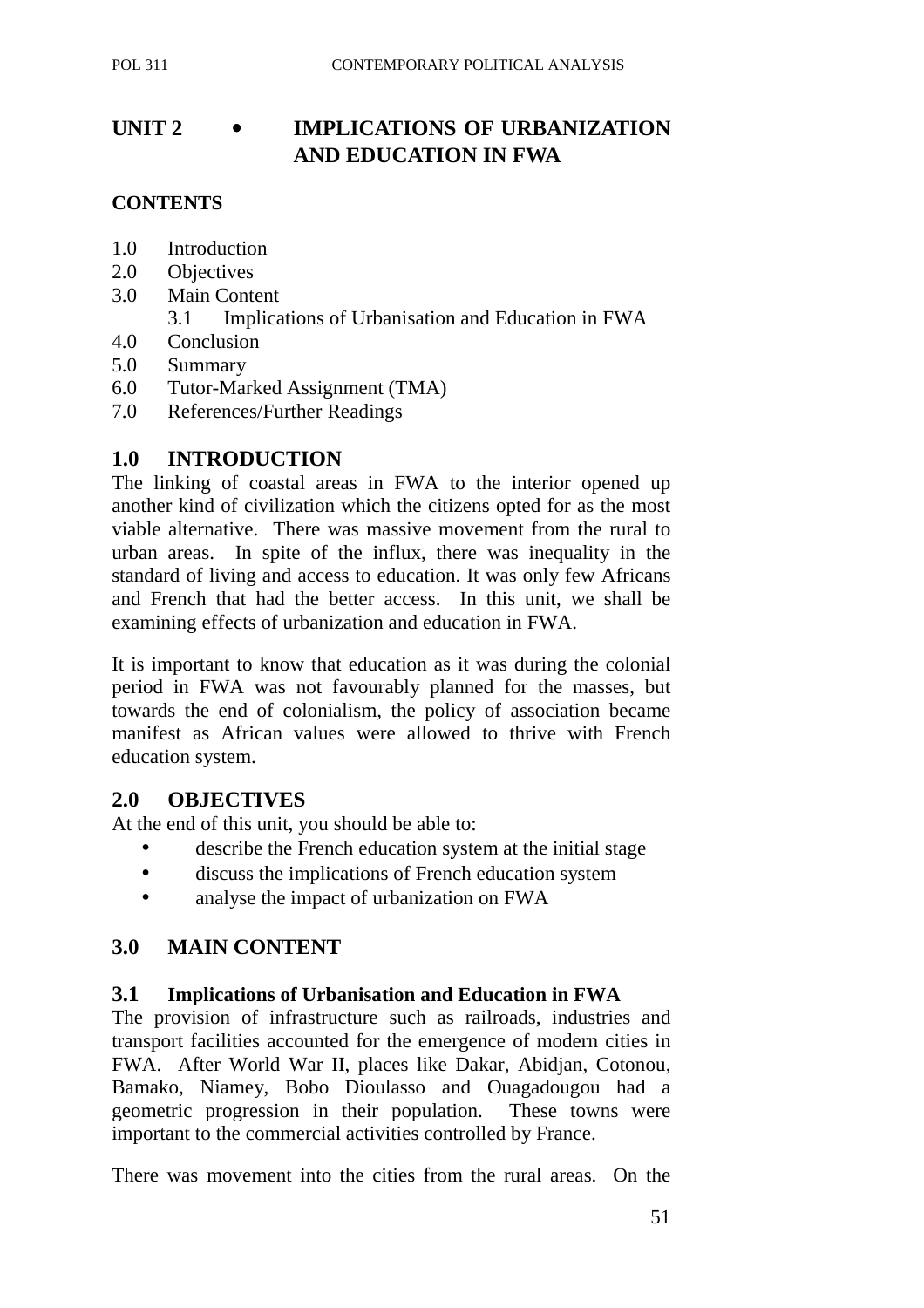# UNIT 2 • IMPLICATIONS OF URBANIZATION AND EDUCATION IN FWA

**CONTENTS**

1.0 Introduction
2.0 Objectives
3.0 Main Content
  3.1 Implications of Urbanisation and Education in FWA
4.0 Conclusion
5.0 Summary
6.0 Tutor-Marked Assignment (TMA)
7.0 References/Further Readings

## 1.0 INTRODUCTION

The linking of coastal areas in FWA to the interior opened up another kind of civilization which the citizens opted for as the most viable alternative. There was massive movement from the rural to urban areas. In spite of the influx, there was inequality in the standard of living and access to education. It was only few Africans and French that had the better access. In this unit, we shall be examining effects of urbanization and education in FWA.

It is important to know that education as it was during the colonial period in FWA was not favourably planned for the masses, but towards the end of colonialism, the policy of association became manifest as African values were allowed to thrive with French education system.

## 2.0 OBJECTIVES

At the end of this unit, you should be able to:

- describe the French education system at the initial stage
- discuss the implications of French education system
- analyse the impact of urbanization on FWA

## 3.0 MAIN CONTENT

### 3.1 Implications of Urbanisation and Education in FWA

The provision of infrastructure such as railroads, industries and transport facilities accounted for the emergence of modern cities in FWA. After World War II, places like Dakar, Abidjan, Cotonou, Bamako, Niamey, Bobo Dioulasso and Ouagadougou had a geometric progression in their population. These towns were important to the commercial activities controlled by France.

There was movement into the cities from the rural areas. On the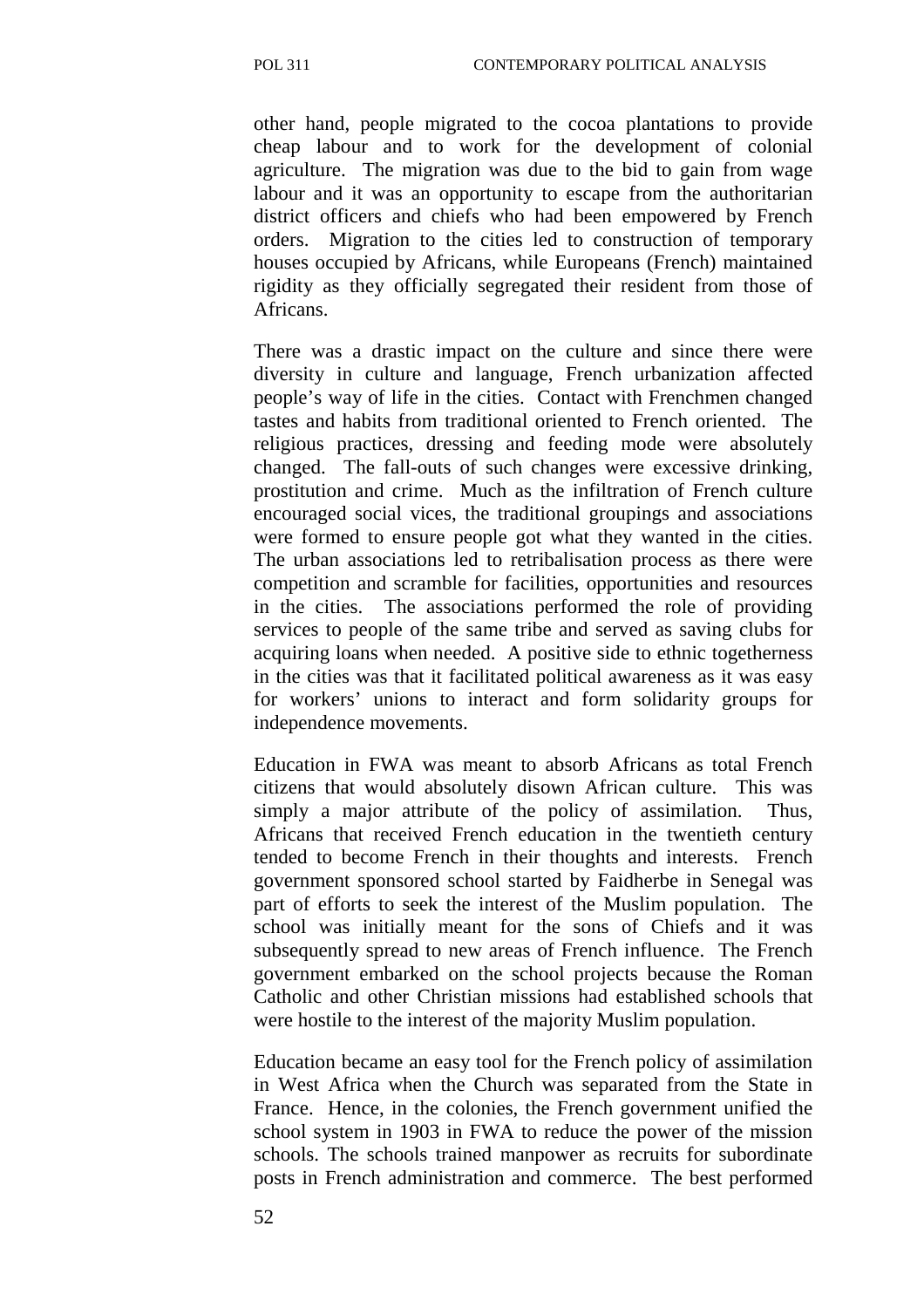other hand, people migrated to the cocoa plantations to provide cheap labour and to work for the development of colonial agriculture. The migration was due to the bid to gain from wage labour and it was an opportunity to escape from the authoritarian district officers and chiefs who had been empowered by French orders. Migration to the cities led to construction of temporary houses occupied by Africans, while Europeans (French) maintained rigidity as they officially segregated their resident from those of Africans.

There was a drastic impact on the culture and since there were diversity in culture and language, French urbanization affected people's way of life in the cities. Contact with Frenchmen changed tastes and habits from traditional oriented to French oriented. The religious practices, dressing and feeding mode were absolutely changed. The fall-outs of such changes were excessive drinking, prostitution and crime. Much as the infiltration of French culture encouraged social vices, the traditional groupings and associations were formed to ensure people got what they wanted in the cities. The urban associations led to retribalisation process as there were competition and scramble for facilities, opportunities and resources in the cities. The associations performed the role of providing services to people of the same tribe and served as saving clubs for acquiring loans when needed. A positive side to ethnic togetherness in the cities was that it facilitated political awareness as it was easy for workers' unions to interact and form solidarity groups for independence movements.

Education in FWA was meant to absorb Africans as total French citizens that would absolutely disown African culture. This was simply a major attribute of the policy of assimilation. Thus, Africans that received French education in the twentieth century tended to become French in their thoughts and interests. French government sponsored school started by Faidherbe in Senegal was part of efforts to seek the interest of the Muslim population. The school was initially meant for the sons of Chiefs and it was subsequently spread to new areas of French influence. The French government embarked on the school projects because the Roman Catholic and other Christian missions had established schools that were hostile to the interest of the majority Muslim population.

Education became an easy tool for the French policy of assimilation in West Africa when the Church was separated from the State in France. Hence, in the colonies, the French government unified the school system in 1903 in FWA to reduce the power of the mission schools. The schools trained manpower as recruits for subordinate posts in French administration and commerce. The best performed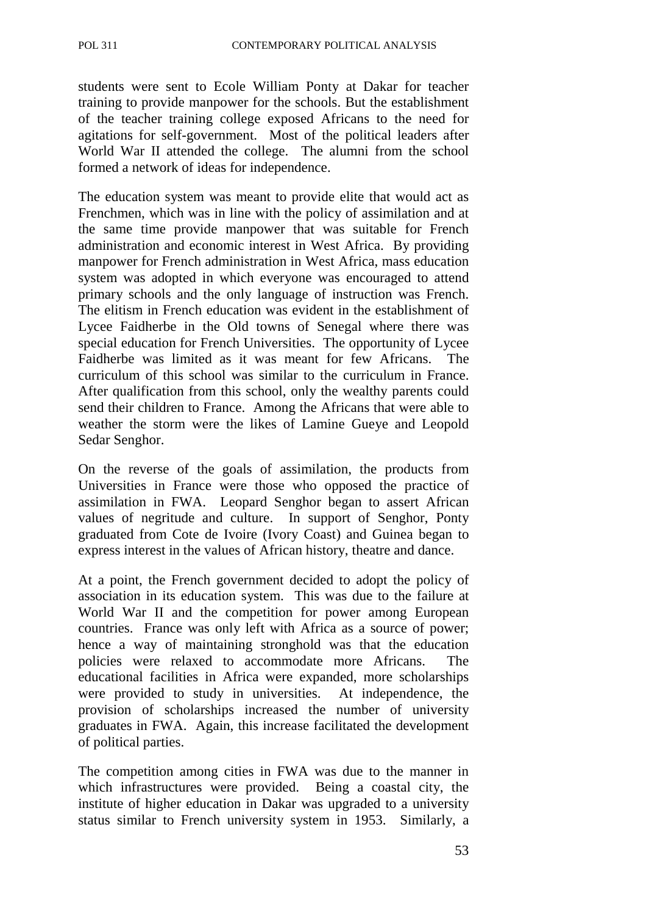students were sent to Ecole William Ponty at Dakar for teacher training to provide manpower for the schools. But the establishment of the teacher training college exposed Africans to the need for agitations for self-government. Most of the political leaders after World War II attended the college. The alumni from the school formed a network of ideas for independence.

The education system was meant to provide elite that would act as Frenchmen, which was in line with the policy of assimilation and at the same time provide manpower that was suitable for French administration and economic interest in West Africa. By providing manpower for French administration in West Africa, mass education system was adopted in which everyone was encouraged to attend primary schools and the only language of instruction was French. The elitism in French education was evident in the establishment of Lycee Faidherbe in the Old towns of Senegal where there was special education for French Universities. The opportunity of Lycee Faidherbe was limited as it was meant for few Africans. The curriculum of this school was similar to the curriculum in France. After qualification from this school, only the wealthy parents could send their children to France. Among the Africans that were able to weather the storm were the likes of Lamine Gueye and Leopold Sedar Senghor.

On the reverse of the goals of assimilation, the products from Universities in France were those who opposed the practice of assimilation in FWA. Leopard Senghor began to assert African values of negritude and culture. In support of Senghor, Ponty graduated from Cote de Ivoire (Ivory Coast) and Guinea began to express interest in the values of African history, theatre and dance.

At a point, the French government decided to adopt the policy of association in its education system. This was due to the failure at World War II and the competition for power among European countries. France was only left with Africa as a source of power; hence a way of maintaining stronghold was that the education policies were relaxed to accommodate more Africans. The educational facilities in Africa were expanded, more scholarships were provided to study in universities. At independence, the provision of scholarships increased the number of university graduates in FWA. Again, this increase facilitated the development of political parties.

The competition among cities in FWA was due to the manner in which infrastructures were provided. Being a coastal city, the institute of higher education in Dakar was upgraded to a university status similar to French university system in 1953. Similarly, a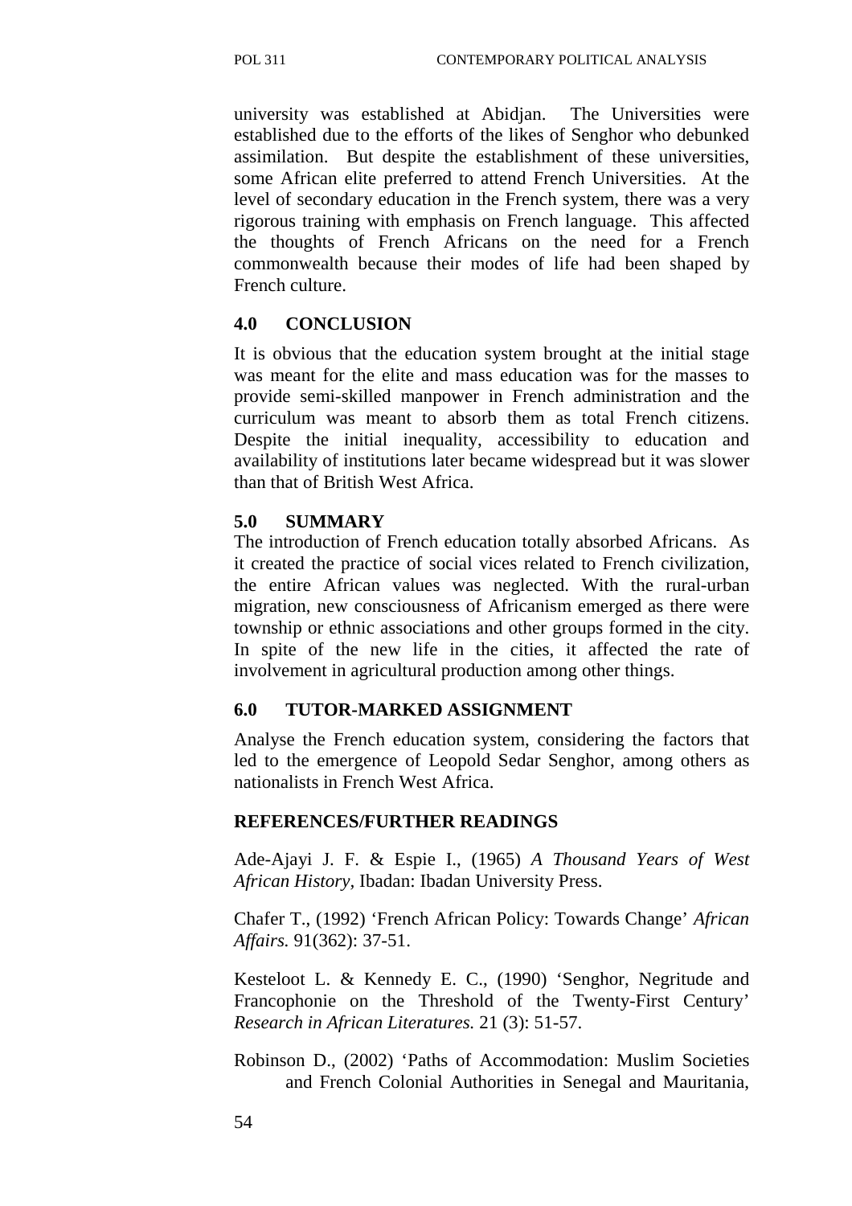university was established at Abidjan. The Universities were established due to the efforts of the likes of Senghor who debunked assimilation. But despite the establishment of these universities, some African elite preferred to attend French Universities. At the level of secondary education in the French system, there was a very rigorous training with emphasis on French language. This affected the thoughts of French Africans on the need for a French commonwealth because their modes of life had been shaped by French culture.

## 4.0 CONCLUSION

It is obvious that the education system brought at the initial stage was meant for the elite and mass education was for the masses to provide semi-skilled manpower in French administration and the curriculum was meant to absorb them as total French citizens. Despite the initial inequality, accessibility to education and availability of institutions later became widespread but it was slower than that of British West Africa.

## 5.0 SUMMARY

The introduction of French education totally absorbed Africans. As it created the practice of social vices related to French civilization, the entire African values was neglected. With the rural-urban migration, new consciousness of Africanism emerged as there were township or ethnic associations and other groups formed in the city. In spite of the new life in the cities, it affected the rate of involvement in agricultural production among other things.

## 6.0 TUTOR-MARKED ASSIGNMENT

Analyse the French education system, considering the factors that led to the emergence of Leopold Sedar Senghor, among others as nationalists in French West Africa.

## REFERENCES/FURTHER READINGS

Ade-Ajayi J. F. & Espie I., (1965) *A Thousand Years of West African History*, Ibadan: Ibadan University Press.

Chafer T., (1992) 'French African Policy: Towards Change' *African Affairs.* 91(362): 37-51.

Kesteloot L. & Kennedy E. C., (1990) 'Senghor, Negritude and Francophonie on the Threshold of the Twenty-First Century' *Research in African Literatures.* 21 (3): 51-57.

Robinson D., (2002) 'Paths of Accommodation: Muslim Societies and French Colonial Authorities in Senegal and Mauritania,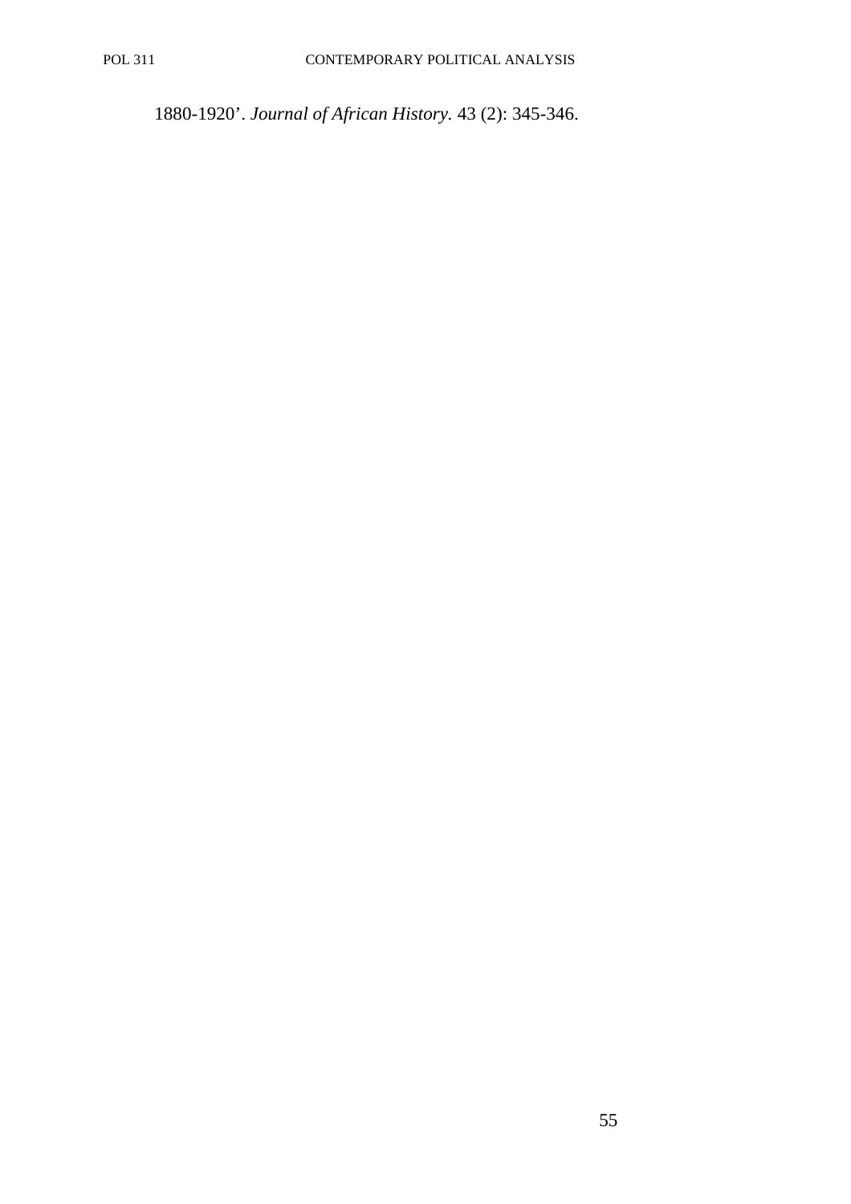1880-1920'. *Journal of African History.* 43 (2): 345-346.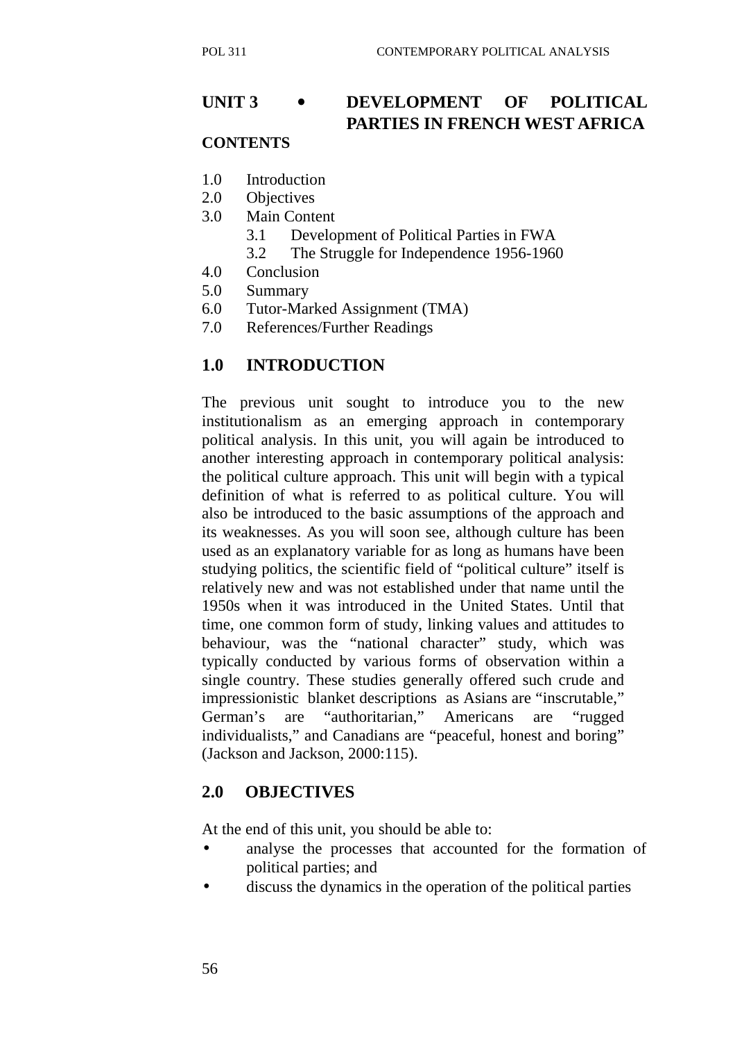# UNIT 3 • DEVELOPMENT OF POLITICAL PARTIES IN FRENCH WEST AFRICA

**CONTENTS**

1.0 Introduction
2.0 Objectives
3.0 Main Content
  3.1 Development of Political Parties in FWA
  3.2 The Struggle for Independence 1956-1960
4.0 Conclusion
5.0 Summary
6.0 Tutor-Marked Assignment (TMA)
7.0 References/Further Readings

## 1.0 INTRODUCTION

The previous unit sought to introduce you to the new institutionalism as an emerging approach in contemporary political analysis. In this unit, you will again be introduced to another interesting approach in contemporary political analysis: the political culture approach. This unit will begin with a typical definition of what is referred to as political culture. You will also be introduced to the basic assumptions of the approach and its weaknesses. As you will soon see, although culture has been used as an explanatory variable for as long as humans have been studying politics, the scientific field of "political culture" itself is relatively new and was not established under that name until the 1950s when it was introduced in the United States. Until that time, one common form of study, linking values and attitudes to behaviour, was the "national character" study, which was typically conducted by various forms of observation within a single country. These studies generally offered such crude and impressionistic blanket descriptions as Asians are "inscrutable," German's are "authoritarian," Americans are "rugged individualists," and Canadians are "peaceful, honest and boring" (Jackson and Jackson, 2000:115).

## 2.0 OBJECTIVES

At the end of this unit, you should be able to:

- analyse the processes that accounted for the formation of political parties; and
- discuss the dynamics in the operation of the political parties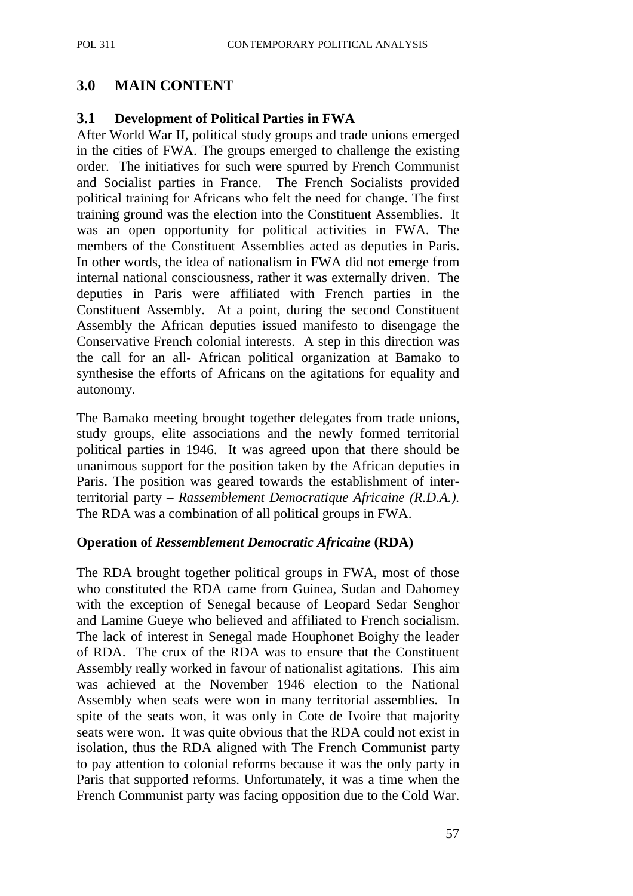## 3.0 MAIN CONTENT

### 3.1 Development of Political Parties in FWA

After World War II, political study groups and trade unions emerged in the cities of FWA. The groups emerged to challenge the existing order. The initiatives for such were spurred by French Communist and Socialist parties in France. The French Socialists provided political training for Africans who felt the need for change. The first training ground was the election into the Constituent Assemblies. It was an open opportunity for political activities in FWA. The members of the Constituent Assemblies acted as deputies in Paris. In other words, the idea of nationalism in FWA did not emerge from internal national consciousness, rather it was externally driven. The deputies in Paris were affiliated with French parties in the Constituent Assembly. At a point, during the second Constituent Assembly the African deputies issued manifesto to disengage the Conservative French colonial interests. A step in this direction was the call for an all- African political organization at Bamako to synthesise the efforts of Africans on the agitations for equality and autonomy.

The Bamako meeting brought together delegates from trade unions, study groups, elite associations and the newly formed territorial political parties in 1946. It was agreed upon that there should be unanimous support for the position taken by the African deputies in Paris. The position was geared towards the establishment of inter-territorial party – *Rassemblement Democratique Africaine (R.D.A.).* The RDA was a combination of all political groups in FWA.

**Operation of *Ressemblement Democratic Africaine* (RDA)**

The RDA brought together political groups in FWA, most of those who constituted the RDA came from Guinea, Sudan and Dahomey with the exception of Senegal because of Leopard Sedar Senghor and Lamine Gueye who believed and affiliated to French socialism. The lack of interest in Senegal made Houphonet Boighy the leader of RDA. The crux of the RDA was to ensure that the Constituent Assembly really worked in favour of nationalist agitations. This aim was achieved at the November 1946 election to the National Assembly when seats were won in many territorial assemblies. In spite of the seats won, it was only in Cote de Ivoire that majority seats were won. It was quite obvious that the RDA could not exist in isolation, thus the RDA aligned with The French Communist party to pay attention to colonial reforms because it was the only party in Paris that supported reforms. Unfortunately, it was a time when the French Communist party was facing opposition due to the Cold War.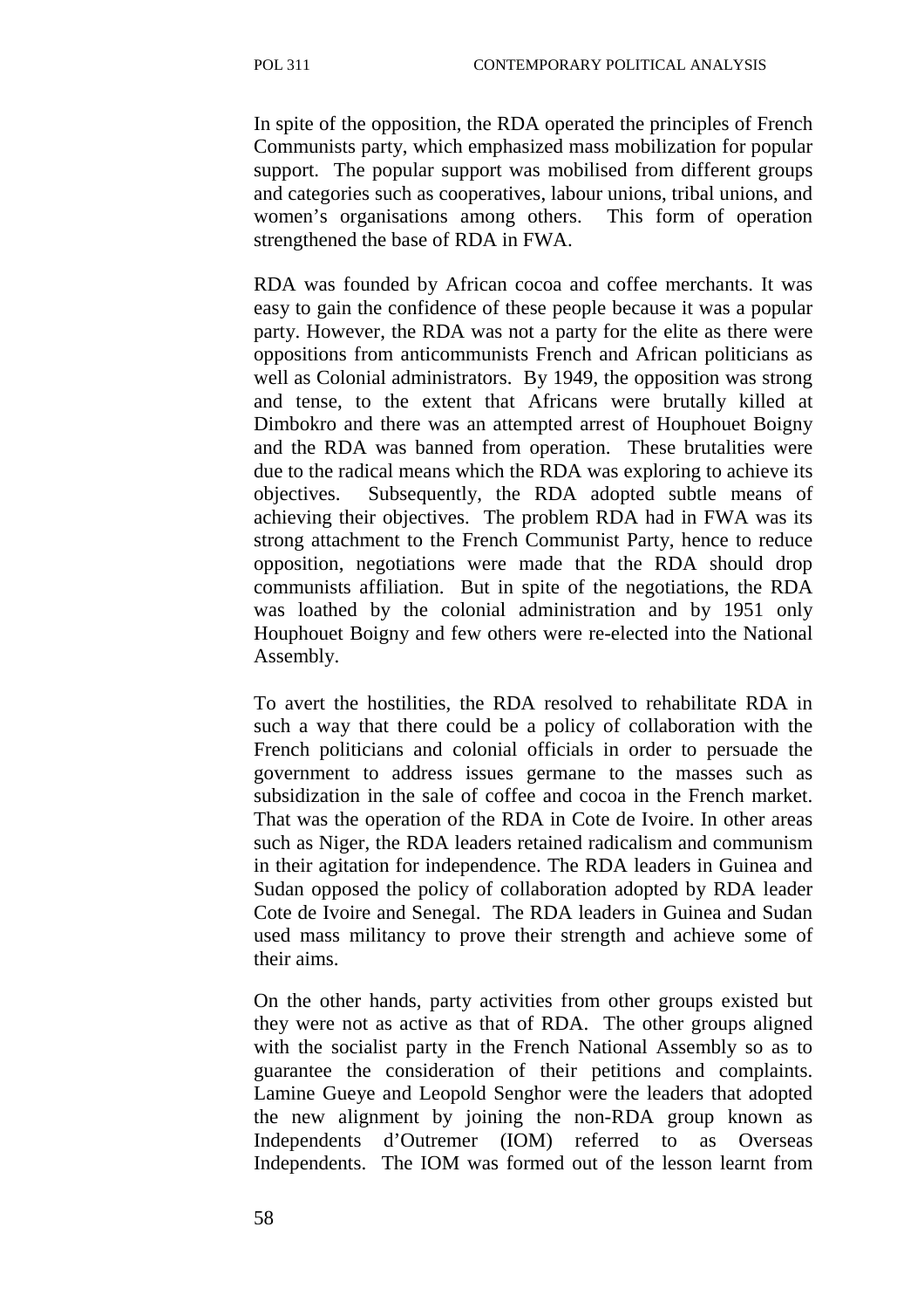In spite of the opposition, the RDA operated the principles of French Communists party, which emphasized mass mobilization for popular support. The popular support was mobilised from different groups and categories such as cooperatives, labour unions, tribal unions, and women's organisations among others. This form of operation strengthened the base of RDA in FWA.

RDA was founded by African cocoa and coffee merchants. It was easy to gain the confidence of these people because it was a popular party. However, the RDA was not a party for the elite as there were oppositions from anticommunists French and African politicians as well as Colonial administrators. By 1949, the opposition was strong and tense, to the extent that Africans were brutally killed at Dimbokro and there was an attempted arrest of Houphouet Boigny and the RDA was banned from operation. These brutalities were due to the radical means which the RDA was exploring to achieve its objectives. Subsequently, the RDA adopted subtle means of achieving their objectives. The problem RDA had in FWA was its strong attachment to the French Communist Party, hence to reduce opposition, negotiations were made that the RDA should drop communists affiliation. But in spite of the negotiations, the RDA was loathed by the colonial administration and by 1951 only Houphouet Boigny and few others were re-elected into the National Assembly.

To avert the hostilities, the RDA resolved to rehabilitate RDA in such a way that there could be a policy of collaboration with the French politicians and colonial officials in order to persuade the government to address issues germane to the masses such as subsidization in the sale of coffee and cocoa in the French market. That was the operation of the RDA in Cote de Ivoire. In other areas such as Niger, the RDA leaders retained radicalism and communism in their agitation for independence. The RDA leaders in Guinea and Sudan opposed the policy of collaboration adopted by RDA leader Cote de Ivoire and Senegal. The RDA leaders in Guinea and Sudan used mass militancy to prove their strength and achieve some of their aims.

On the other hands, party activities from other groups existed but they were not as active as that of RDA. The other groups aligned with the socialist party in the French National Assembly so as to guarantee the consideration of their petitions and complaints. Lamine Gueye and Leopold Senghor were the leaders that adopted the new alignment by joining the non-RDA group known as Independents d'Outremer (IOM) referred to as Overseas Independents. The IOM was formed out of the lesson learnt from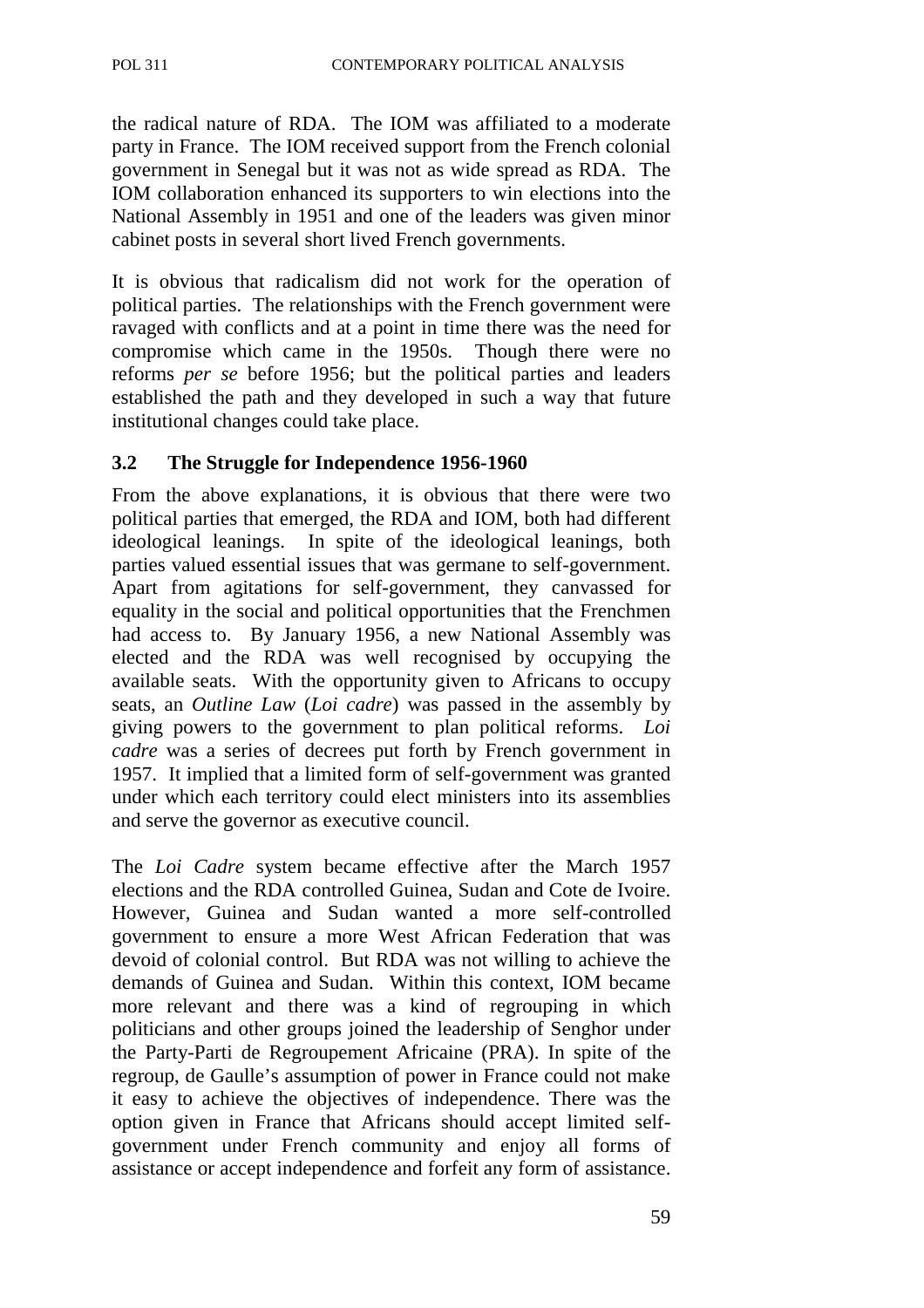the radical nature of RDA. The IOM was affiliated to a moderate party in France. The IOM received support from the French colonial government in Senegal but it was not as wide spread as RDA. The IOM collaboration enhanced its supporters to win elections into the National Assembly in 1951 and one of the leaders was given minor cabinet posts in several short lived French governments.

It is obvious that radicalism did not work for the operation of political parties. The relationships with the French government were ravaged with conflicts and at a point in time there was the need for compromise which came in the 1950s. Though there were no reforms *per se* before 1956; but the political parties and leaders established the path and they developed in such a way that future institutional changes could take place.

### 3.2 The Struggle for Independence 1956-1960

From the above explanations, it is obvious that there were two political parties that emerged, the RDA and IOM, both had different ideological leanings. In spite of the ideological leanings, both parties valued essential issues that was germane to self-government. Apart from agitations for self-government, they canvassed for equality in the social and political opportunities that the Frenchmen had access to. By January 1956, a new National Assembly was elected and the RDA was well recognised by occupying the available seats. With the opportunity given to Africans to occupy seats, an *Outline Law* (*Loi cadre*) was passed in the assembly by giving powers to the government to plan political reforms. *Loi cadre* was a series of decrees put forth by French government in 1957. It implied that a limited form of self-government was granted under which each territory could elect ministers into its assemblies and serve the governor as executive council.

The *Loi Cadre* system became effective after the March 1957 elections and the RDA controlled Guinea, Sudan and Cote de Ivoire. However, Guinea and Sudan wanted a more self-controlled government to ensure a more West African Federation that was devoid of colonial control. But RDA was not willing to achieve the demands of Guinea and Sudan. Within this context, IOM became more relevant and there was a kind of regrouping in which politicians and other groups joined the leadership of Senghor under the Party-Parti de Regroupement Africaine (PRA). In spite of the regroup, de Gaulle's assumption of power in France could not make it easy to achieve the objectives of independence. There was the option given in France that Africans should accept limited self-government under French community and enjoy all forms of assistance or accept independence and forfeit any form of assistance.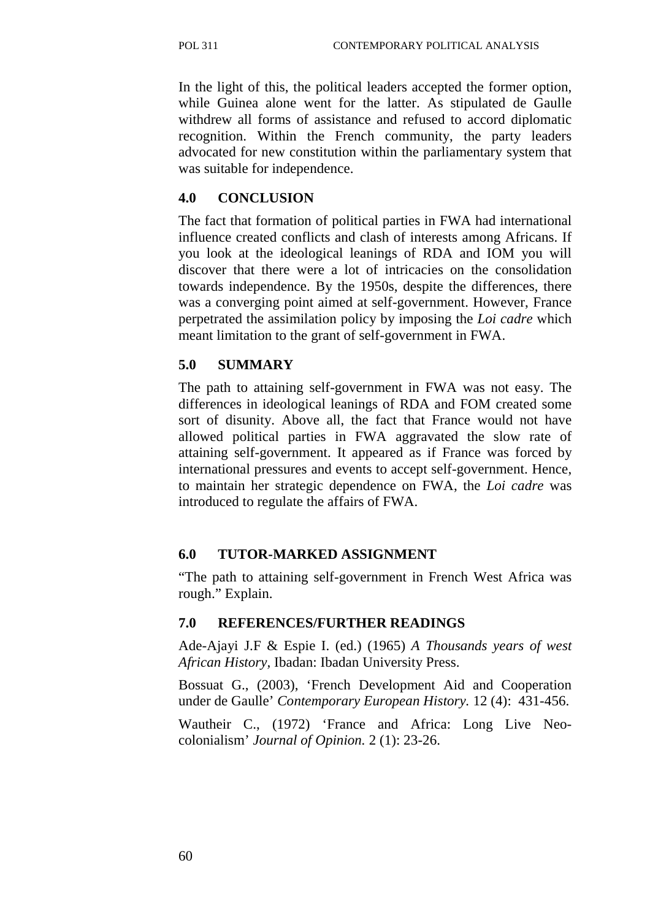In the light of this, the political leaders accepted the former option, while Guinea alone went for the latter. As stipulated de Gaulle withdrew all forms of assistance and refused to accord diplomatic recognition. Within the French community, the party leaders advocated for new constitution within the parliamentary system that was suitable for independence.

## 4.0 CONCLUSION

The fact that formation of political parties in FWA had international influence created conflicts and clash of interests among Africans. If you look at the ideological leanings of RDA and IOM you will discover that there were a lot of intricacies on the consolidation towards independence. By the 1950s, despite the differences, there was a converging point aimed at self-government. However, France perpetrated the assimilation policy by imposing the *Loi cadre* which meant limitation to the grant of self-government in FWA.

## 5.0 SUMMARY

The path to attaining self-government in FWA was not easy. The differences in ideological leanings of RDA and FOM created some sort of disunity. Above all, the fact that France would not have allowed political parties in FWA aggravated the slow rate of attaining self-government. It appeared as if France was forced by international pressures and events to accept self-government. Hence, to maintain her strategic dependence on FWA, the *Loi cadre* was introduced to regulate the affairs of FWA.

## 6.0 TUTOR-MARKED ASSIGNMENT

"The path to attaining self-government in French West Africa was rough." Explain.

## 7.0 REFERENCES/FURTHER READINGS

Ade-Ajayi J.F & Espie I. (ed.) (1965) *A Thousands years of west African History*, Ibadan: Ibadan University Press.

Bossuat G., (2003), 'French Development Aid and Cooperation under de Gaulle' *Contemporary European History.* 12 (4): 431-456.

Wautheir C., (1972) 'France and Africa: Long Live Neo-colonialism' *Journal of Opinion.* 2 (1): 23-26.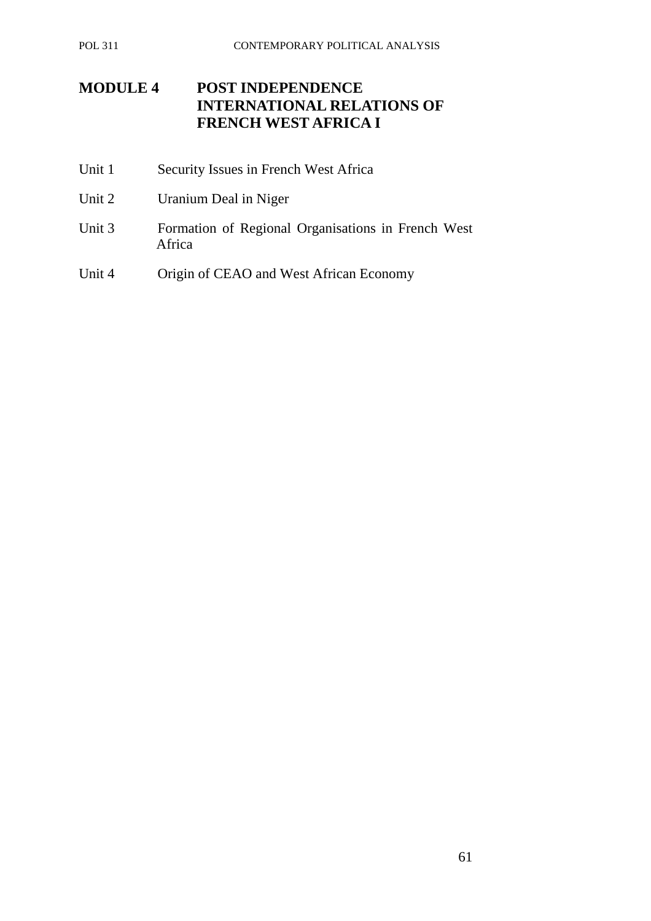# MODULE 4 POST INDEPENDENCE INTERNATIONAL RELATIONS OF FRENCH WEST AFRICA I

Unit 1 Security Issues in French West Africa

Unit 2 Uranium Deal in Niger

Unit 3 Formation of Regional Organisations in French West Africa

Unit 4 Origin of CEAO and West African Economy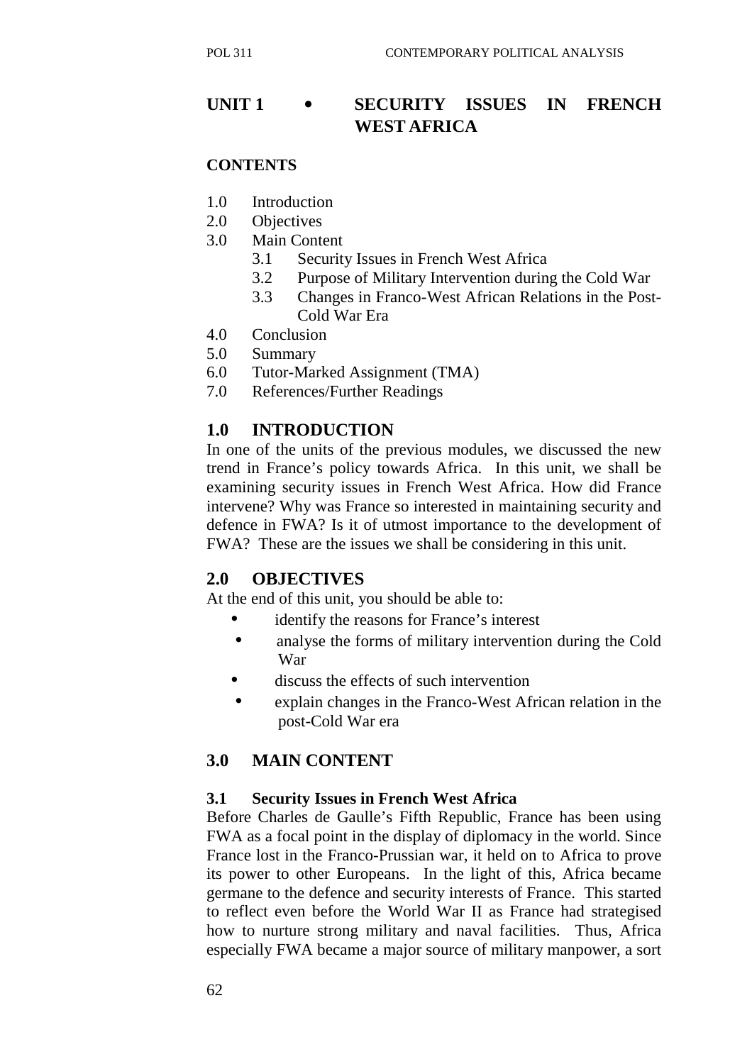# UNIT 1 • SECURITY ISSUES IN FRENCH WEST AFRICA

**CONTENTS**

1.0 Introduction
2.0 Objectives
3.0 Main Content
 3.1 Security Issues in French West Africa
 3.2 Purpose of Military Intervention during the Cold War
 3.3 Changes in Franco-West African Relations in the Post-Cold War Era
4.0 Conclusion
5.0 Summary
6.0 Tutor-Marked Assignment (TMA)
7.0 References/Further Readings

## 1.0 INTRODUCTION

In one of the units of the previous modules, we discussed the new trend in France's policy towards Africa. In this unit, we shall be examining security issues in French West Africa. How did France intervene? Why was France so interested in maintaining security and defence in FWA? Is it of utmost importance to the development of FWA? These are the issues we shall be considering in this unit.

## 2.0 OBJECTIVES

At the end of this unit, you should be able to:

- identify the reasons for France's interest
- analyse the forms of military intervention during the Cold War
- discuss the effects of such intervention
- explain changes in the Franco-West African relation in the post-Cold War era

## 3.0 MAIN CONTENT

### 3.1 Security Issues in French West Africa

Before Charles de Gaulle's Fifth Republic, France has been using FWA as a focal point in the display of diplomacy in the world. Since France lost in the Franco-Prussian war, it held on to Africa to prove its power to other Europeans. In the light of this, Africa became germane to the defence and security interests of France. This started to reflect even before the World War II as France had strategised how to nurture strong military and naval facilities. Thus, Africa especially FWA became a major source of military manpower, a sort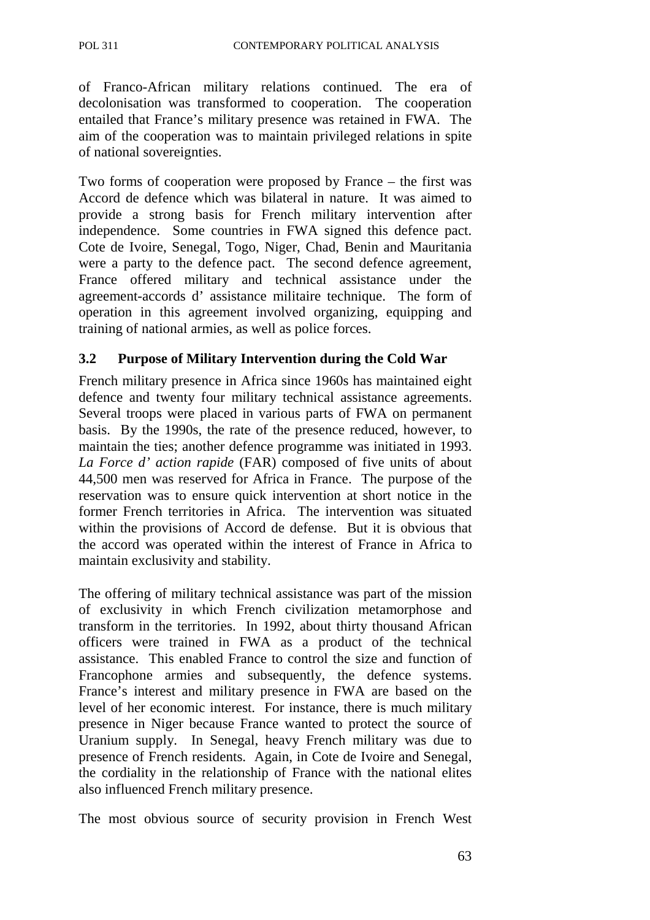of Franco-African military relations continued. The era of decolonisation was transformed to cooperation. The cooperation entailed that France's military presence was retained in FWA. The aim of the cooperation was to maintain privileged relations in spite of national sovereignties.

Two forms of cooperation were proposed by France – the first was Accord de defence which was bilateral in nature. It was aimed to provide a strong basis for French military intervention after independence. Some countries in FWA signed this defence pact. Cote de Ivoire, Senegal, Togo, Niger, Chad, Benin and Mauritania were a party to the defence pact. The second defence agreement, France offered military and technical assistance under the agreement-accords d' assistance militaire technique. The form of operation in this agreement involved organizing, equipping and training of national armies, as well as police forces.

### 3.2 Purpose of Military Intervention during the Cold War

French military presence in Africa since 1960s has maintained eight defence and twenty four military technical assistance agreements. Several troops were placed in various parts of FWA on permanent basis. By the 1990s, the rate of the presence reduced, however, to maintain the ties; another defence programme was initiated in 1993. *La Force d' action rapide* (FAR) composed of five units of about 44,500 men was reserved for Africa in France. The purpose of the reservation was to ensure quick intervention at short notice in the former French territories in Africa. The intervention was situated within the provisions of Accord de defense. But it is obvious that the accord was operated within the interest of France in Africa to maintain exclusivity and stability.

The offering of military technical assistance was part of the mission of exclusivity in which French civilization metamorphose and transform in the territories. In 1992, about thirty thousand African officers were trained in FWA as a product of the technical assistance. This enabled France to control the size and function of Francophone armies and subsequently, the defence systems. France's interest and military presence in FWA are based on the level of her economic interest. For instance, there is much military presence in Niger because France wanted to protect the source of Uranium supply. In Senegal, heavy French military was due to presence of French residents. Again, in Cote de Ivoire and Senegal, the cordiality in the relationship of France with the national elites also influenced French military presence.

The most obvious source of security provision in French West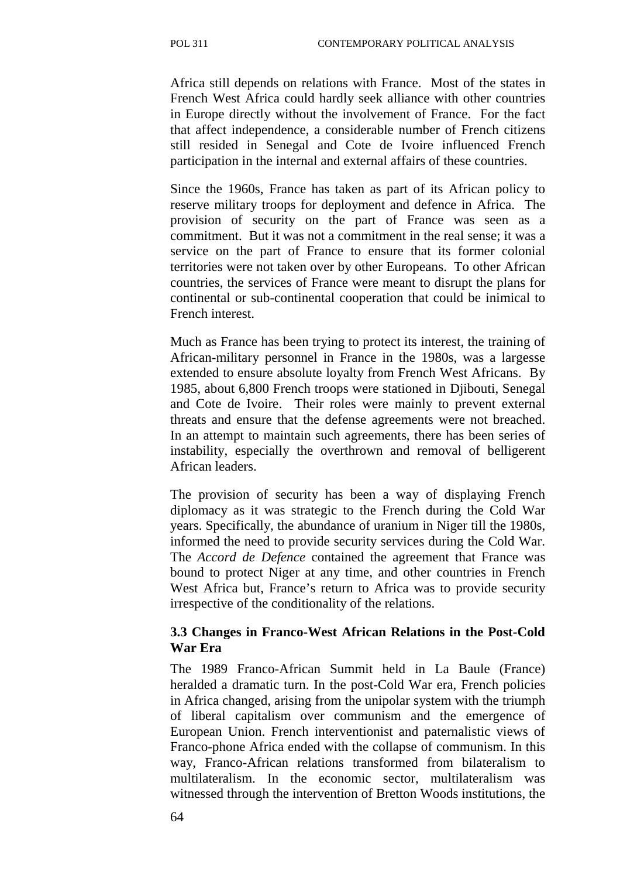Africa still depends on relations with France. Most of the states in French West Africa could hardly seek alliance with other countries in Europe directly without the involvement of France. For the fact that affect independence, a considerable number of French citizens still resided in Senegal and Cote de Ivoire influenced French participation in the internal and external affairs of these countries.

Since the 1960s, France has taken as part of its African policy to reserve military troops for deployment and defence in Africa. The provision of security on the part of France was seen as a commitment. But it was not a commitment in the real sense; it was a service on the part of France to ensure that its former colonial territories were not taken over by other Europeans. To other African countries, the services of France were meant to disrupt the plans for continental or sub-continental cooperation that could be inimical to French interest.

Much as France has been trying to protect its interest, the training of African-military personnel in France in the 1980s, was a largesse extended to ensure absolute loyalty from French West Africans. By 1985, about 6,800 French troops were stationed in Djibouti, Senegal and Cote de Ivoire. Their roles were mainly to prevent external threats and ensure that the defense agreements were not breached. In an attempt to maintain such agreements, there has been series of instability, especially the overthrown and removal of belligerent African leaders.

The provision of security has been a way of displaying French diplomacy as it was strategic to the French during the Cold War years. Specifically, the abundance of uranium in Niger till the 1980s, informed the need to provide security services during the Cold War. The *Accord de Defence* contained the agreement that France was bound to protect Niger at any time, and other countries in French West Africa but, France's return to Africa was to provide security irrespective of the conditionality of the relations.

### 3.3 Changes in Franco-West African Relations in the Post-Cold War Era

The 1989 Franco-African Summit held in La Baule (France) heralded a dramatic turn. In the post-Cold War era, French policies in Africa changed, arising from the unipolar system with the triumph of liberal capitalism over communism and the emergence of European Union. French interventionist and paternalistic views of Franco-phone Africa ended with the collapse of communism. In this way, Franco-African relations transformed from bilateralism to multilateralism. In the economic sector, multilateralism was witnessed through the intervention of Bretton Woods institutions, the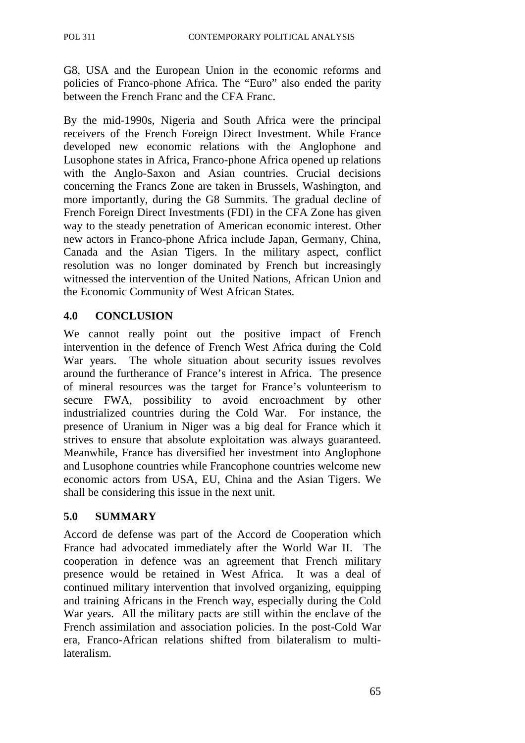G8, USA and the European Union in the economic reforms and policies of Franco-phone Africa. The "Euro" also ended the parity between the French Franc and the CFA Franc.

By the mid-1990s, Nigeria and South Africa were the principal receivers of the French Foreign Direct Investment. While France developed new economic relations with the Anglophone and Lusophone states in Africa, Franco-phone Africa opened up relations with the Anglo-Saxon and Asian countries. Crucial decisions concerning the Francs Zone are taken in Brussels, Washington, and more importantly, during the G8 Summits. The gradual decline of French Foreign Direct Investments (FDI) in the CFA Zone has given way to the steady penetration of American economic interest. Other new actors in Franco-phone Africa include Japan, Germany, China, Canada and the Asian Tigers. In the military aspect, conflict resolution was no longer dominated by French but increasingly witnessed the intervention of the United Nations, African Union and the Economic Community of West African States.

## 4.0 CONCLUSION

We cannot really point out the positive impact of French intervention in the defence of French West Africa during the Cold War years. The whole situation about security issues revolves around the furtherance of France's interest in Africa. The presence of mineral resources was the target for France's volunteerism to secure FWA, possibility to avoid encroachment by other industrialized countries during the Cold War. For instance, the presence of Uranium in Niger was a big deal for France which it strives to ensure that absolute exploitation was always guaranteed. Meanwhile, France has diversified her investment into Anglophone and Lusophone countries while Francophone countries welcome new economic actors from USA, EU, China and the Asian Tigers. We shall be considering this issue in the next unit.

## 5.0 SUMMARY

Accord de defense was part of the Accord de Cooperation which France had advocated immediately after the World War II. The cooperation in defence was an agreement that French military presence would be retained in West Africa. It was a deal of continued military intervention that involved organizing, equipping and training Africans in the French way, especially during the Cold War years. All the military pacts are still within the enclave of the French assimilation and association policies. In the post-Cold War era, Franco-African relations shifted from bilateralism to multi-lateralism.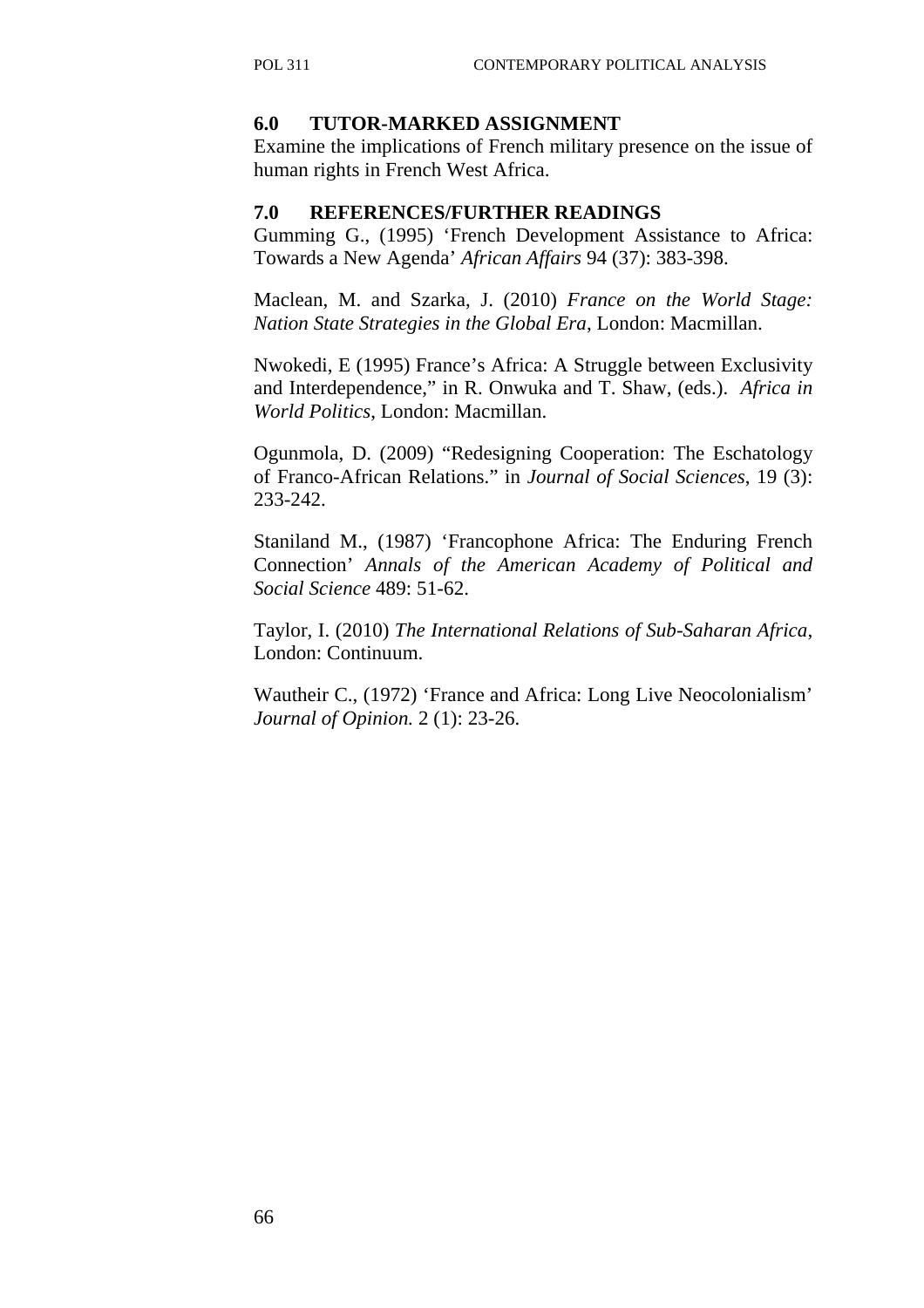## 6.0 TUTOR-MARKED ASSIGNMENT

Examine the implications of French military presence on the issue of human rights in French West Africa.

## 7.0 REFERENCES/FURTHER READINGS

Gumming G., (1995) 'French Development Assistance to Africa: Towards a New Agenda' *African Affairs* 94 (37): 383-398.

Maclean, M. and Szarka, J. (2010) *France on the World Stage: Nation State Strategies in the Global Era*, London: Macmillan.

Nwokedi, E (1995) France's Africa: A Struggle between Exclusivity and Interdependence," in R. Onwuka and T. Shaw, (eds.). *Africa in World Politics*, London: Macmillan.

Ogunmola, D. (2009) "Redesigning Cooperation: The Eschatology of Franco-African Relations." in *Journal of Social Sciences*, 19 (3): 233-242.

Staniland M., (1987) 'Francophone Africa: The Enduring French Connection' *Annals of the American Academy of Political and Social Science* 489: 51-62.

Taylor, I. (2010) *The International Relations of Sub-Saharan Africa*, London: Continuum.

Wautheir C., (1972) 'France and Africa: Long Live Neocolonialism' *Journal of Opinion.* 2 (1): 23-26.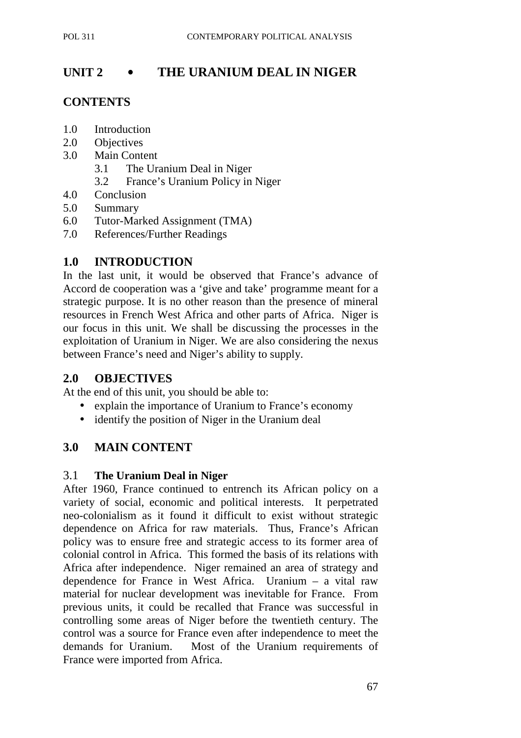# UNIT 2 • THE URANIUM DEAL IN NIGER

## CONTENTS

1.0 Introduction
2.0 Objectives
3.0 Main Content
   3.1 The Uranium Deal in Niger
   3.2 France's Uranium Policy in Niger
4.0 Conclusion
5.0 Summary
6.0 Tutor-Marked Assignment (TMA)
7.0 References/Further Readings

## 1.0 INTRODUCTION

In the last unit, it would be observed that France's advance of Accord de cooperation was a 'give and take' programme meant for a strategic purpose. It is no other reason than the presence of mineral resources in French West Africa and other parts of Africa. Niger is our focus in this unit. We shall be discussing the processes in the exploitation of Uranium in Niger. We are also considering the nexus between France's need and Niger's ability to supply.

## 2.0 OBJECTIVES

At the end of this unit, you should be able to:

- explain the importance of Uranium to France's economy
- identify the position of Niger in the Uranium deal

## 3.0 MAIN CONTENT

### 3.1 The Uranium Deal in Niger

After 1960, France continued to entrench its African policy on a variety of social, economic and political interests. It perpetrated neo-colonialism as it found it difficult to exist without strategic dependence on Africa for raw materials. Thus, France's African policy was to ensure free and strategic access to its former area of colonial control in Africa. This formed the basis of its relations with Africa after independence. Niger remained an area of strategy and dependence for France in West Africa. Uranium – a vital raw material for nuclear development was inevitable for France. From previous units, it could be recalled that France was successful in controlling some areas of Niger before the twentieth century. The control was a source for France even after independence to meet the demands for Uranium. Most of the Uranium requirements of France were imported from Africa.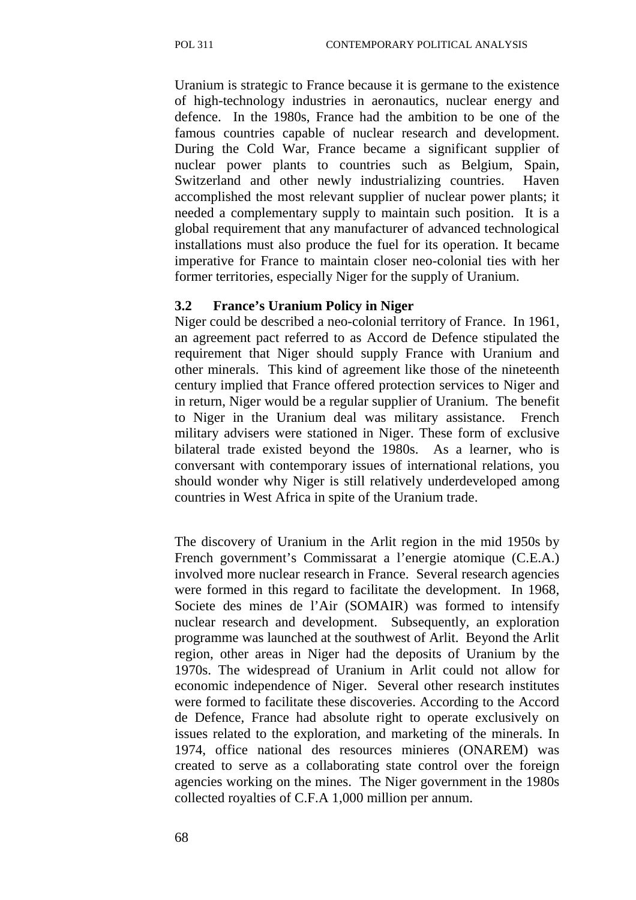Uranium is strategic to France because it is germane to the existence of high-technology industries in aeronautics, nuclear energy and defence. In the 1980s, France had the ambition to be one of the famous countries capable of nuclear research and development. During the Cold War, France became a significant supplier of nuclear power plants to countries such as Belgium, Spain, Switzerland and other newly industrializing countries. Haven accomplished the most relevant supplier of nuclear power plants; it needed a complementary supply to maintain such position. It is a global requirement that any manufacturer of advanced technological installations must also produce the fuel for its operation. It became imperative for France to maintain closer neo-colonial ties with her former territories, especially Niger for the supply of Uranium.

### 3.2 France's Uranium Policy in Niger

Niger could be described a neo-colonial territory of France. In 1961, an agreement pact referred to as Accord de Defence stipulated the requirement that Niger should supply France with Uranium and other minerals. This kind of agreement like those of the nineteenth century implied that France offered protection services to Niger and in return, Niger would be a regular supplier of Uranium. The benefit to Niger in the Uranium deal was military assistance. French military advisers were stationed in Niger. These form of exclusive bilateral trade existed beyond the 1980s. As a learner, who is conversant with contemporary issues of international relations, you should wonder why Niger is still relatively underdeveloped among countries in West Africa in spite of the Uranium trade.

The discovery of Uranium in the Arlit region in the mid 1950s by French government's Commissarat a l'energie atomique (C.E.A.) involved more nuclear research in France. Several research agencies were formed in this regard to facilitate the development. In 1968, Societe des mines de l'Air (SOMAIR) was formed to intensify nuclear research and development. Subsequently, an exploration programme was launched at the southwest of Arlit. Beyond the Arlit region, other areas in Niger had the deposits of Uranium by the 1970s. The widespread of Uranium in Arlit could not allow for economic independence of Niger. Several other research institutes were formed to facilitate these discoveries. According to the Accord de Defence, France had absolute right to operate exclusively on issues related to the exploration, and marketing of the minerals. In 1974, office national des resources minieres (ONAREM) was created to serve as a collaborating state control over the foreign agencies working on the mines. The Niger government in the 1980s collected royalties of C.F.A 1,000 million per annum.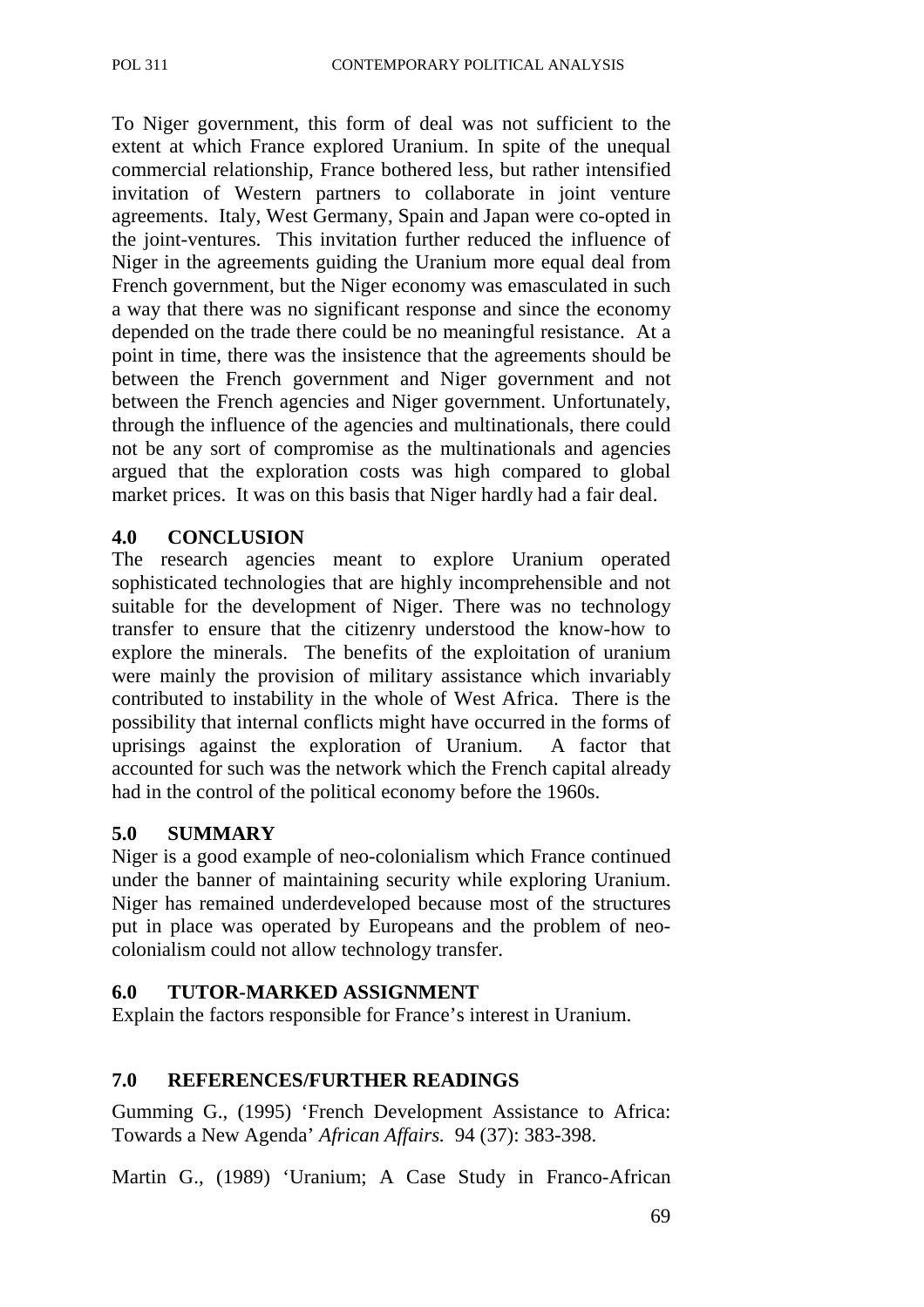To Niger government, this form of deal was not sufficient to the extent at which France explored Uranium. In spite of the unequal commercial relationship, France bothered less, but rather intensified invitation of Western partners to collaborate in joint venture agreements. Italy, West Germany, Spain and Japan were co-opted in the joint-ventures. This invitation further reduced the influence of Niger in the agreements guiding the Uranium more equal deal from French government, but the Niger economy was emasculated in such a way that there was no significant response and since the economy depended on the trade there could be no meaningful resistance. At a point in time, there was the insistence that the agreements should be between the French government and Niger government and not between the French agencies and Niger government. Unfortunately, through the influence of the agencies and multinationals, there could not be any sort of compromise as the multinationals and agencies argued that the exploration costs was high compared to global market prices. It was on this basis that Niger hardly had a fair deal.

## 4.0 CONCLUSION

The research agencies meant to explore Uranium operated sophisticated technologies that are highly incomprehensible and not suitable for the development of Niger. There was no technology transfer to ensure that the citizenry understood the know-how to explore the minerals. The benefits of the exploitation of uranium were mainly the provision of military assistance which invariably contributed to instability in the whole of West Africa. There is the possibility that internal conflicts might have occurred in the forms of uprisings against the exploration of Uranium. A factor that accounted for such was the network which the French capital already had in the control of the political economy before the 1960s.

## 5.0 SUMMARY

Niger is a good example of neo-colonialism which France continued under the banner of maintaining security while exploring Uranium. Niger has remained underdeveloped because most of the structures put in place was operated by Europeans and the problem of neo-colonialism could not allow technology transfer.

## 6.0 TUTOR-MARKED ASSIGNMENT

Explain the factors responsible for France's interest in Uranium.

## 7.0 REFERENCES/FURTHER READINGS

Gumming G., (1995) 'French Development Assistance to Africa: Towards a New Agenda' *African Affairs.* 94 (37): 383-398.

Martin G., (1989) 'Uranium; A Case Study in Franco-African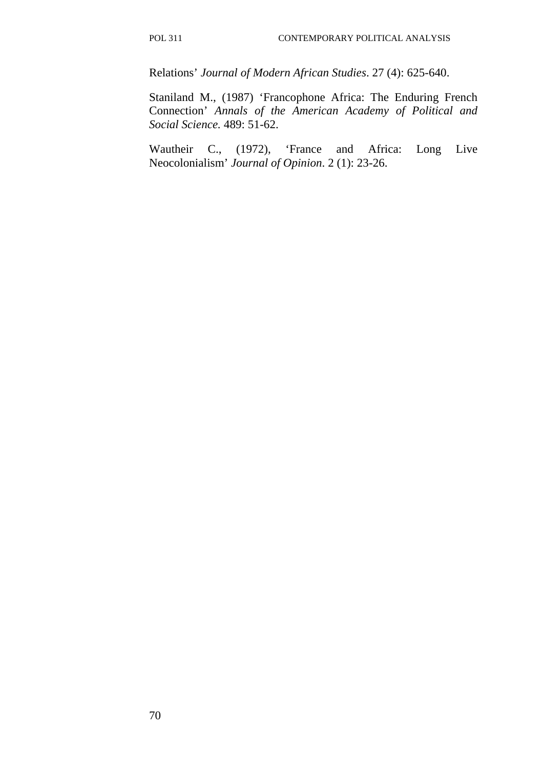Relations' *Journal of Modern African Studies*. 27 (4): 625-640.

Staniland M., (1987) 'Francophone Africa: The Enduring French Connection' *Annals of the American Academy of Political and Social Science.* 489: 51-62.

Wautheir C., (1972), 'France and Africa: Long Live Neocolonialism' *Journal of Opinion*. 2 (1): 23-26.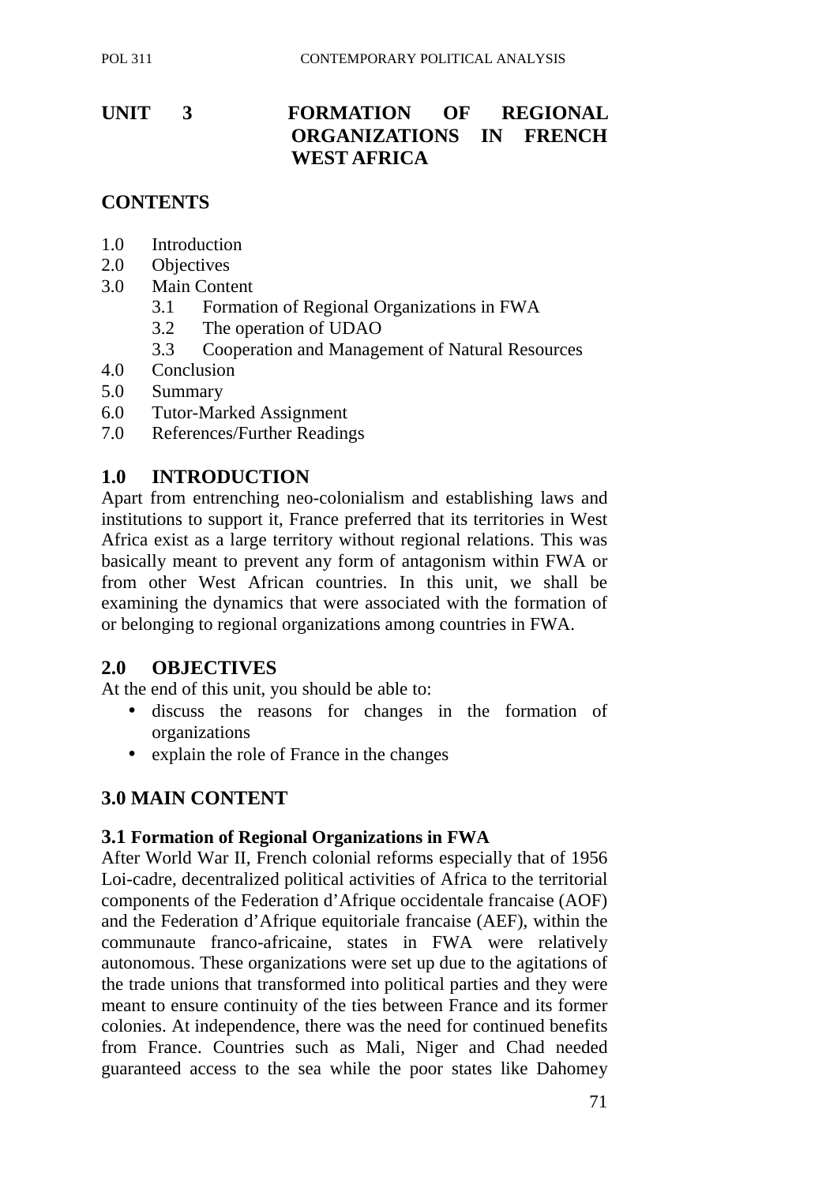# UNIT 3 FORMATION OF REGIONAL ORGANIZATIONS IN FRENCH WEST AFRICA

## CONTENTS

1.0 Introduction
2.0 Objectives
3.0 Main Content
   3.1 Formation of Regional Organizations in FWA
   3.2 The operation of UDAO
   3.3 Cooperation and Management of Natural Resources
4.0 Conclusion
5.0 Summary
6.0 Tutor-Marked Assignment
7.0 References/Further Readings

## 1.0 INTRODUCTION

Apart from entrenching neo-colonialism and establishing laws and institutions to support it, France preferred that its territories in West Africa exist as a large territory without regional relations. This was basically meant to prevent any form of antagonism within FWA or from other West African countries. In this unit, we shall be examining the dynamics that were associated with the formation of or belonging to regional organizations among countries in FWA.

## 2.0 OBJECTIVES

At the end of this unit, you should be able to:

- discuss the reasons for changes in the formation of organizations
- explain the role of France in the changes

## 3.0 MAIN CONTENT

### 3.1 Formation of Regional Organizations in FWA

After World War II, French colonial reforms especially that of 1956 Loi-cadre, decentralized political activities of Africa to the territorial components of the Federation d'Afrique occidentale francaise (AOF) and the Federation d'Afrique equitoriale francaise (AEF), within the communaute franco-africaine, states in FWA were relatively autonomous. These organizations were set up due to the agitations of the trade unions that transformed into political parties and they were meant to ensure continuity of the ties between France and its former colonies. At independence, there was the need for continued benefits from France. Countries such as Mali, Niger and Chad needed guaranteed access to the sea while the poor states like Dahomey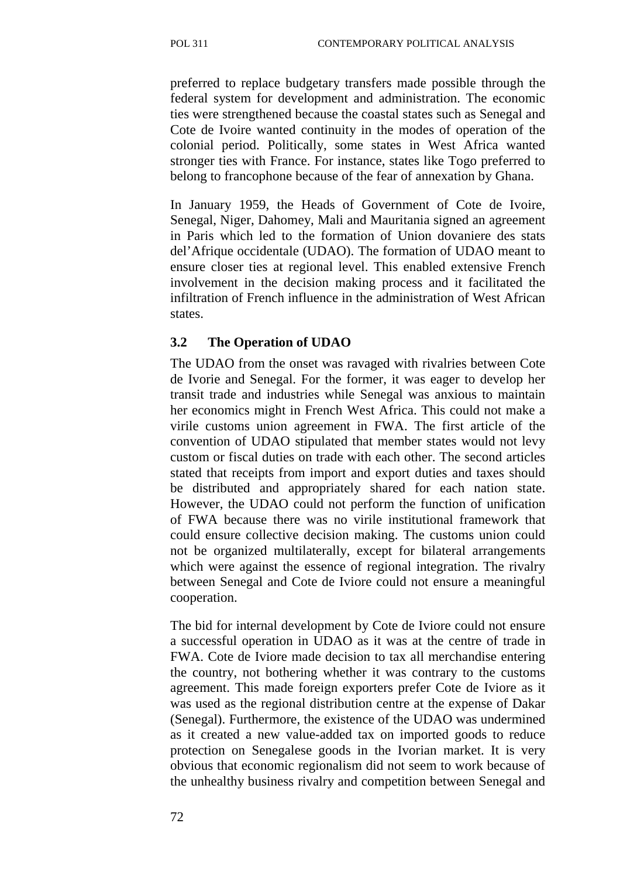preferred to replace budgetary transfers made possible through the federal system for development and administration. The economic ties were strengthened because the coastal states such as Senegal and Cote de Ivoire wanted continuity in the modes of operation of the colonial period. Politically, some states in West Africa wanted stronger ties with France. For instance, states like Togo preferred to belong to francophone because of the fear of annexation by Ghana.

In January 1959, the Heads of Government of Cote de Ivoire, Senegal, Niger, Dahomey, Mali and Mauritania signed an agreement in Paris which led to the formation of Union dovaniere des stats del'Afrique occidentale (UDAO). The formation of UDAO meant to ensure closer ties at regional level. This enabled extensive French involvement in the decision making process and it facilitated the infiltration of French influence in the administration of West African states.

### 3.2 The Operation of UDAO

The UDAO from the onset was ravaged with rivalries between Cote de Ivorie and Senegal. For the former, it was eager to develop her transit trade and industries while Senegal was anxious to maintain her economics might in French West Africa. This could not make a virile customs union agreement in FWA. The first article of the convention of UDAO stipulated that member states would not levy custom or fiscal duties on trade with each other. The second articles stated that receipts from import and export duties and taxes should be distributed and appropriately shared for each nation state. However, the UDAO could not perform the function of unification of FWA because there was no virile institutional framework that could ensure collective decision making. The customs union could not be organized multilaterally, except for bilateral arrangements which were against the essence of regional integration. The rivalry between Senegal and Cote de Iviore could not ensure a meaningful cooperation.

The bid for internal development by Cote de Iviore could not ensure a successful operation in UDAO as it was at the centre of trade in FWA. Cote de Iviore made decision to tax all merchandise entering the country, not bothering whether it was contrary to the customs agreement. This made foreign exporters prefer Cote de Iviore as it was used as the regional distribution centre at the expense of Dakar (Senegal). Furthermore, the existence of the UDAO was undermined as it created a new value-added tax on imported goods to reduce protection on Senegalese goods in the Ivorian market. It is very obvious that economic regionalism did not seem to work because of the unhealthy business rivalry and competition between Senegal and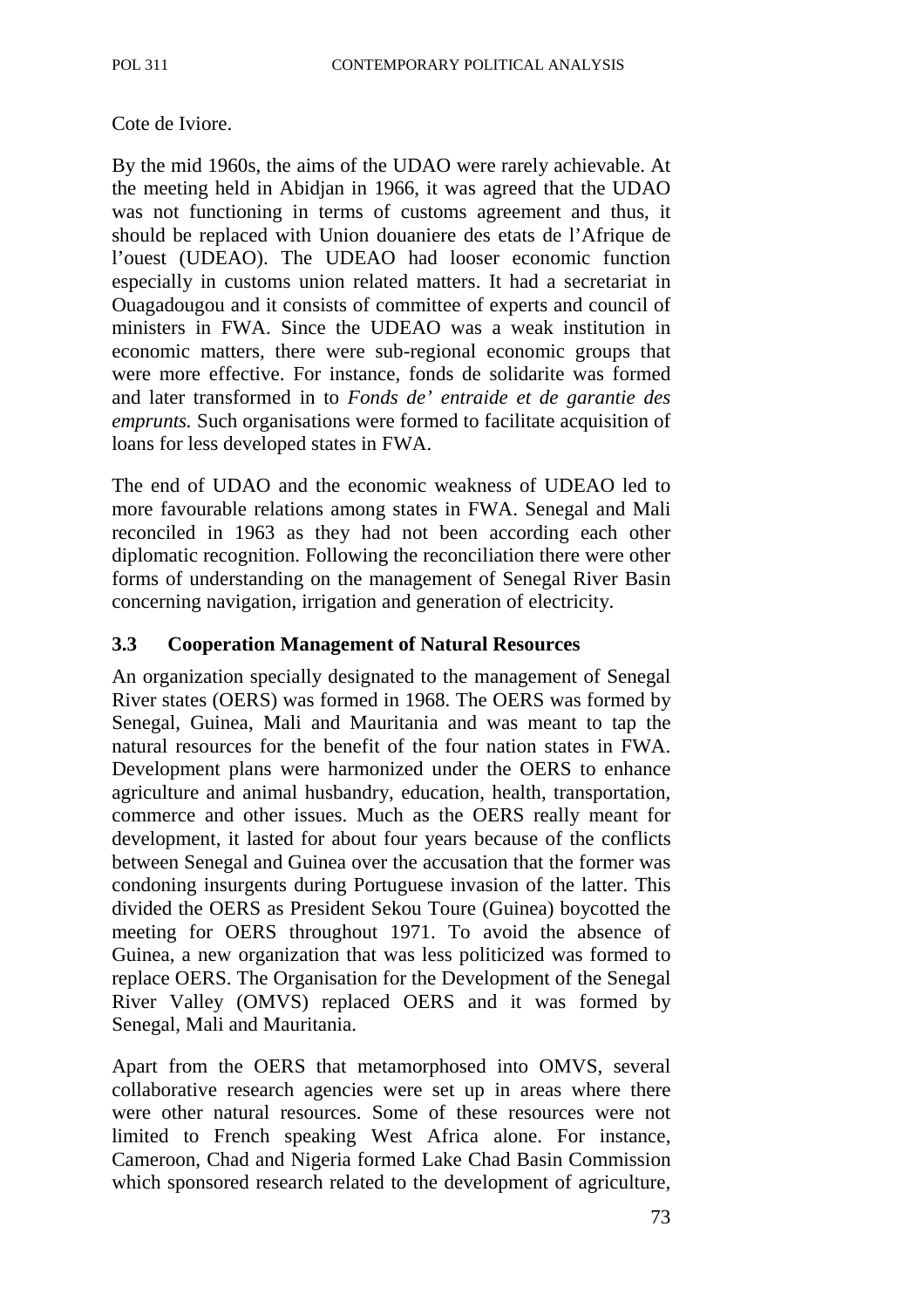Cote de Iviore.

By the mid 1960s, the aims of the UDAO were rarely achievable. At the meeting held in Abidjan in 1966, it was agreed that the UDAO was not functioning in terms of customs agreement and thus, it should be replaced with Union douaniere des etats de l'Afrique de l'ouest (UDEAO). The UDEAO had looser economic function especially in customs union related matters. It had a secretariat in Ouagadougou and it consists of committee of experts and council of ministers in FWA. Since the UDEAO was a weak institution in economic matters, there were sub-regional economic groups that were more effective. For instance, fonds de solidarite was formed and later transformed in to *Fonds de' entraide et de garantie des emprunts.* Such organisations were formed to facilitate acquisition of loans for less developed states in FWA.

The end of UDAO and the economic weakness of UDEAO led to more favourable relations among states in FWA. Senegal and Mali reconciled in 1963 as they had not been according each other diplomatic recognition. Following the reconciliation there were other forms of understanding on the management of Senegal River Basin concerning navigation, irrigation and generation of electricity.

### 3.3 Cooperation Management of Natural Resources

An organization specially designated to the management of Senegal River states (OERS) was formed in 1968. The OERS was formed by Senegal, Guinea, Mali and Mauritania and was meant to tap the natural resources for the benefit of the four nation states in FWA. Development plans were harmonized under the OERS to enhance agriculture and animal husbandry, education, health, transportation, commerce and other issues. Much as the OERS really meant for development, it lasted for about four years because of the conflicts between Senegal and Guinea over the accusation that the former was condoning insurgents during Portuguese invasion of the latter. This divided the OERS as President Sekou Toure (Guinea) boycotted the meeting for OERS throughout 1971. To avoid the absence of Guinea, a new organization that was less politicized was formed to replace OERS. The Organisation for the Development of the Senegal River Valley (OMVS) replaced OERS and it was formed by Senegal, Mali and Mauritania.

Apart from the OERS that metamorphosed into OMVS, several collaborative research agencies were set up in areas where there were other natural resources. Some of these resources were not limited to French speaking West Africa alone. For instance, Cameroon, Chad and Nigeria formed Lake Chad Basin Commission which sponsored research related to the development of agriculture,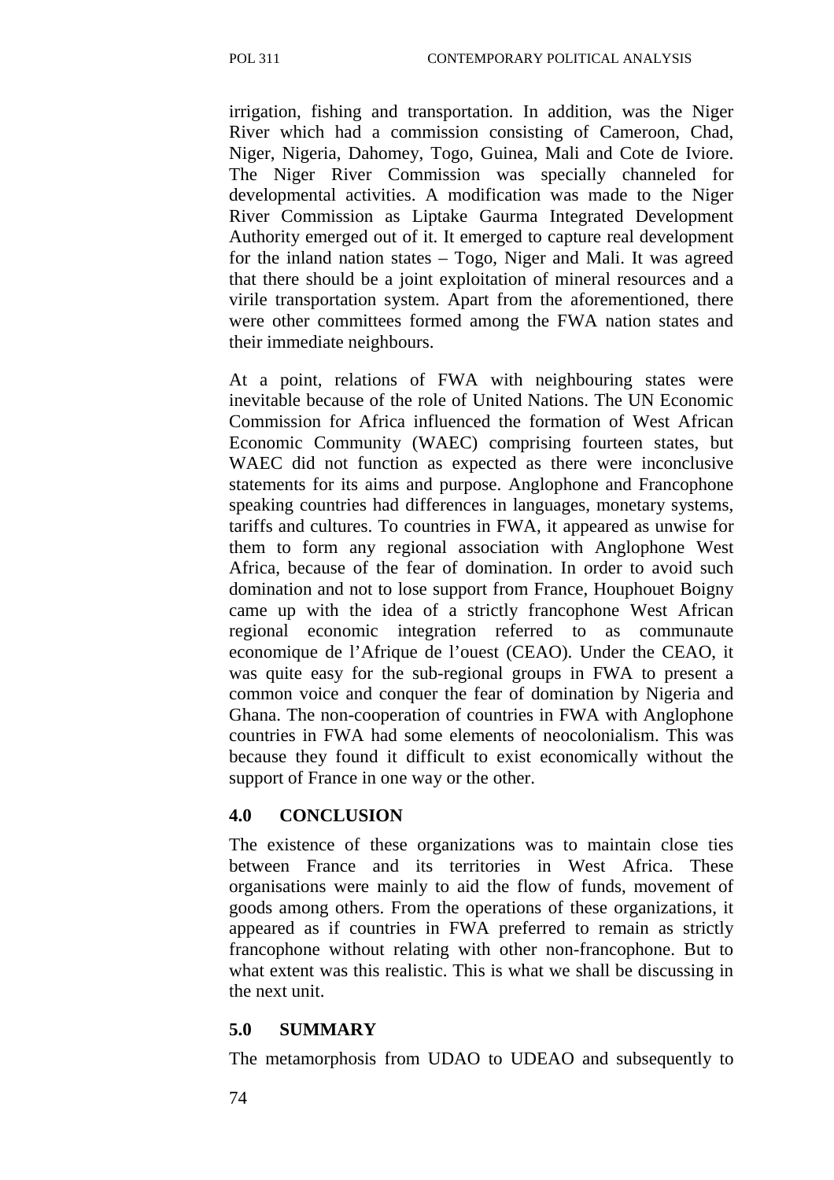irrigation, fishing and transportation. In addition, was the Niger River which had a commission consisting of Cameroon, Chad, Niger, Nigeria, Dahomey, Togo, Guinea, Mali and Cote de Iviore. The Niger River Commission was specially channeled for developmental activities. A modification was made to the Niger River Commission as Liptake Gaurma Integrated Development Authority emerged out of it. It emerged to capture real development for the inland nation states – Togo, Niger and Mali. It was agreed that there should be a joint exploitation of mineral resources and a virile transportation system. Apart from the aforementioned, there were other committees formed among the FWA nation states and their immediate neighbours.

At a point, relations of FWA with neighbouring states were inevitable because of the role of United Nations. The UN Economic Commission for Africa influenced the formation of West African Economic Community (WAEC) comprising fourteen states, but WAEC did not function as expected as there were inconclusive statements for its aims and purpose. Anglophone and Francophone speaking countries had differences in languages, monetary systems, tariffs and cultures. To countries in FWA, it appeared as unwise for them to form any regional association with Anglophone West Africa, because of the fear of domination. In order to avoid such domination and not to lose support from France, Houphouet Boigny came up with the idea of a strictly francophone West African regional economic integration referred to as communaute economique de l'Afrique de l'ouest (CEAO). Under the CEAO, it was quite easy for the sub-regional groups in FWA to present a common voice and conquer the fear of domination by Nigeria and Ghana. The non-cooperation of countries in FWA with Anglophone countries in FWA had some elements of neocolonialism. This was because they found it difficult to exist economically without the support of France in one way or the other.

## 4.0 CONCLUSION

The existence of these organizations was to maintain close ties between France and its territories in West Africa. These organisations were mainly to aid the flow of funds, movement of goods among others. From the operations of these organizations, it appeared as if countries in FWA preferred to remain as strictly francophone without relating with other non-francophone. But to what extent was this realistic. This is what we shall be discussing in the next unit.

## 5.0 SUMMARY

The metamorphosis from UDAO to UDEAO and subsequently to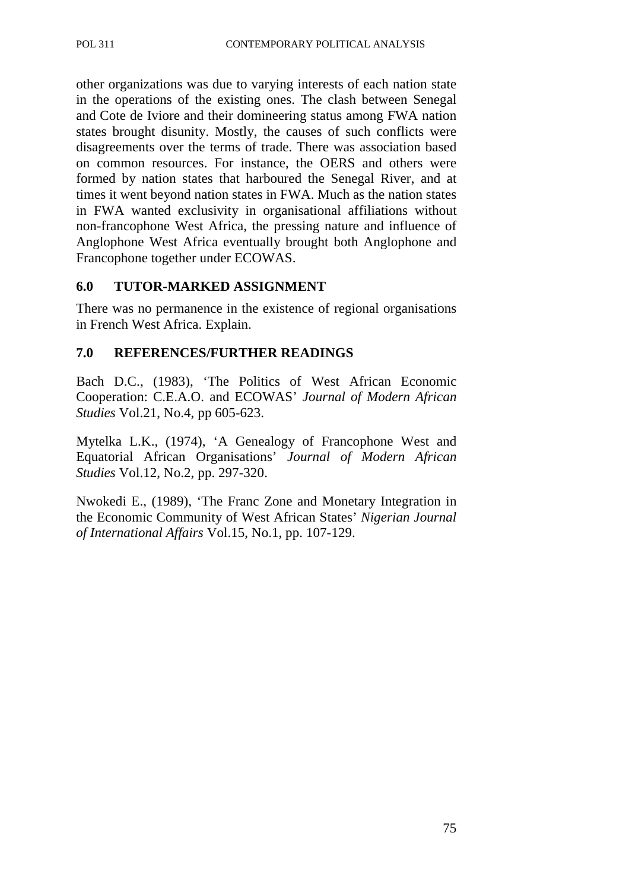other organizations was due to varying interests of each nation state in the operations of the existing ones. The clash between Senegal and Cote de Iviore and their domineering status among FWA nation states brought disunity. Mostly, the causes of such conflicts were disagreements over the terms of trade. There was association based on common resources. For instance, the OERS and others were formed by nation states that harboured the Senegal River, and at times it went beyond nation states in FWA. Much as the nation states in FWA wanted exclusivity in organisational affiliations without non-francophone West Africa, the pressing nature and influence of Anglophone West Africa eventually brought both Anglophone and Francophone together under ECOWAS.

## 6.0 TUTOR-MARKED ASSIGNMENT

There was no permanence in the existence of regional organisations in French West Africa. Explain.

## 7.0 REFERENCES/FURTHER READINGS

Bach D.C., (1983), 'The Politics of West African Economic Cooperation: C.E.A.O. and ECOWAS' *Journal of Modern African Studies* Vol.21, No.4, pp 605-623.

Mytelka L.K., (1974), 'A Genealogy of Francophone West and Equatorial African Organisations' *Journal of Modern African Studies* Vol.12, No.2, pp. 297-320.

Nwokedi E., (1989), 'The Franc Zone and Monetary Integration in the Economic Community of West African States' *Nigerian Journal of International Affairs* Vol.15, No.1, pp. 107-129.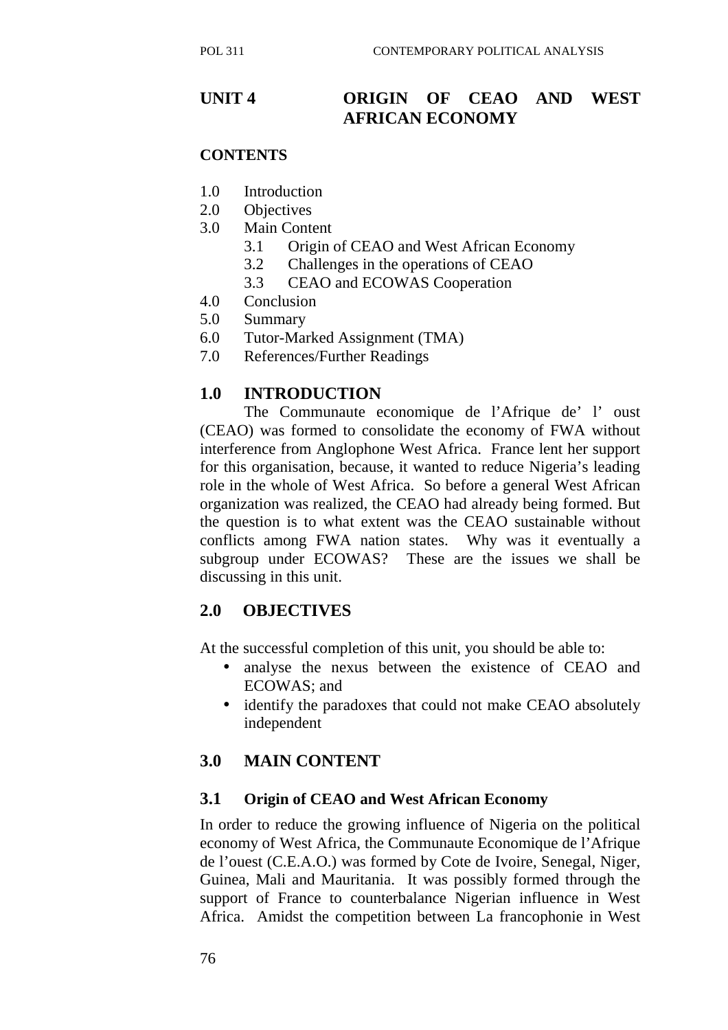# UNIT 4 ORIGIN OF CEAO AND WEST AFRICAN ECONOMY

**CONTENTS**

- 1.0 Introduction
- 2.0 Objectives
- 3.0 Main Content
  - 3.1 Origin of CEAO and West African Economy
  - 3.2 Challenges in the operations of CEAO
  - 3.3 CEAO and ECOWAS Cooperation
- 4.0 Conclusion
- 5.0 Summary
- 6.0 Tutor-Marked Assignment (TMA)
- 7.0 References/Further Readings

## 1.0 INTRODUCTION

The Communaute economique de l'Afrique de' l' oust (CEAO) was formed to consolidate the economy of FWA without interference from Anglophone West Africa. France lent her support for this organisation, because, it wanted to reduce Nigeria's leading role in the whole of West Africa. So before a general West African organization was realized, the CEAO had already being formed. But the question is to what extent was the CEAO sustainable without conflicts among FWA nation states. Why was it eventually a subgroup under ECOWAS? These are the issues we shall be discussing in this unit.

## 2.0 OBJECTIVES

At the successful completion of this unit, you should be able to:

- analyse the nexus between the existence of CEAO and ECOWAS; and
- identify the paradoxes that could not make CEAO absolutely independent

## 3.0 MAIN CONTENT

### 3.1 Origin of CEAO and West African Economy

In order to reduce the growing influence of Nigeria on the political economy of West Africa, the Communaute Economique de l'Afrique de l'ouest (C.E.A.O.) was formed by Cote de Ivoire, Senegal, Niger, Guinea, Mali and Mauritania. It was possibly formed through the support of France to counterbalance Nigerian influence in West Africa. Amidst the competition between La francophonie in West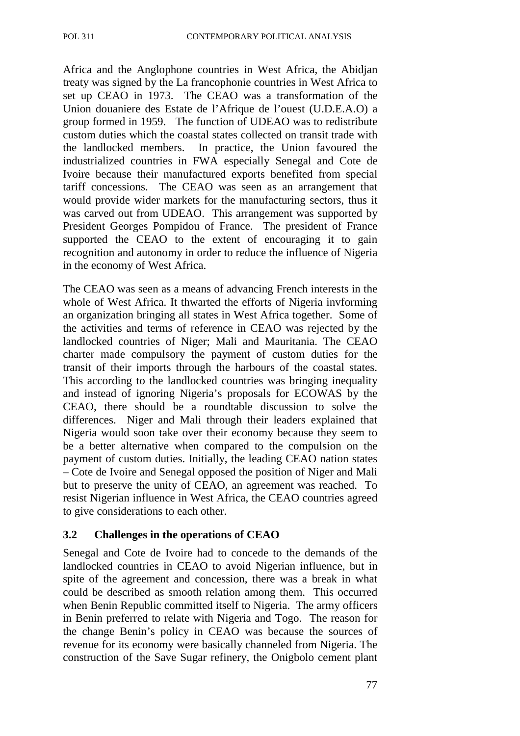Africa and the Anglophone countries in West Africa, the Abidjan treaty was signed by the La francophonie countries in West Africa to set up CEAO in 1973. The CEAO was a transformation of the Union douaniere des Estate de l'Afrique de l'ouest (U.D.E.A.O) a group formed in 1959. The function of UDEAO was to redistribute custom duties which the coastal states collected on transit trade with the landlocked members. In practice, the Union favoured the industrialized countries in FWA especially Senegal and Cote de Ivoire because their manufactured exports benefited from special tariff concessions. The CEAO was seen as an arrangement that would provide wider markets for the manufacturing sectors, thus it was carved out from UDEAO. This arrangement was supported by President Georges Pompidou of France. The president of France supported the CEAO to the extent of encouraging it to gain recognition and autonomy in order to reduce the influence of Nigeria in the economy of West Africa.

The CEAO was seen as a means of advancing French interests in the whole of West Africa. It thwarted the efforts of Nigeria invforming an organization bringing all states in West Africa together. Some of the activities and terms of reference in CEAO was rejected by the landlocked countries of Niger; Mali and Mauritania. The CEAO charter made compulsory the payment of custom duties for the transit of their imports through the harbours of the coastal states. This according to the landlocked countries was bringing inequality and instead of ignoring Nigeria's proposals for ECOWAS by the CEAO, there should be a roundtable discussion to solve the differences. Niger and Mali through their leaders explained that Nigeria would soon take over their economy because they seem to be a better alternative when compared to the compulsion on the payment of custom duties. Initially, the leading CEAO nation states – Cote de Ivoire and Senegal opposed the position of Niger and Mali but to preserve the unity of CEAO, an agreement was reached. To resist Nigerian influence in West Africa, the CEAO countries agreed to give considerations to each other.

### 3.2 Challenges in the operations of CEAO

Senegal and Cote de Ivoire had to concede to the demands of the landlocked countries in CEAO to avoid Nigerian influence, but in spite of the agreement and concession, there was a break in what could be described as smooth relation among them. This occurred when Benin Republic committed itself to Nigeria. The army officers in Benin preferred to relate with Nigeria and Togo. The reason for the change Benin's policy in CEAO was because the sources of revenue for its economy were basically channeled from Nigeria. The construction of the Save Sugar refinery, the Onigbolo cement plant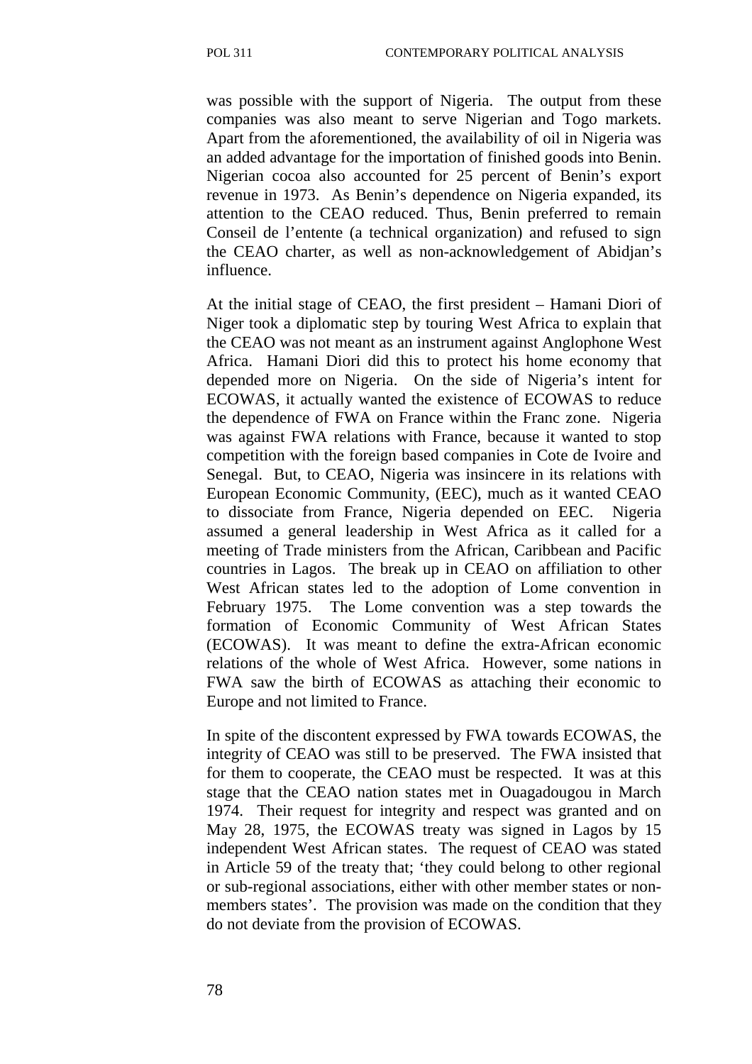was possible with the support of Nigeria. The output from these companies was also meant to serve Nigerian and Togo markets. Apart from the aforementioned, the availability of oil in Nigeria was an added advantage for the importation of finished goods into Benin. Nigerian cocoa also accounted for 25 percent of Benin's export revenue in 1973. As Benin's dependence on Nigeria expanded, its attention to the CEAO reduced. Thus, Benin preferred to remain Conseil de l'entente (a technical organization) and refused to sign the CEAO charter, as well as non-acknowledgement of Abidjan's influence.

At the initial stage of CEAO, the first president – Hamani Diori of Niger took a diplomatic step by touring West Africa to explain that the CEAO was not meant as an instrument against Anglophone West Africa. Hamani Diori did this to protect his home economy that depended more on Nigeria. On the side of Nigeria's intent for ECOWAS, it actually wanted the existence of ECOWAS to reduce the dependence of FWA on France within the Franc zone. Nigeria was against FWA relations with France, because it wanted to stop competition with the foreign based companies in Cote de Ivoire and Senegal. But, to CEAO, Nigeria was insincere in its relations with European Economic Community, (EEC), much as it wanted CEAO to dissociate from France, Nigeria depended on EEC. Nigeria assumed a general leadership in West Africa as it called for a meeting of Trade ministers from the African, Caribbean and Pacific countries in Lagos. The break up in CEAO on affiliation to other West African states led to the adoption of Lome convention in February 1975. The Lome convention was a step towards the formation of Economic Community of West African States (ECOWAS). It was meant to define the extra-African economic relations of the whole of West Africa. However, some nations in FWA saw the birth of ECOWAS as attaching their economic to Europe and not limited to France.

In spite of the discontent expressed by FWA towards ECOWAS, the integrity of CEAO was still to be preserved. The FWA insisted that for them to cooperate, the CEAO must be respected. It was at this stage that the CEAO nation states met in Ouagadougou in March 1974. Their request for integrity and respect was granted and on May 28, 1975, the ECOWAS treaty was signed in Lagos by 15 independent West African states. The request of CEAO was stated in Article 59 of the treaty that; 'they could belong to other regional or sub-regional associations, either with other member states or non-members states'. The provision was made on the condition that they do not deviate from the provision of ECOWAS.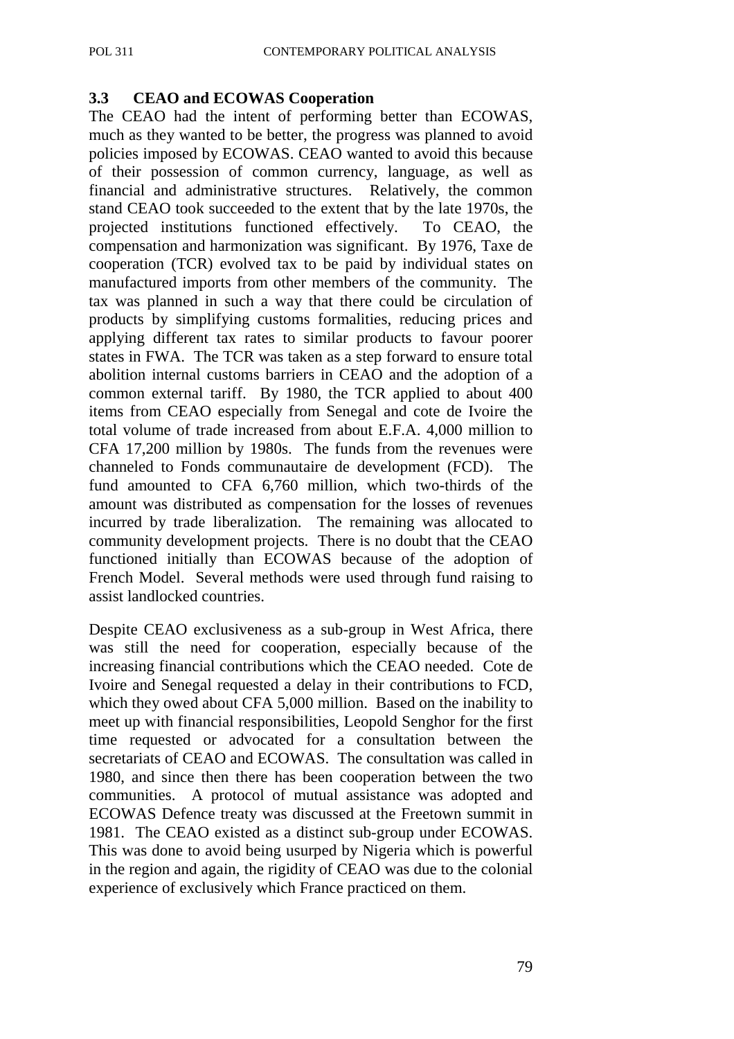### 3.3 CEAO and ECOWAS Cooperation

The CEAO had the intent of performing better than ECOWAS, much as they wanted to be better, the progress was planned to avoid policies imposed by ECOWAS. CEAO wanted to avoid this because of their possession of common currency, language, as well as financial and administrative structures. Relatively, the common stand CEAO took succeeded to the extent that by the late 1970s, the projected institutions functioned effectively. To CEAO, the compensation and harmonization was significant. By 1976, Taxe de cooperation (TCR) evolved tax to be paid by individual states on manufactured imports from other members of the community. The tax was planned in such a way that there could be circulation of products by simplifying customs formalities, reducing prices and applying different tax rates to similar products to favour poorer states in FWA. The TCR was taken as a step forward to ensure total abolition internal customs barriers in CEAO and the adoption of a common external tariff. By 1980, the TCR applied to about 400 items from CEAO especially from Senegal and cote de Ivoire the total volume of trade increased from about E.F.A. 4,000 million to CFA 17,200 million by 1980s. The funds from the revenues were channeled to Fonds communautaire de development (FCD). The fund amounted to CFA 6,760 million, which two-thirds of the amount was distributed as compensation for the losses of revenues incurred by trade liberalization. The remaining was allocated to community development projects. There is no doubt that the CEAO functioned initially than ECOWAS because of the adoption of French Model. Several methods were used through fund raising to assist landlocked countries.

Despite CEAO exclusiveness as a sub-group in West Africa, there was still the need for cooperation, especially because of the increasing financial contributions which the CEAO needed. Cote de Ivoire and Senegal requested a delay in their contributions to FCD, which they owed about CFA 5,000 million. Based on the inability to meet up with financial responsibilities, Leopold Senghor for the first time requested or advocated for a consultation between the secretariats of CEAO and ECOWAS. The consultation was called in 1980, and since then there has been cooperation between the two communities. A protocol of mutual assistance was adopted and ECOWAS Defence treaty was discussed at the Freetown summit in 1981. The CEAO existed as a distinct sub-group under ECOWAS. This was done to avoid being usurped by Nigeria which is powerful in the region and again, the rigidity of CEAO was due to the colonial experience of exclusively which France practiced on them.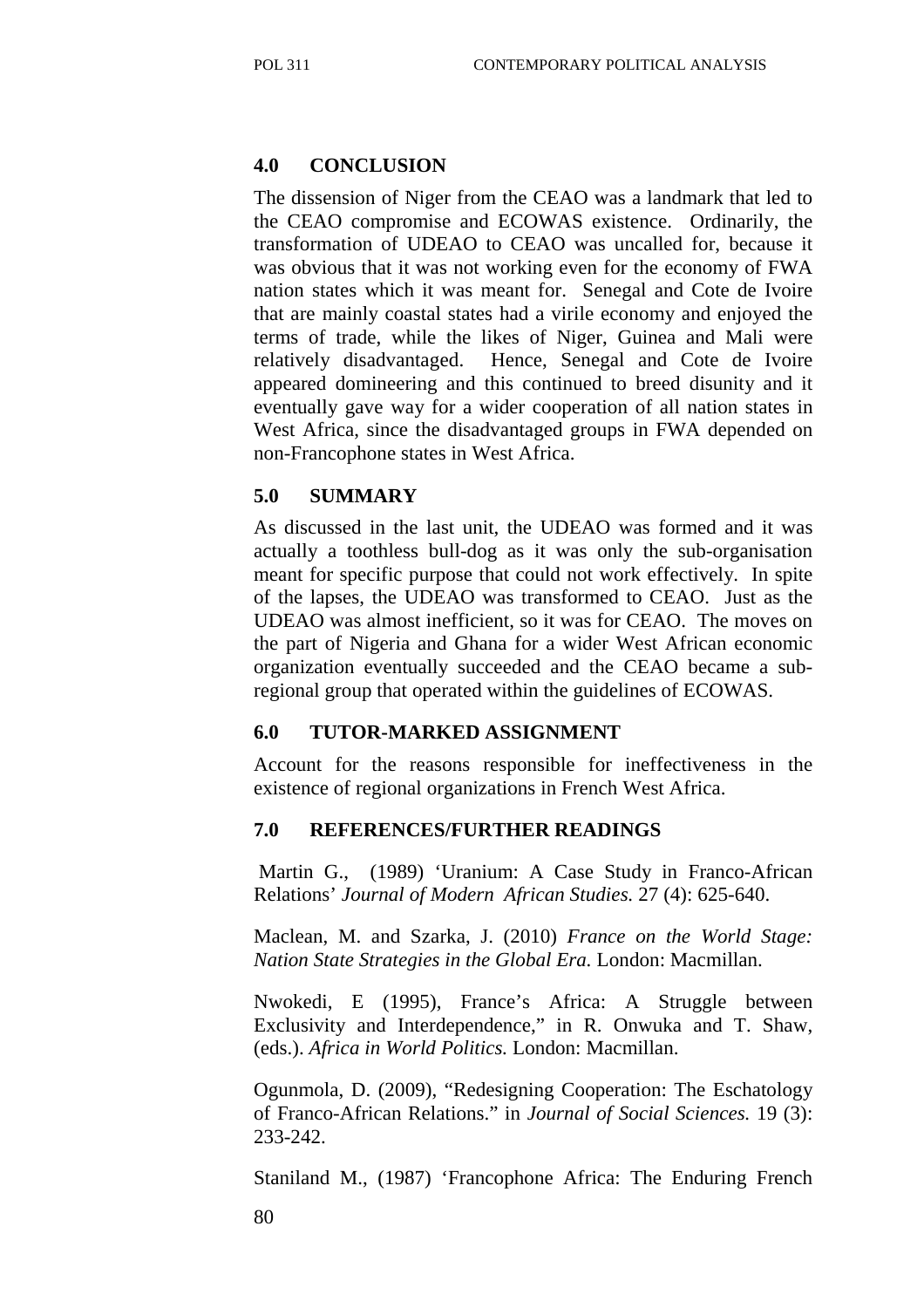## 4.0 CONCLUSION

The dissension of Niger from the CEAO was a landmark that led to the CEAO compromise and ECOWAS existence. Ordinarily, the transformation of UDEAO to CEAO was uncalled for, because it was obvious that it was not working even for the economy of FWA nation states which it was meant for. Senegal and Cote de Ivoire that are mainly coastal states had a virile economy and enjoyed the terms of trade, while the likes of Niger, Guinea and Mali were relatively disadvantaged. Hence, Senegal and Cote de Ivoire appeared domineering and this continued to breed disunity and it eventually gave way for a wider cooperation of all nation states in West Africa, since the disadvantaged groups in FWA depended on non-Francophone states in West Africa.

## 5.0 SUMMARY

As discussed in the last unit, the UDEAO was formed and it was actually a toothless bull-dog as it was only the sub-organisation meant for specific purpose that could not work effectively. In spite of the lapses, the UDEAO was transformed to CEAO. Just as the UDEAO was almost inefficient, so it was for CEAO. The moves on the part of Nigeria and Ghana for a wider West African economic organization eventually succeeded and the CEAO became a sub-regional group that operated within the guidelines of ECOWAS.

## 6.0 TUTOR-MARKED ASSIGNMENT

Account for the reasons responsible for ineffectiveness in the existence of regional organizations in French West Africa.

## 7.0 REFERENCES/FURTHER READINGS

Martin G., (1989) 'Uranium: A Case Study in Franco-African Relations' *Journal of Modern African Studies.* 27 (4): 625-640.

Maclean, M. and Szarka, J. (2010) *France on the World Stage: Nation State Strategies in the Global Era.* London: Macmillan.

Nwokedi, E (1995), France's Africa: A Struggle between Exclusivity and Interdependence," in R. Onwuka and T. Shaw, (eds.). *Africa in World Politics.* London: Macmillan.

Ogunmola, D. (2009), "Redesigning Cooperation: The Eschatology of Franco-African Relations." in *Journal of Social Sciences.* 19 (3): 233-242.

Staniland M., (1987) 'Francophone Africa: The Enduring French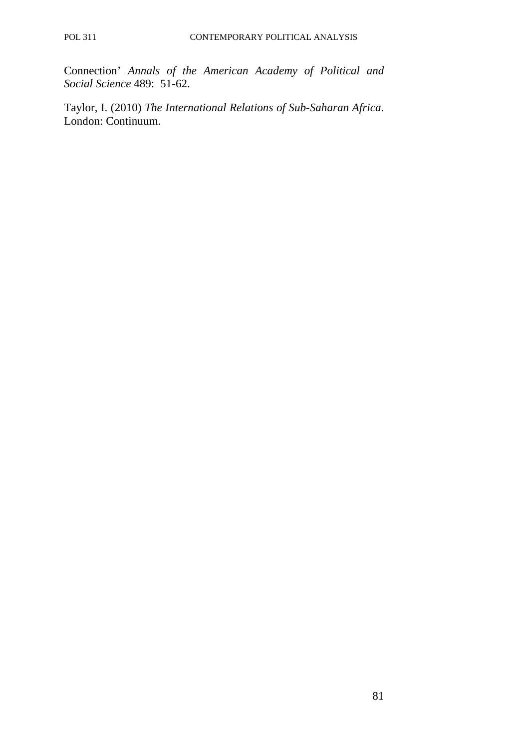Connection' *Annals of the American Academy of Political and Social Science* 489: 51-62.

Taylor, I. (2010) *The International Relations of Sub-Saharan Africa*. London: Continuum.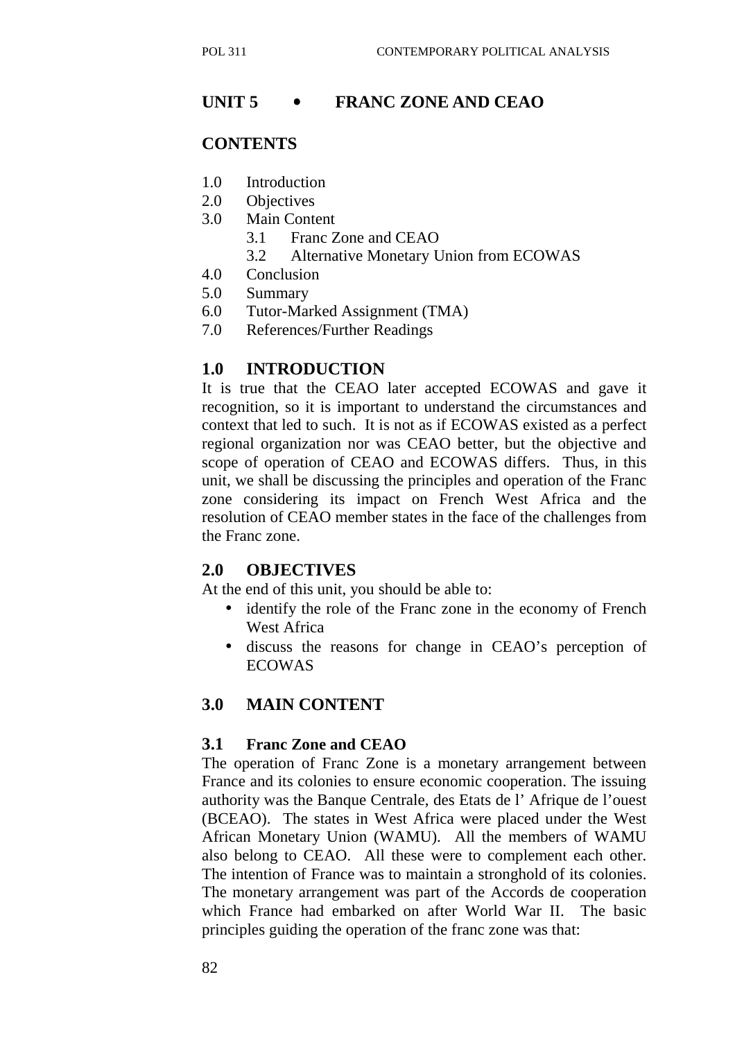# UNIT 5 • FRANC ZONE AND CEAO

## CONTENTS

1.0 Introduction
2.0 Objectives
3.0 Main Content
 3.1 Franc Zone and CEAO
 3.2 Alternative Monetary Union from ECOWAS
4.0 Conclusion
5.0 Summary
6.0 Tutor-Marked Assignment (TMA)
7.0 References/Further Readings

## 1.0 INTRODUCTION

It is true that the CEAO later accepted ECOWAS and gave it recognition, so it is important to understand the circumstances and context that led to such. It is not as if ECOWAS existed as a perfect regional organization nor was CEAO better, but the objective and scope of operation of CEAO and ECOWAS differs. Thus, in this unit, we shall be discussing the principles and operation of the Franc zone considering its impact on French West Africa and the resolution of CEAO member states in the face of the challenges from the Franc zone.

## 2.0 OBJECTIVES

At the end of this unit, you should be able to:

- identify the role of the Franc zone in the economy of French West Africa
- discuss the reasons for change in CEAO's perception of ECOWAS

## 3.0 MAIN CONTENT

### 3.1 Franc Zone and CEAO

The operation of Franc Zone is a monetary arrangement between France and its colonies to ensure economic cooperation. The issuing authority was the Banque Centrale, des Etats de l' Afrique de l'ouest (BCEAO). The states in West Africa were placed under the West African Monetary Union (WAMU). All the members of WAMU also belong to CEAO. All these were to complement each other. The intention of France was to maintain a stronghold of its colonies. The monetary arrangement was part of the Accords de cooperation which France had embarked on after World War II. The basic principles guiding the operation of the franc zone was that: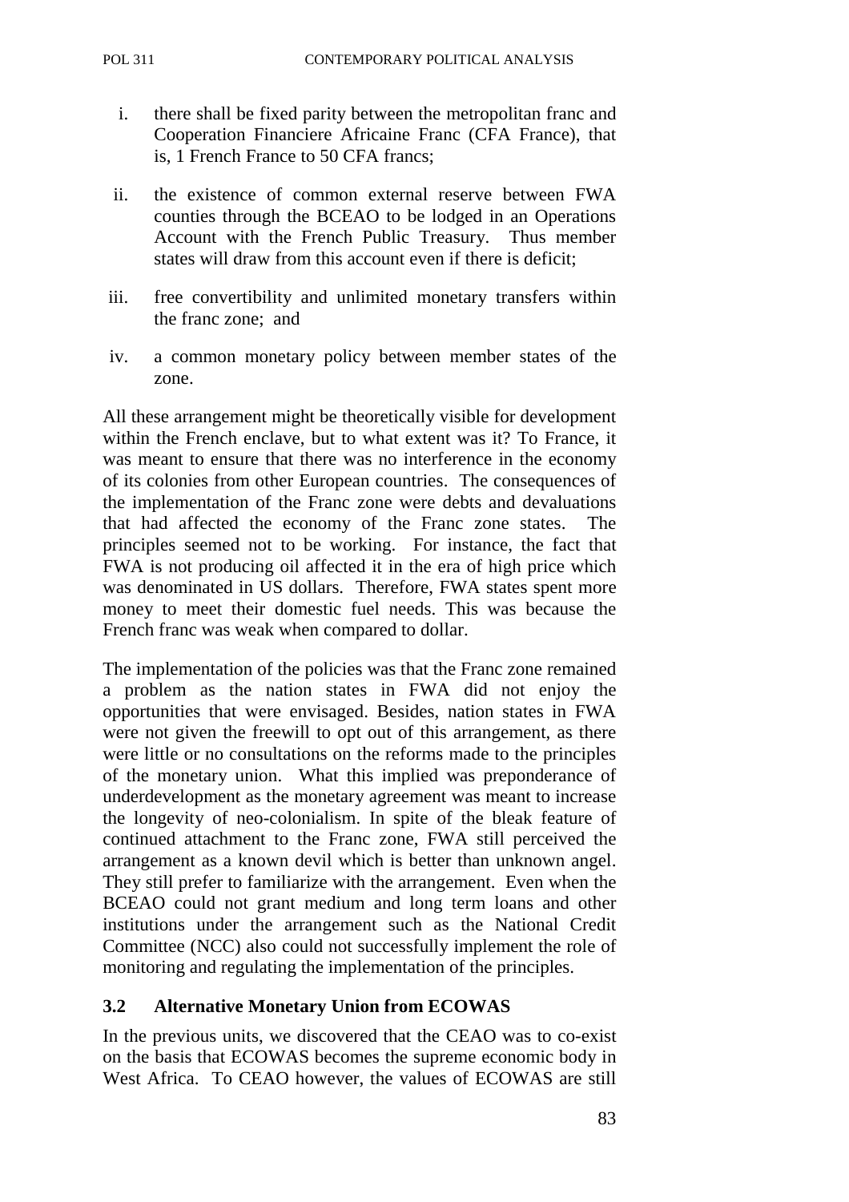i. there shall be fixed parity between the metropolitan franc and Cooperation Financiere Africaine Franc (CFA France), that is, 1 French France to 50 CFA francs;

ii. the existence of common external reserve between FWA counties through the BCEAO to be lodged in an Operations Account with the French Public Treasury. Thus member states will draw from this account even if there is deficit;

iii. free convertibility and unlimited monetary transfers within the franc zone; and

iv. a common monetary policy between member states of the zone.

All these arrangement might be theoretically visible for development within the French enclave, but to what extent was it? To France, it was meant to ensure that there was no interference in the economy of its colonies from other European countries. The consequences of the implementation of the Franc zone were debts and devaluations that had affected the economy of the Franc zone states. The principles seemed not to be working. For instance, the fact that FWA is not producing oil affected it in the era of high price which was denominated in US dollars. Therefore, FWA states spent more money to meet their domestic fuel needs. This was because the French franc was weak when compared to dollar.

The implementation of the policies was that the Franc zone remained a problem as the nation states in FWA did not enjoy the opportunities that were envisaged. Besides, nation states in FWA were not given the freewill to opt out of this arrangement, as there were little or no consultations on the reforms made to the principles of the monetary union. What this implied was preponderance of underdevelopment as the monetary agreement was meant to increase the longevity of neo-colonialism. In spite of the bleak feature of continued attachment to the Franc zone, FWA still perceived the arrangement as a known devil which is better than unknown angel. They still prefer to familiarize with the arrangement. Even when the BCEAO could not grant medium and long term loans and other institutions under the arrangement such as the National Credit Committee (NCC) also could not successfully implement the role of monitoring and regulating the implementation of the principles.

### 3.2 Alternative Monetary Union from ECOWAS

In the previous units, we discovered that the CEAO was to co-exist on the basis that ECOWAS becomes the supreme economic body in West Africa. To CEAO however, the values of ECOWAS are still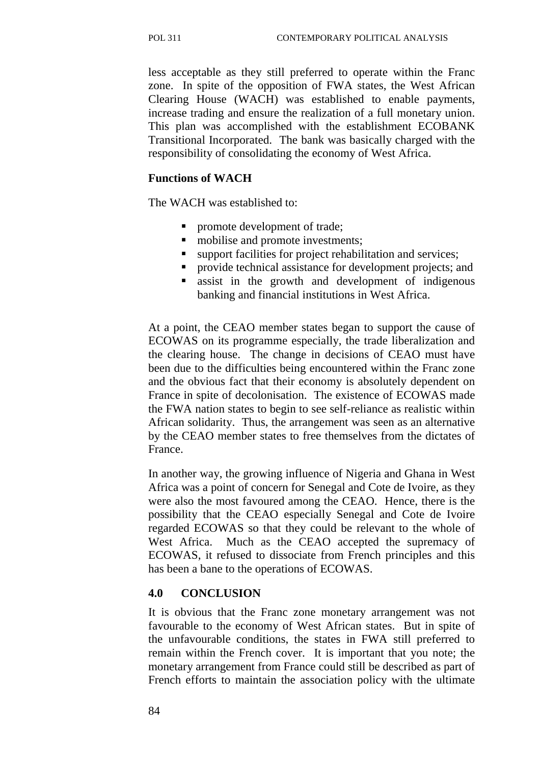less acceptable as they still preferred to operate within the Franc zone. In spite of the opposition of FWA states, the West African Clearing House (WACH) was established to enable payments, increase trading and ensure the realization of a full monetary union. This plan was accomplished with the establishment ECOBANK Transitional Incorporated. The bank was basically charged with the responsibility of consolidating the economy of West Africa.

**Functions of WACH**

The WACH was established to:

- promote development of trade;
- mobilise and promote investments;
- support facilities for project rehabilitation and services;
- provide technical assistance for development projects; and
- assist in the growth and development of indigenous banking and financial institutions in West Africa.

At a point, the CEAO member states began to support the cause of ECOWAS on its programme especially, the trade liberalization and the clearing house. The change in decisions of CEAO must have been due to the difficulties being encountered within the Franc zone and the obvious fact that their economy is absolutely dependent on France in spite of decolonisation. The existence of ECOWAS made the FWA nation states to begin to see self-reliance as realistic within African solidarity. Thus, the arrangement was seen as an alternative by the CEAO member states to free themselves from the dictates of France.

In another way, the growing influence of Nigeria and Ghana in West Africa was a point of concern for Senegal and Cote de Ivoire, as they were also the most favoured among the CEAO. Hence, there is the possibility that the CEAO especially Senegal and Cote de Ivoire regarded ECOWAS so that they could be relevant to the whole of West Africa. Much as the CEAO accepted the supremacy of ECOWAS, it refused to dissociate from French principles and this has been a bane to the operations of ECOWAS.

## 4.0 CONCLUSION

It is obvious that the Franc zone monetary arrangement was not favourable to the economy of West African states. But in spite of the unfavourable conditions, the states in FWA still preferred to remain within the French cover. It is important that you note; the monetary arrangement from France could still be described as part of French efforts to maintain the association policy with the ultimate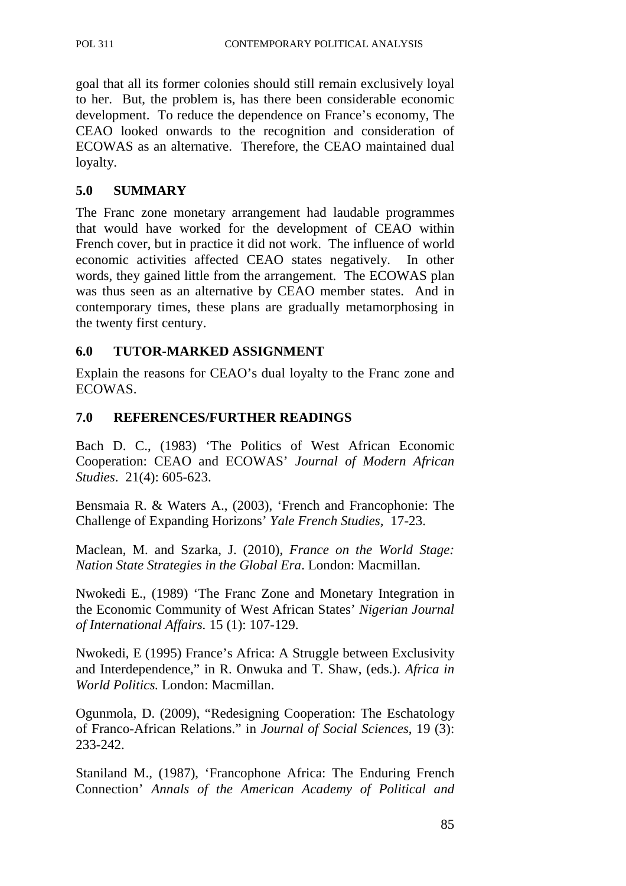goal that all its former colonies should still remain exclusively loyal to her. But, the problem is, has there been considerable economic development. To reduce the dependence on France's economy, The CEAO looked onwards to the recognition and consideration of ECOWAS as an alternative. Therefore, the CEAO maintained dual loyalty.

## 5.0 SUMMARY

The Franc zone monetary arrangement had laudable programmes that would have worked for the development of CEAO within French cover, but in practice it did not work. The influence of world economic activities affected CEAO states negatively. In other words, they gained little from the arrangement. The ECOWAS plan was thus seen as an alternative by CEAO member states. And in contemporary times, these plans are gradually metamorphosing in the twenty first century.

## 6.0 TUTOR-MARKED ASSIGNMENT

Explain the reasons for CEAO's dual loyalty to the Franc zone and ECOWAS.

## 7.0 REFERENCES/FURTHER READINGS

Bach D. C., (1983) 'The Politics of West African Economic Cooperation: CEAO and ECOWAS' *Journal of Modern African Studies*. 21(4): 605-623.

Bensmaia R. & Waters A., (2003), 'French and Francophonie: The Challenge of Expanding Horizons' *Yale French Studies*, 17-23.

Maclean, M. and Szarka, J. (2010), *France on the World Stage: Nation State Strategies in the Global Era*. London: Macmillan.

Nwokedi E., (1989) 'The Franc Zone and Monetary Integration in the Economic Community of West African States' *Nigerian Journal of International Affairs*. 15 (1): 107-129.

Nwokedi, E (1995) France's Africa: A Struggle between Exclusivity and Interdependence," in R. Onwuka and T. Shaw, (eds.). *Africa in World Politics.* London: Macmillan.

Ogunmola, D. (2009), "Redesigning Cooperation: The Eschatology of Franco-African Relations." in *Journal of Social Sciences*, 19 (3): 233-242.

Staniland M., (1987), 'Francophone Africa: The Enduring French Connection' *Annals of the American Academy of Political and*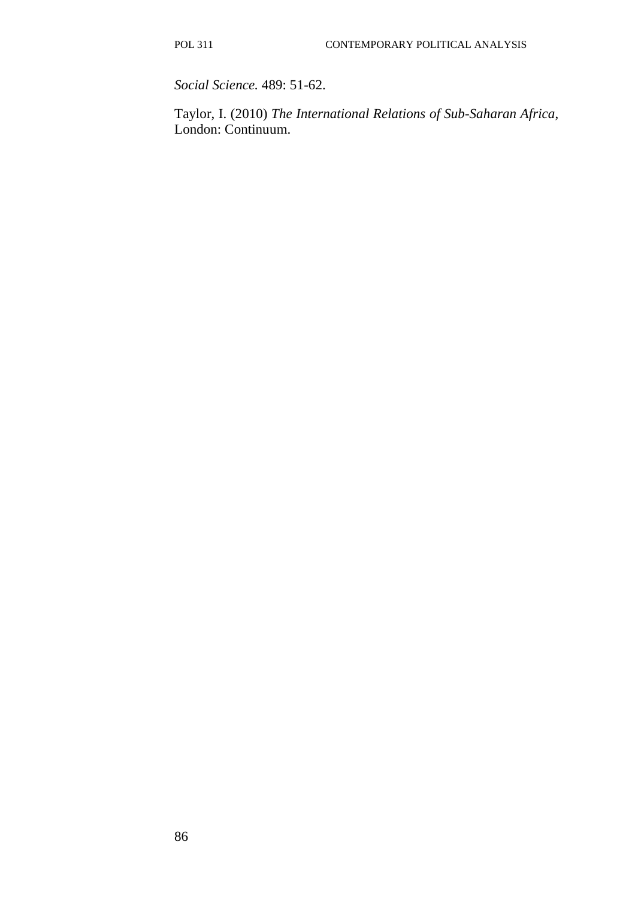*Social Science.* 489: 51-62.

Taylor, I. (2010) *The International Relations of Sub-Saharan Africa*, London: Continuum.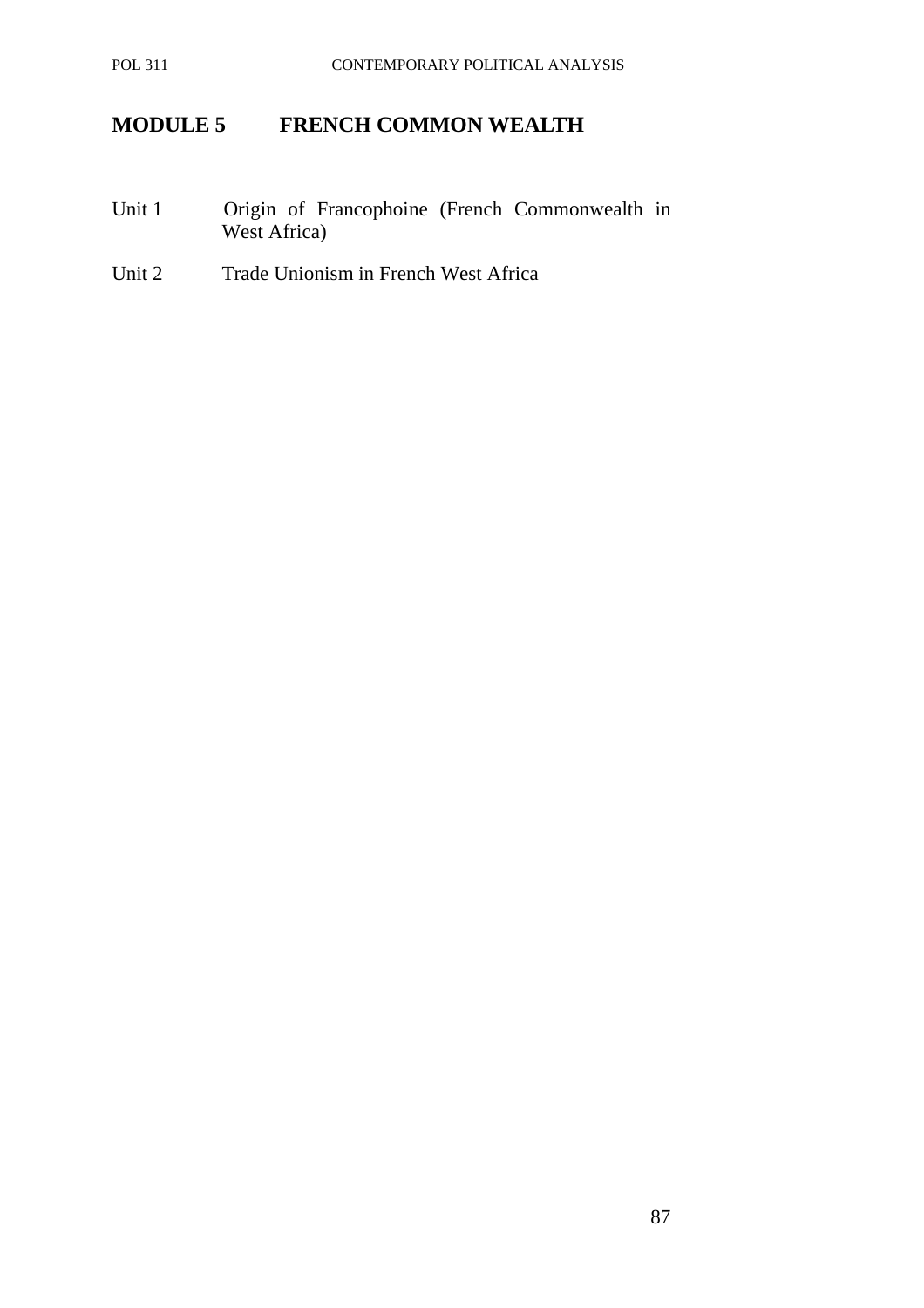# MODULE 5 FRENCH COMMON WEALTH

Unit 1 Origin of Francophoine (French Commonwealth in West Africa)

Unit 2 Trade Unionism in French West Africa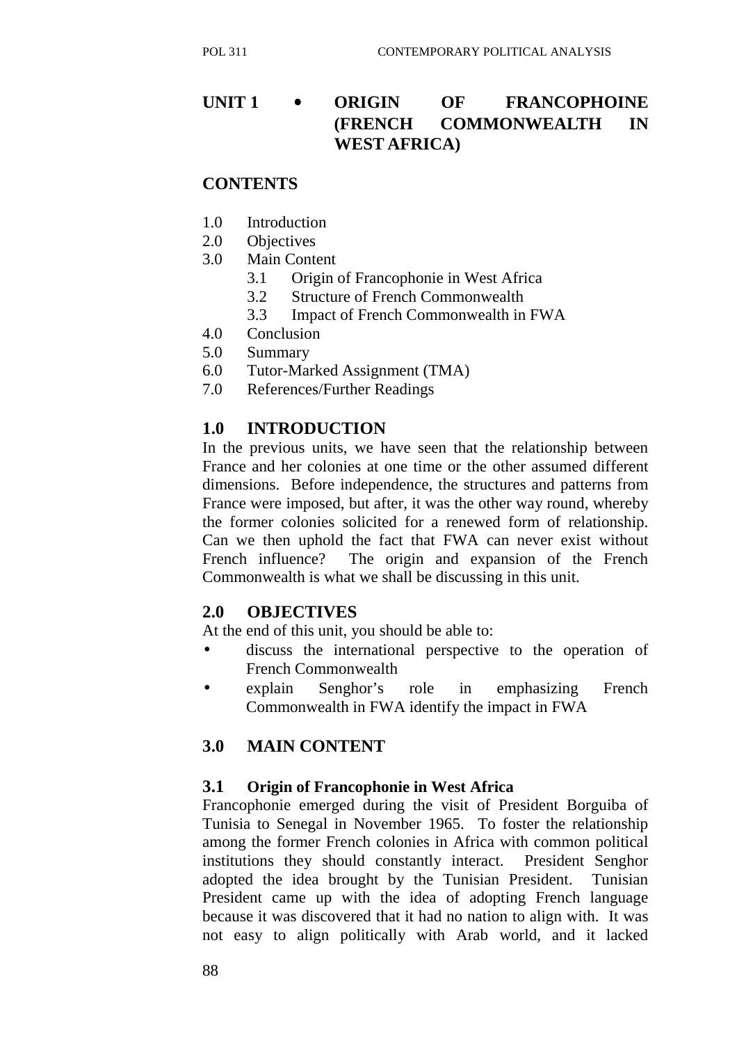# UNIT 1 • ORIGIN OF FRANCOPHOINE (FRENCH COMMONWEALTH IN WEST AFRICA)

## CONTENTS

1.0 Introduction
2.0 Objectives
3.0 Main Content
  3.1 Origin of Francophonie in West Africa
  3.2 Structure of French Commonwealth
  3.3 Impact of French Commonwealth in FWA
4.0 Conclusion
5.0 Summary
6.0 Tutor-Marked Assignment (TMA)
7.0 References/Further Readings

## 1.0 INTRODUCTION

In the previous units, we have seen that the relationship between France and her colonies at one time or the other assumed different dimensions. Before independence, the structures and patterns from France were imposed, but after, it was the other way round, whereby the former colonies solicited for a renewed form of relationship. Can we then uphold the fact that FWA can never exist without French influence? The origin and expansion of the French Commonwealth is what we shall be discussing in this unit.

## 2.0 OBJECTIVES

At the end of this unit, you should be able to:

- discuss the international perspective to the operation of French Commonwealth
- explain Senghor's role in emphasizing French Commonwealth in FWA identify the impact in FWA

## 3.0 MAIN CONTENT

### 3.1 Origin of Francophonie in West Africa

Francophonie emerged during the visit of President Borguiba of Tunisia to Senegal in November 1965. To foster the relationship among the former French colonies in Africa with common political institutions they should constantly interact. President Senghor adopted the idea brought by the Tunisian President. Tunisian President came up with the idea of adopting French language because it was discovered that it had no nation to align with. It was not easy to align politically with Arab world, and it lacked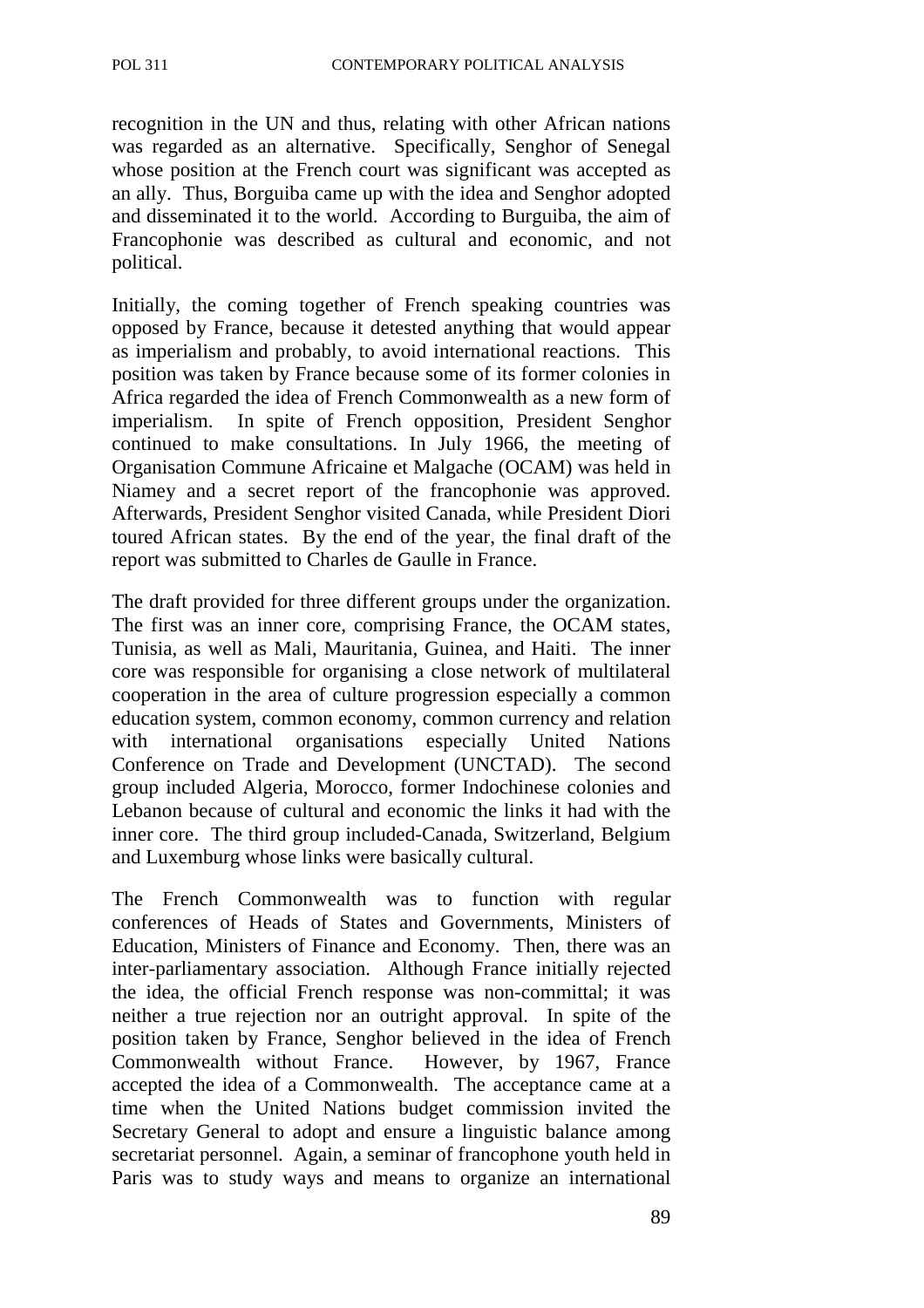recognition in the UN and thus, relating with other African nations was regarded as an alternative. Specifically, Senghor of Senegal whose position at the French court was significant was accepted as an ally. Thus, Borguiba came up with the idea and Senghor adopted and disseminated it to the world. According to Burguiba, the aim of Francophonie was described as cultural and economic, and not political.

Initially, the coming together of French speaking countries was opposed by France, because it detested anything that would appear as imperialism and probably, to avoid international reactions. This position was taken by France because some of its former colonies in Africa regarded the idea of French Commonwealth as a new form of imperialism. In spite of French opposition, President Senghor continued to make consultations. In July 1966, the meeting of Organisation Commune Africaine et Malgache (OCAM) was held in Niamey and a secret report of the francophonie was approved. Afterwards, President Senghor visited Canada, while President Diori toured African states. By the end of the year, the final draft of the report was submitted to Charles de Gaulle in France.

The draft provided for three different groups under the organization. The first was an inner core, comprising France, the OCAM states, Tunisia, as well as Mali, Mauritania, Guinea, and Haiti. The inner core was responsible for organising a close network of multilateral cooperation in the area of culture progression especially a common education system, common economy, common currency and relation with international organisations especially United Nations Conference on Trade and Development (UNCTAD). The second group included Algeria, Morocco, former Indochinese colonies and Lebanon because of cultural and economic the links it had with the inner core. The third group included-Canada, Switzerland, Belgium and Luxemburg whose links were basically cultural.

The French Commonwealth was to function with regular conferences of Heads of States and Governments, Ministers of Education, Ministers of Finance and Economy. Then, there was an inter-parliamentary association. Although France initially rejected the idea, the official French response was non-committal; it was neither a true rejection nor an outright approval. In spite of the position taken by France, Senghor believed in the idea of French Commonwealth without France. However, by 1967, France accepted the idea of a Commonwealth. The acceptance came at a time when the United Nations budget commission invited the Secretary General to adopt and ensure a linguistic balance among secretariat personnel. Again, a seminar of francophone youth held in Paris was to study ways and means to organize an international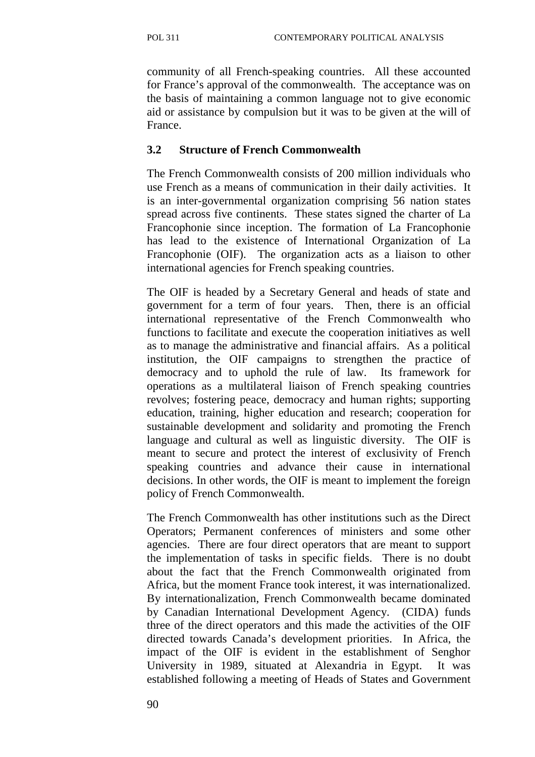community of all French-speaking countries. All these accounted for France's approval of the commonwealth. The acceptance was on the basis of maintaining a common language not to give economic aid or assistance by compulsion but it was to be given at the will of France.

### 3.2 Structure of French Commonwealth

The French Commonwealth consists of 200 million individuals who use French as a means of communication in their daily activities. It is an inter-governmental organization comprising 56 nation states spread across five continents. These states signed the charter of La Francophonie since inception. The formation of La Francophonie has lead to the existence of International Organization of La Francophonie (OIF). The organization acts as a liaison to other international agencies for French speaking countries.

The OIF is headed by a Secretary General and heads of state and government for a term of four years. Then, there is an official international representative of the French Commonwealth who functions to facilitate and execute the cooperation initiatives as well as to manage the administrative and financial affairs. As a political institution, the OIF campaigns to strengthen the practice of democracy and to uphold the rule of law. Its framework for operations as a multilateral liaison of French speaking countries revolves; fostering peace, democracy and human rights; supporting education, training, higher education and research; cooperation for sustainable development and solidarity and promoting the French language and cultural as well as linguistic diversity. The OIF is meant to secure and protect the interest of exclusivity of French speaking countries and advance their cause in international decisions. In other words, the OIF is meant to implement the foreign policy of French Commonwealth.

The French Commonwealth has other institutions such as the Direct Operators; Permanent conferences of ministers and some other agencies. There are four direct operators that are meant to support the implementation of tasks in specific fields. There is no doubt about the fact that the French Commonwealth originated from Africa, but the moment France took interest, it was internationalized. By internationalization, French Commonwealth became dominated by Canadian International Development Agency. (CIDA) funds three of the direct operators and this made the activities of the OIF directed towards Canada's development priorities. In Africa, the impact of the OIF is evident in the establishment of Senghor University in 1989, situated at Alexandria in Egypt. It was established following a meeting of Heads of States and Government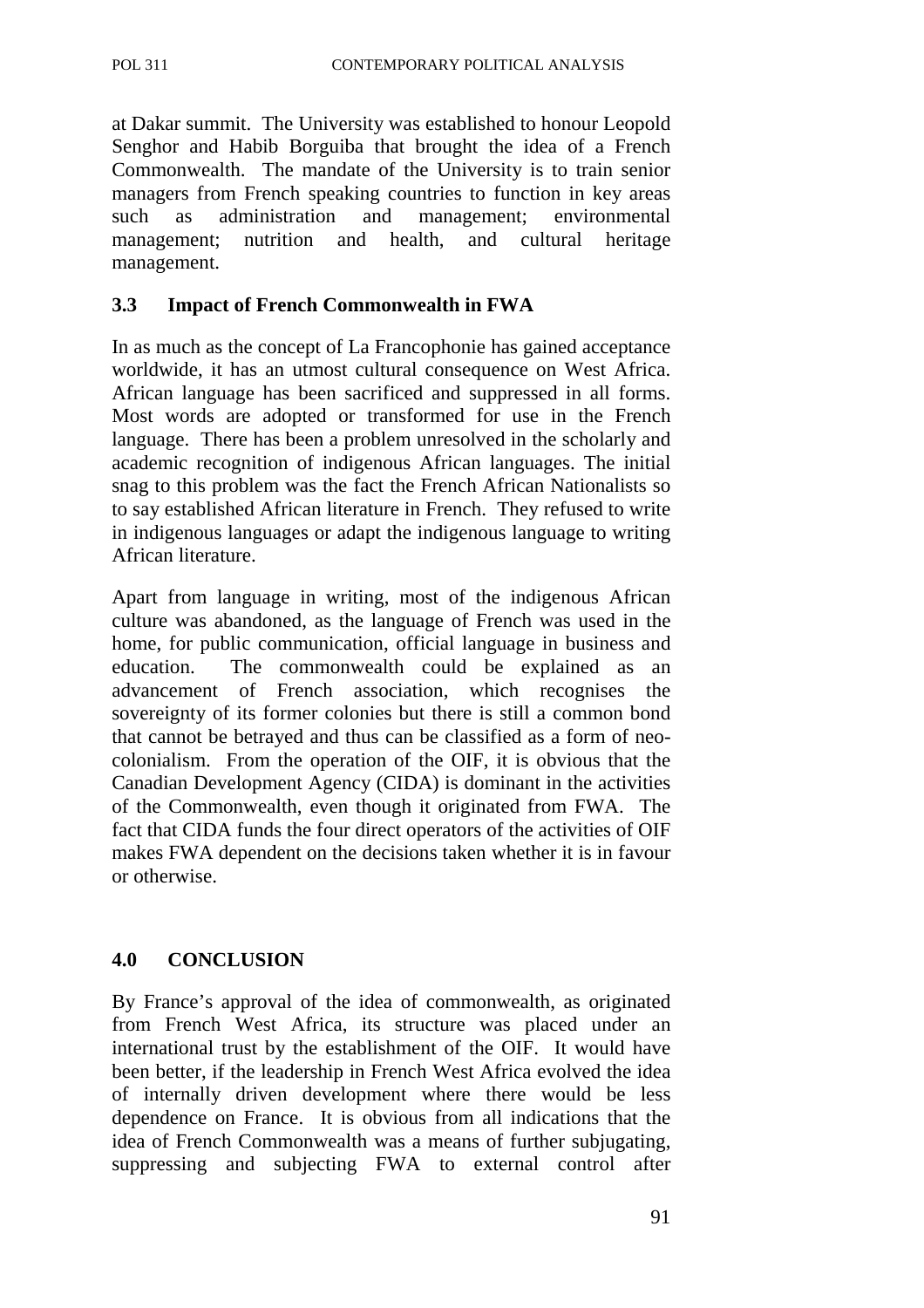at Dakar summit. The University was established to honour Leopold Senghor and Habib Borguiba that brought the idea of a French Commonwealth. The mandate of the University is to train senior managers from French speaking countries to function in key areas such as administration and management; environmental management; nutrition and health, and cultural heritage management.

### 3.3 Impact of French Commonwealth in FWA

In as much as the concept of La Francophonie has gained acceptance worldwide, it has an utmost cultural consequence on West Africa. African language has been sacrificed and suppressed in all forms. Most words are adopted or transformed for use in the French language. There has been a problem unresolved in the scholarly and academic recognition of indigenous African languages. The initial snag to this problem was the fact the French African Nationalists so to say established African literature in French. They refused to write in indigenous languages or adapt the indigenous language to writing African literature.

Apart from language in writing, most of the indigenous African culture was abandoned, as the language of French was used in the home, for public communication, official language in business and education. The commonwealth could be explained as an advancement of French association, which recognises the sovereignty of its former colonies but there is still a common bond that cannot be betrayed and thus can be classified as a form of neo-colonialism. From the operation of the OIF, it is obvious that the Canadian Development Agency (CIDA) is dominant in the activities of the Commonwealth, even though it originated from FWA. The fact that CIDA funds the four direct operators of the activities of OIF makes FWA dependent on the decisions taken whether it is in favour or otherwise.

## 4.0 CONCLUSION

By France's approval of the idea of commonwealth, as originated from French West Africa, its structure was placed under an international trust by the establishment of the OIF. It would have been better, if the leadership in French West Africa evolved the idea of internally driven development where there would be less dependence on France. It is obvious from all indications that the idea of French Commonwealth was a means of further subjugating, suppressing and subjecting FWA to external control after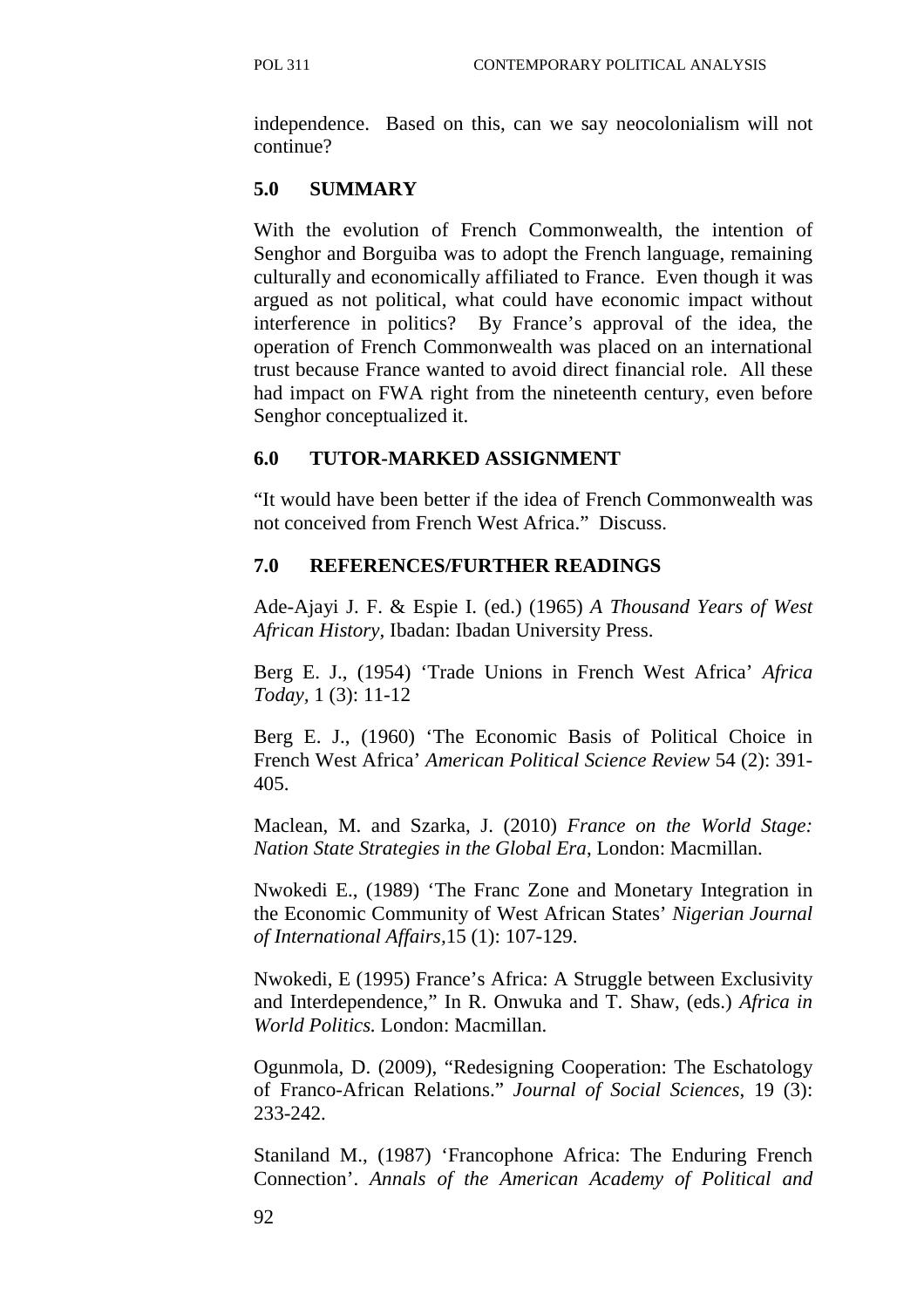independence. Based on this, can we say neocolonialism will not continue?

## 5.0 SUMMARY

With the evolution of French Commonwealth, the intention of Senghor and Borguiba was to adopt the French language, remaining culturally and economically affiliated to France. Even though it was argued as not political, what could have economic impact without interference in politics? By France's approval of the idea, the operation of French Commonwealth was placed on an international trust because France wanted to avoid direct financial role. All these had impact on FWA right from the nineteenth century, even before Senghor conceptualized it.

## 6.0 TUTOR-MARKED ASSIGNMENT

"It would have been better if the idea of French Commonwealth was not conceived from French West Africa." Discuss.

## 7.0 REFERENCES/FURTHER READINGS

Ade-Ajayi J. F. & Espie I. (ed.) (1965) *A Thousand Years of West African History,* Ibadan: Ibadan University Press.

Berg E. J., (1954) 'Trade Unions in French West Africa' *Africa Today,* 1 (3): 11-12

Berg E. J., (1960) 'The Economic Basis of Political Choice in French West Africa' *American Political Science Review* 54 (2): 391-405.

Maclean, M. and Szarka, J. (2010) *France on the World Stage: Nation State Strategies in the Global Era*, London: Macmillan.

Nwokedi E., (1989) 'The Franc Zone and Monetary Integration in the Economic Community of West African States' *Nigerian Journal of International Affairs,*15 (1): 107-129.

Nwokedi, E (1995) France's Africa: A Struggle between Exclusivity and Interdependence," In R. Onwuka and T. Shaw, (eds.) *Africa in World Politics.* London: Macmillan.

Ogunmola, D. (2009), "Redesigning Cooperation: The Eschatology of Franco-African Relations." *Journal of Social Sciences*, 19 (3): 233-242.

Staniland M., (1987) 'Francophone Africa: The Enduring French Connection'. *Annals of the American Academy of Political and*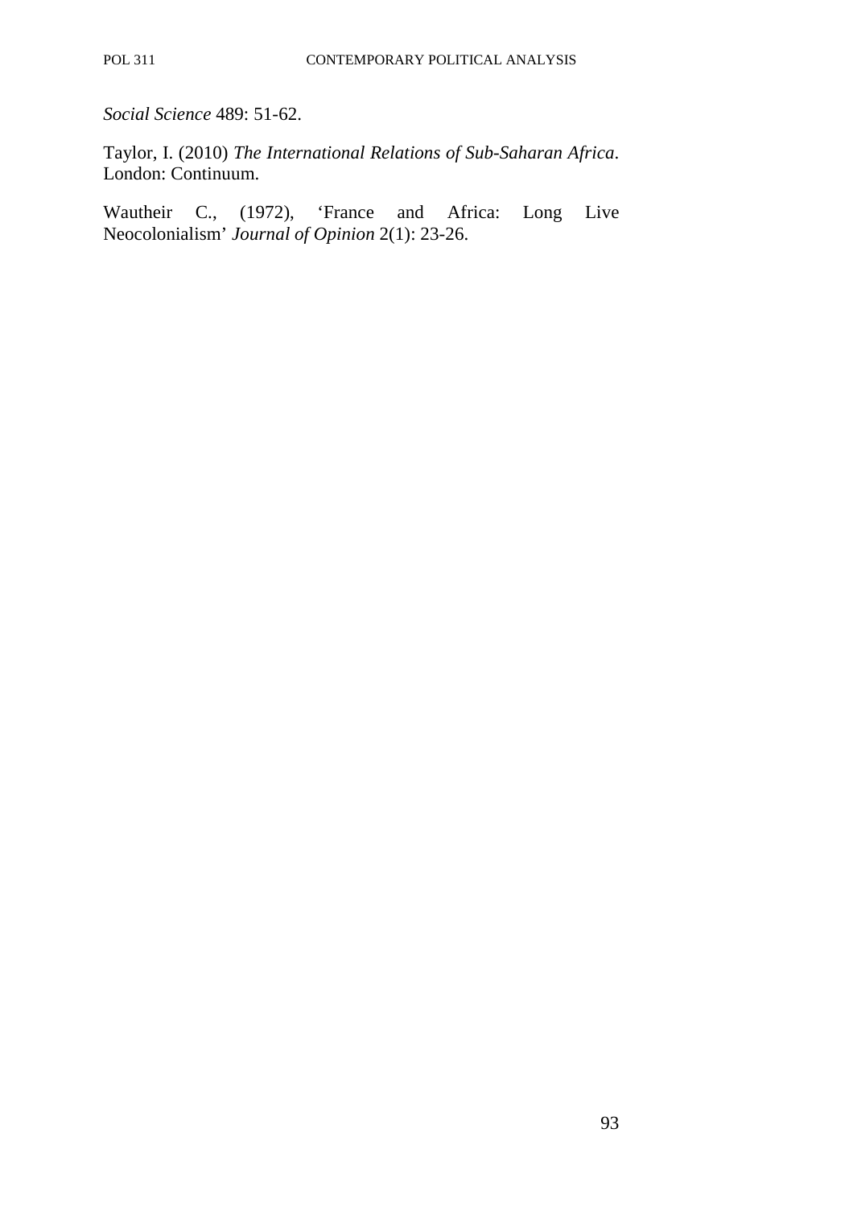*Social Science* 489: 51-62.

Taylor, I. (2010) *The International Relations of Sub-Saharan Africa*. London: Continuum.

Wautheir C., (1972), 'France and Africa: Long Live Neocolonialism' *Journal of Opinion* 2(1): 23-26.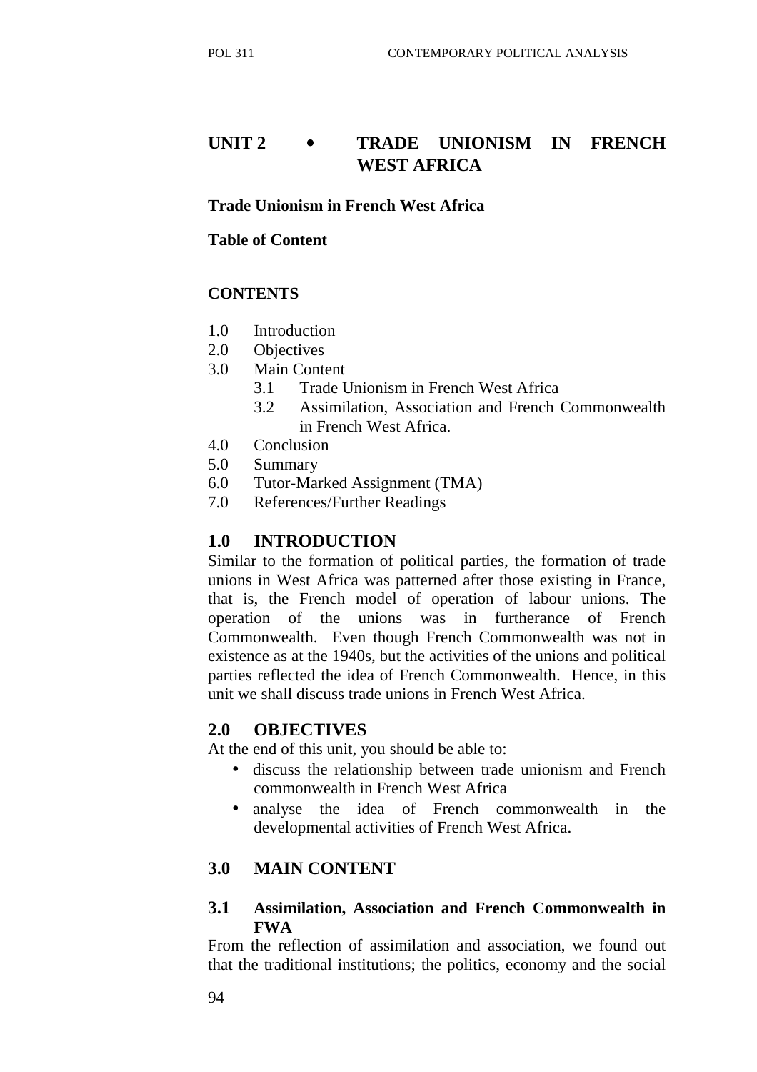# UNIT 2 • TRADE UNIONISM IN FRENCH WEST AFRICA

**Trade Unionism in French West Africa**

**Table of Content**

**CONTENTS**

- 1.0 Introduction
- 2.0 Objectives
- 3.0 Main Content
  - 3.1 Trade Unionism in French West Africa
  - 3.2 Assimilation, Association and French Commonwealth in French West Africa.
- 4.0 Conclusion
- 5.0 Summary
- 6.0 Tutor-Marked Assignment (TMA)
- 7.0 References/Further Readings

## 1.0 INTRODUCTION

Similar to the formation of political parties, the formation of trade unions in West Africa was patterned after those existing in France, that is, the French model of operation of labour unions. The operation of the unions was in furtherance of French Commonwealth. Even though French Commonwealth was not in existence as at the 1940s, but the activities of the unions and political parties reflected the idea of French Commonwealth. Hence, in this unit we shall discuss trade unions in French West Africa.

## 2.0 OBJECTIVES

At the end of this unit, you should be able to:

- discuss the relationship between trade unionism and French commonwealth in French West Africa
- analyse the idea of French commonwealth in the developmental activities of French West Africa.

## 3.0 MAIN CONTENT

### 3.1 Assimilation, Association and French Commonwealth in FWA

From the reflection of assimilation and association, we found out that the traditional institutions; the politics, economy and the social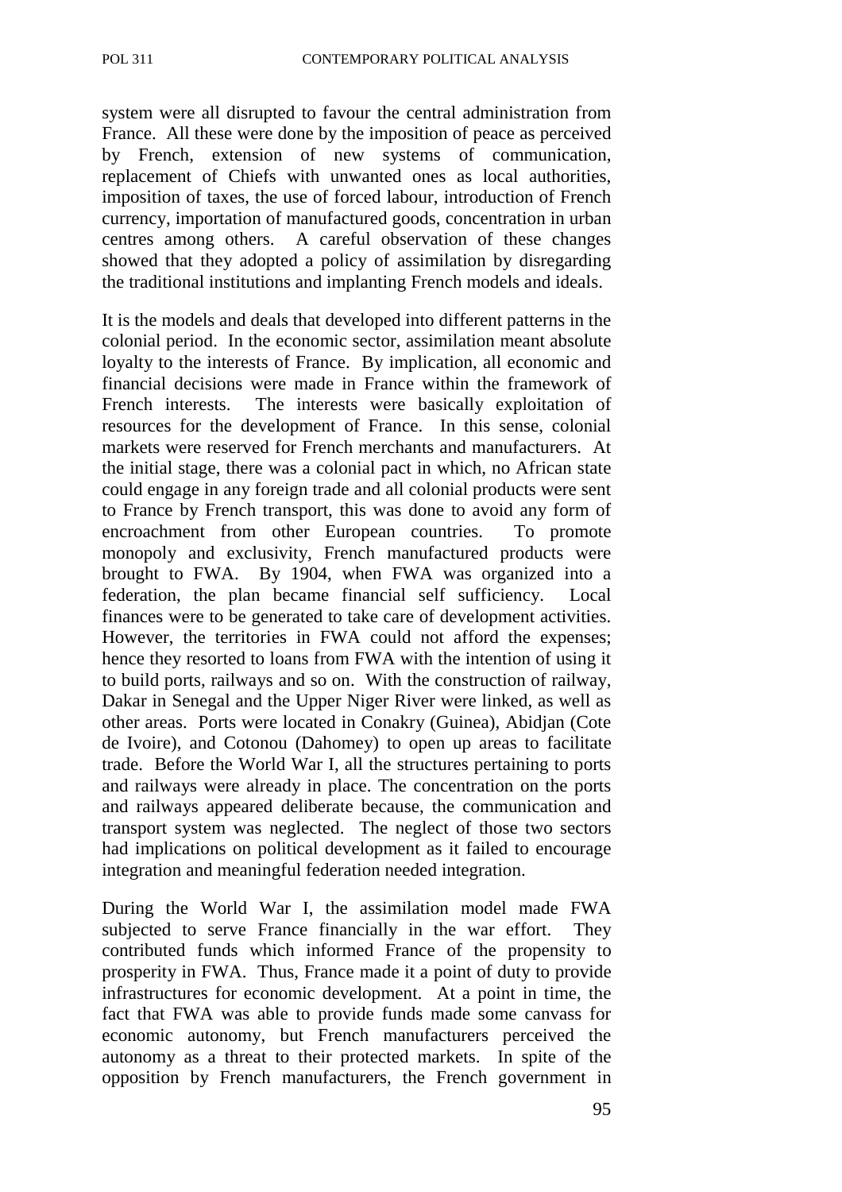system were all disrupted to favour the central administration from France. All these were done by the imposition of peace as perceived by French, extension of new systems of communication, replacement of Chiefs with unwanted ones as local authorities, imposition of taxes, the use of forced labour, introduction of French currency, importation of manufactured goods, concentration in urban centres among others. A careful observation of these changes showed that they adopted a policy of assimilation by disregarding the traditional institutions and implanting French models and ideals.

It is the models and deals that developed into different patterns in the colonial period. In the economic sector, assimilation meant absolute loyalty to the interests of France. By implication, all economic and financial decisions were made in France within the framework of French interests. The interests were basically exploitation of resources for the development of France. In this sense, colonial markets were reserved for French merchants and manufacturers. At the initial stage, there was a colonial pact in which, no African state could engage in any foreign trade and all colonial products were sent to France by French transport, this was done to avoid any form of encroachment from other European countries. To promote monopoly and exclusivity, French manufactured products were brought to FWA. By 1904, when FWA was organized into a federation, the plan became financial self sufficiency. Local finances were to be generated to take care of development activities. However, the territories in FWA could not afford the expenses; hence they resorted to loans from FWA with the intention of using it to build ports, railways and so on. With the construction of railway, Dakar in Senegal and the Upper Niger River were linked, as well as other areas. Ports were located in Conakry (Guinea), Abidjan (Cote de Ivoire), and Cotonou (Dahomey) to open up areas to facilitate trade. Before the World War I, all the structures pertaining to ports and railways were already in place. The concentration on the ports and railways appeared deliberate because, the communication and transport system was neglected. The neglect of those two sectors had implications on political development as it failed to encourage integration and meaningful federation needed integration.

During the World War I, the assimilation model made FWA subjected to serve France financially in the war effort. They contributed funds which informed France of the propensity to prosperity in FWA. Thus, France made it a point of duty to provide infrastructures for economic development. At a point in time, the fact that FWA was able to provide funds made some canvass for economic autonomy, but French manufacturers perceived the autonomy as a threat to their protected markets. In spite of the opposition by French manufacturers, the French government in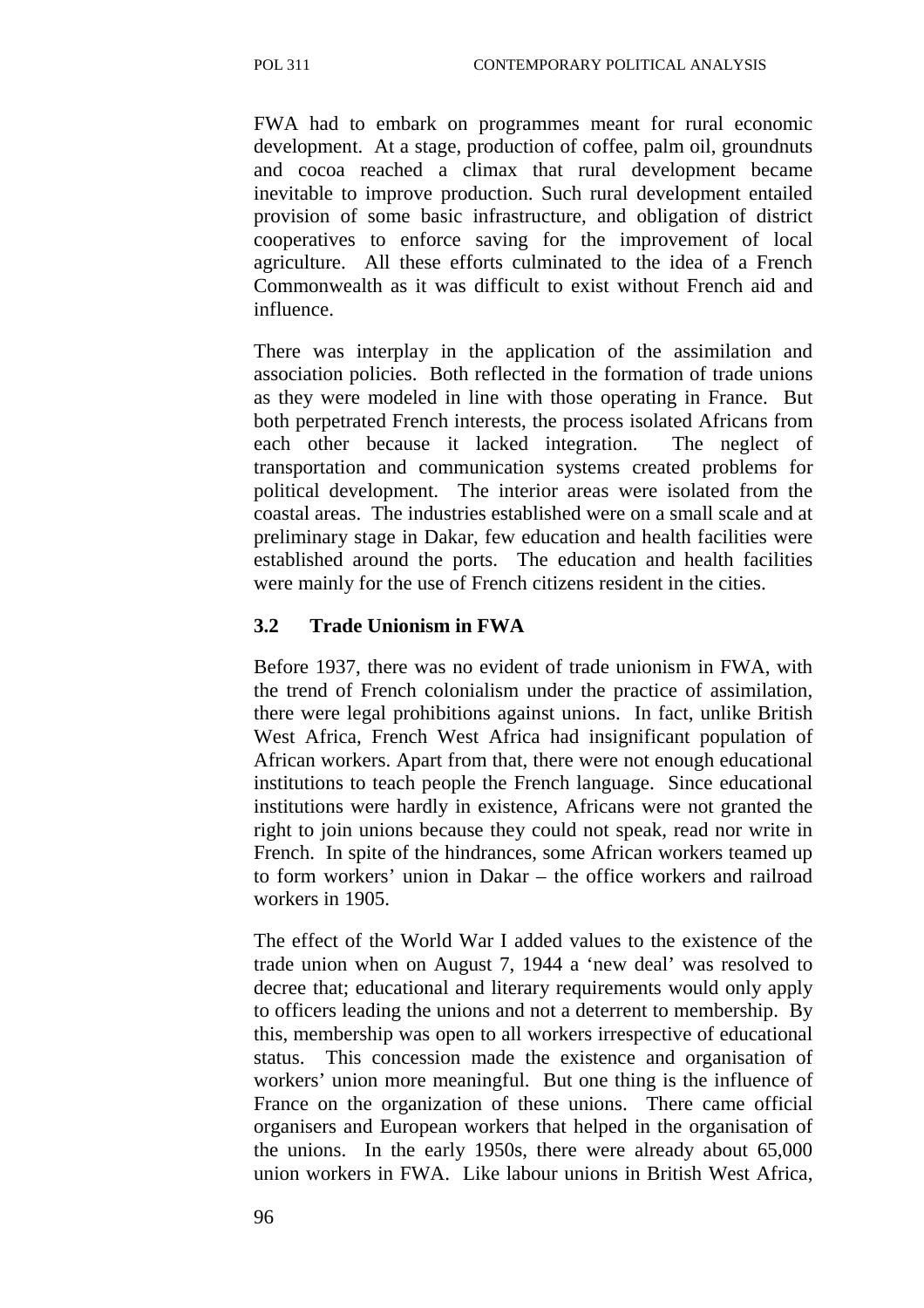FWA had to embark on programmes meant for rural economic development. At a stage, production of coffee, palm oil, groundnuts and cocoa reached a climax that rural development became inevitable to improve production. Such rural development entailed provision of some basic infrastructure, and obligation of district cooperatives to enforce saving for the improvement of local agriculture. All these efforts culminated to the idea of a French Commonwealth as it was difficult to exist without French aid and influence.

There was interplay in the application of the assimilation and association policies. Both reflected in the formation of trade unions as they were modeled in line with those operating in France. But both perpetrated French interests, the process isolated Africans from each other because it lacked integration. The neglect of transportation and communication systems created problems for political development. The interior areas were isolated from the coastal areas. The industries established were on a small scale and at preliminary stage in Dakar, few education and health facilities were established around the ports. The education and health facilities were mainly for the use of French citizens resident in the cities.

### 3.2 Trade Unionism in FWA

Before 1937, there was no evident of trade unionism in FWA, with the trend of French colonialism under the practice of assimilation, there were legal prohibitions against unions. In fact, unlike British West Africa, French West Africa had insignificant population of African workers. Apart from that, there were not enough educational institutions to teach people the French language. Since educational institutions were hardly in existence, Africans were not granted the right to join unions because they could not speak, read nor write in French. In spite of the hindrances, some African workers teamed up to form workers' union in Dakar – the office workers and railroad workers in 1905.

The effect of the World War I added values to the existence of the trade union when on August 7, 1944 a 'new deal' was resolved to decree that; educational and literary requirements would only apply to officers leading the unions and not a deterrent to membership. By this, membership was open to all workers irrespective of educational status. This concession made the existence and organisation of workers' union more meaningful. But one thing is the influence of France on the organization of these unions. There came official organisers and European workers that helped in the organisation of the unions. In the early 1950s, there were already about 65,000 union workers in FWA. Like labour unions in British West Africa,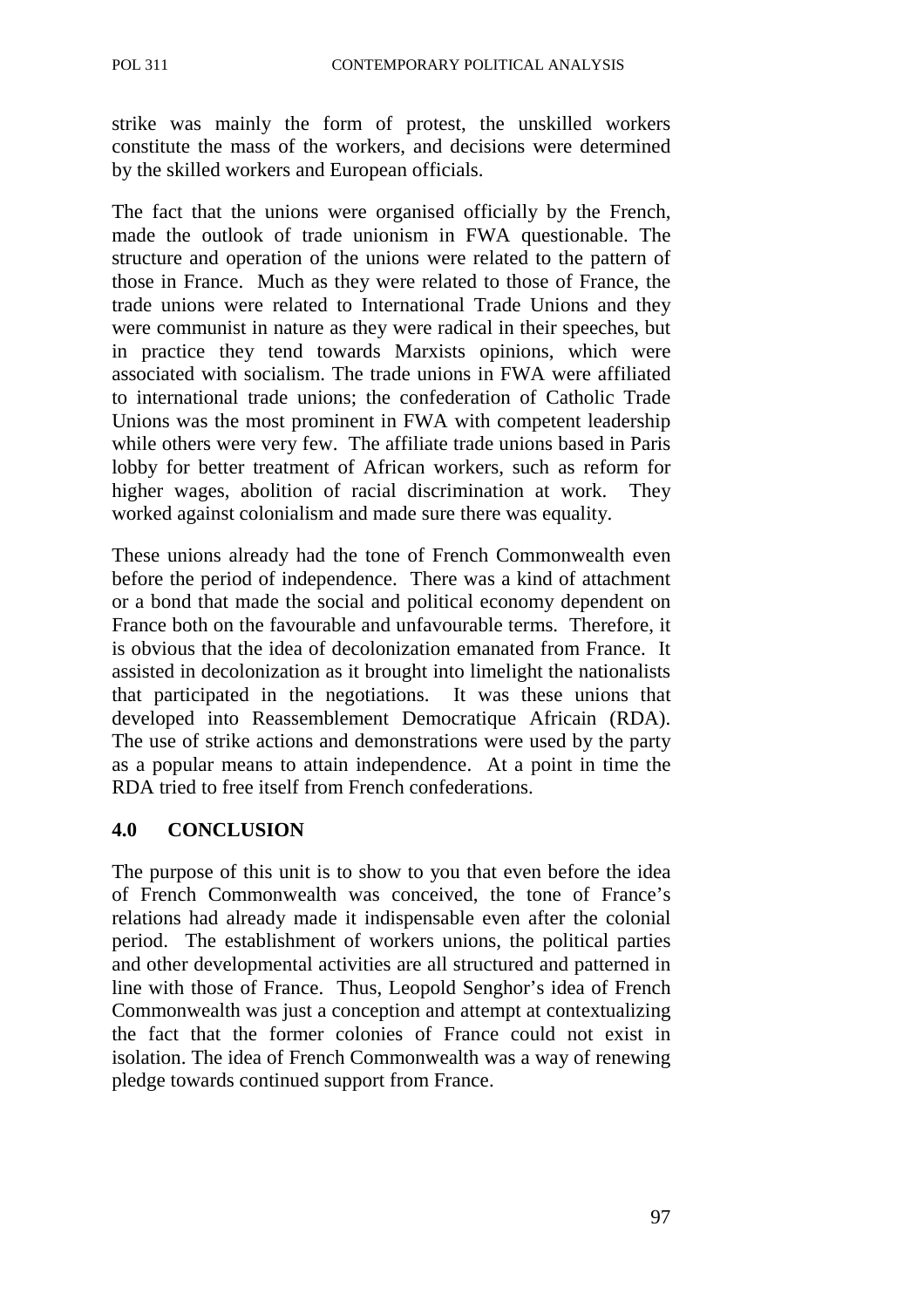strike was mainly the form of protest, the unskilled workers constitute the mass of the workers, and decisions were determined by the skilled workers and European officials.

The fact that the unions were organised officially by the French, made the outlook of trade unionism in FWA questionable. The structure and operation of the unions were related to the pattern of those in France. Much as they were related to those of France, the trade unions were related to International Trade Unions and they were communist in nature as they were radical in their speeches, but in practice they tend towards Marxists opinions, which were associated with socialism. The trade unions in FWA were affiliated to international trade unions; the confederation of Catholic Trade Unions was the most prominent in FWA with competent leadership while others were very few. The affiliate trade unions based in Paris lobby for better treatment of African workers, such as reform for higher wages, abolition of racial discrimination at work. They worked against colonialism and made sure there was equality.

These unions already had the tone of French Commonwealth even before the period of independence. There was a kind of attachment or a bond that made the social and political economy dependent on France both on the favourable and unfavourable terms. Therefore, it is obvious that the idea of decolonization emanated from France. It assisted in decolonization as it brought into limelight the nationalists that participated in the negotiations. It was these unions that developed into Reassemblement Democratique Africain (RDA). The use of strike actions and demonstrations were used by the party as a popular means to attain independence. At a point in time the RDA tried to free itself from French confederations.

## 4.0 CONCLUSION

The purpose of this unit is to show to you that even before the idea of French Commonwealth was conceived, the tone of France's relations had already made it indispensable even after the colonial period. The establishment of workers unions, the political parties and other developmental activities are all structured and patterned in line with those of France. Thus, Leopold Senghor's idea of French Commonwealth was just a conception and attempt at contextualizing the fact that the former colonies of France could not exist in isolation. The idea of French Commonwealth was a way of renewing pledge towards continued support from France.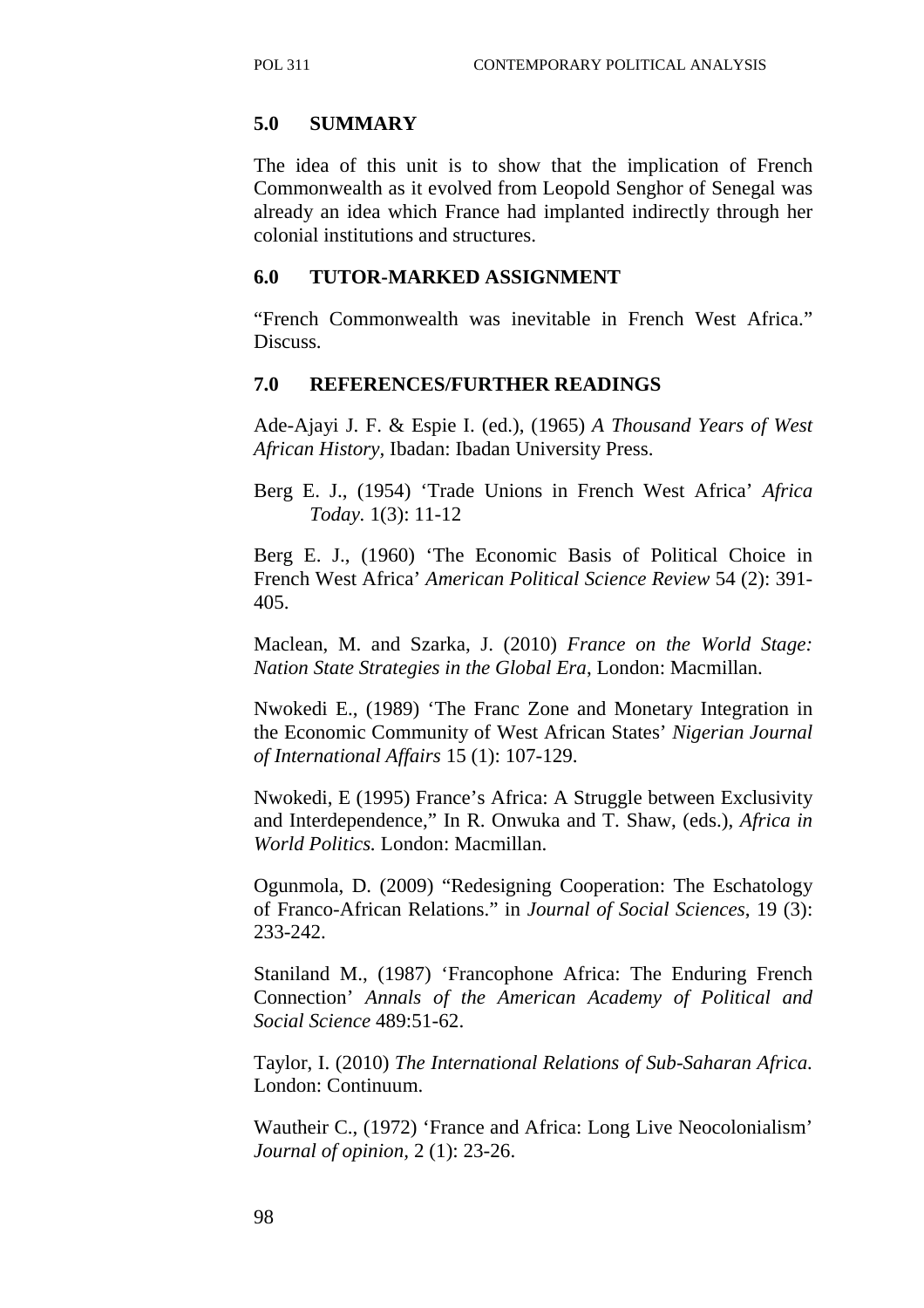## 5.0 SUMMARY

The idea of this unit is to show that the implication of French Commonwealth as it evolved from Leopold Senghor of Senegal was already an idea which France had implanted indirectly through her colonial institutions and structures.

## 6.0 TUTOR-MARKED ASSIGNMENT

"French Commonwealth was inevitable in French West Africa." Discuss.

## 7.0 REFERENCES/FURTHER READINGS

Ade-Ajayi J. F. & Espie I. (ed.), (1965) *A Thousand Years of West African History*, Ibadan: Ibadan University Press.

Berg E. J., (1954) 'Trade Unions in French West Africa' *Africa Today.* 1(3): 11-12

Berg E. J., (1960) 'The Economic Basis of Political Choice in French West Africa' *American Political Science Review* 54 (2): 391-405.

Maclean, M. and Szarka, J. (2010) *France on the World Stage: Nation State Strategies in the Global Era*, London: Macmillan.

Nwokedi E., (1989) 'The Franc Zone and Monetary Integration in the Economic Community of West African States' *Nigerian Journal of International Affairs* 15 (1): 107-129.

Nwokedi, E (1995) France's Africa: A Struggle between Exclusivity and Interdependence," In R. Onwuka and T. Shaw, (eds.), *Africa in World Politics.* London: Macmillan.

Ogunmola, D. (2009) "Redesigning Cooperation: The Eschatology of Franco-African Relations." in *Journal of Social Sciences*, 19 (3): 233-242.

Staniland M., (1987) 'Francophone Africa: The Enduring French Connection' *Annals of the American Academy of Political and Social Science* 489:51-62.

Taylor, I. (2010) *The International Relations of Sub-Saharan Africa.* London: Continuum.

Wautheir C., (1972) 'France and Africa: Long Live Neocolonialism' *Journal of opinion*, 2 (1): 23-26.